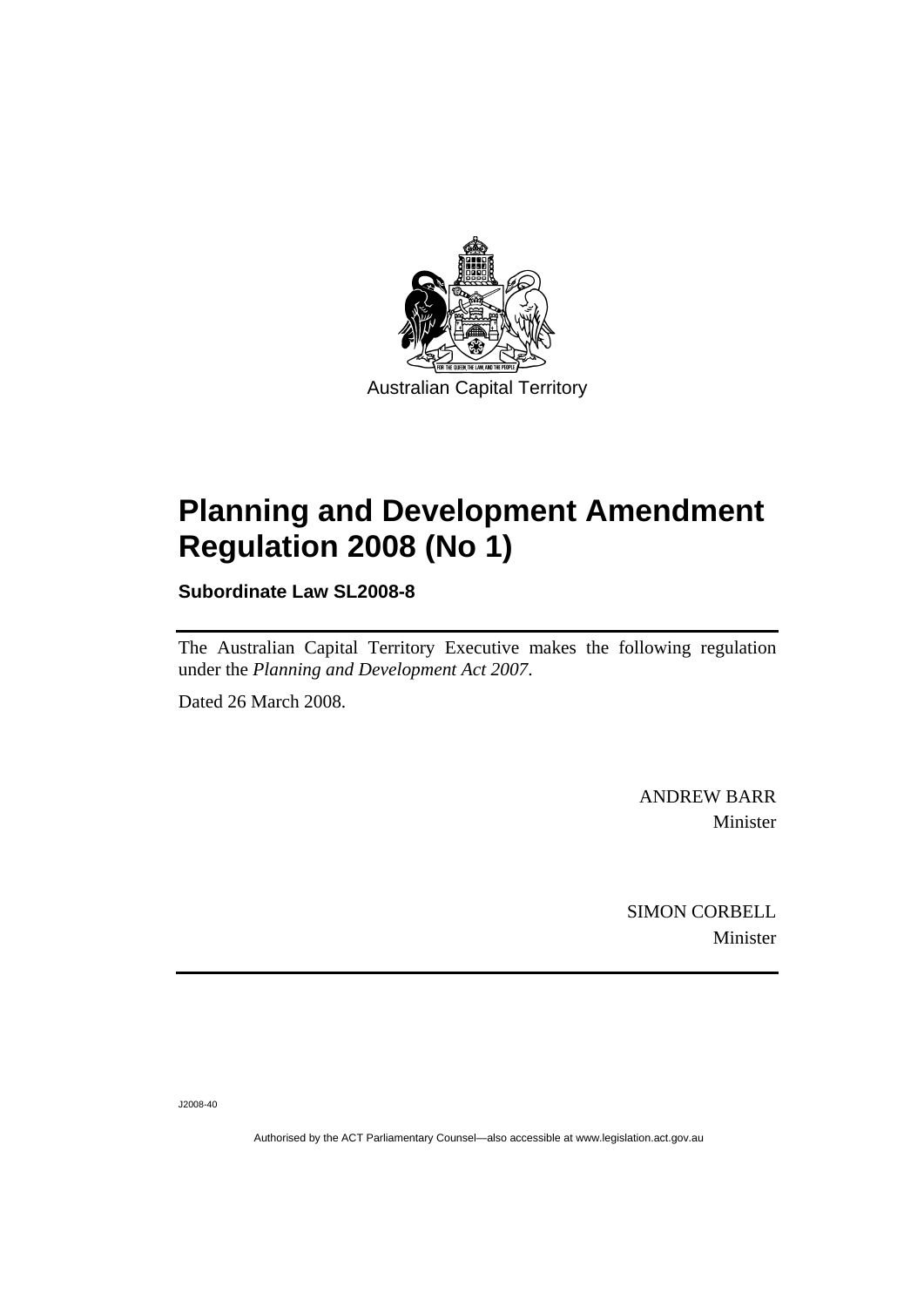Australian Capital Territory

# Planning and Development Amendment Regulation 2008 (No 1)

**Subordinate Law SL2008-8**

The Australian Capital Territory Executive makes the following regulation under the *Planning and Development Act 2007*.

Dated 26 March 2008.

ANDREW BARR
Minister

SIMON CORBELL
Minister

J2008-40

Authorised by the ACT Parliamentary Counsel—also accessible at www.legislation.act.gov.au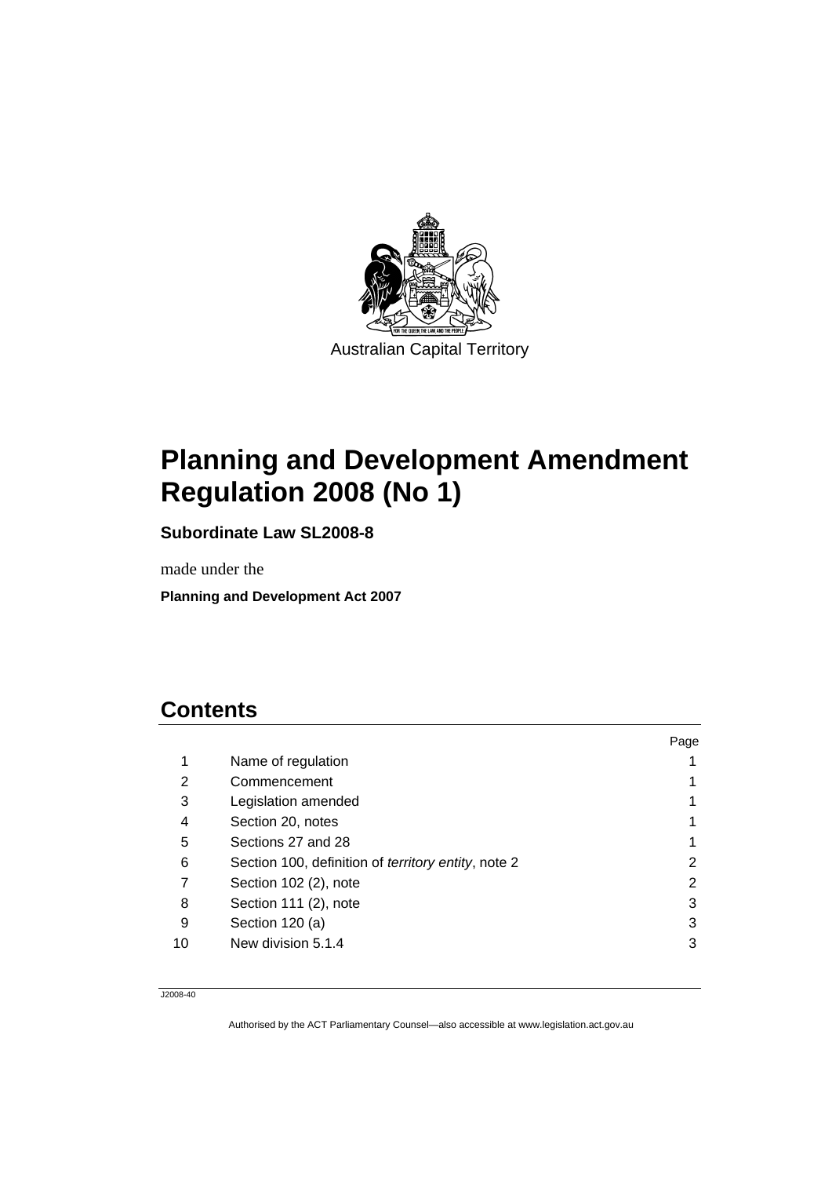Australian Capital Territory

# Planning and Development Amendment Regulation 2008 (No 1)

**Subordinate Law SL2008-8**

made under the

**Planning and Development Act 2007**

## Contents

| | | Page |
|---|---|---|
| 1 | Name of regulation | 1 |
| 2 | Commencement | 1 |
| 3 | Legislation amended | 1 |
| 4 | Section 20, notes | 1 |
| 5 | Sections 27 and 28 | 1 |
| 6 | Section 100, definition of *territory entity*, note 2 | 2 |
| 7 | Section 102 (2), note | 2 |
| 8 | Section 111 (2), note | 3 |
| 9 | Section 120 (a) | 3 |
| 10 | New division 5.1.4 | 3 |

J2008-40

Authorised by the ACT Parliamentary Counsel—also accessible at www.legislation.act.gov.au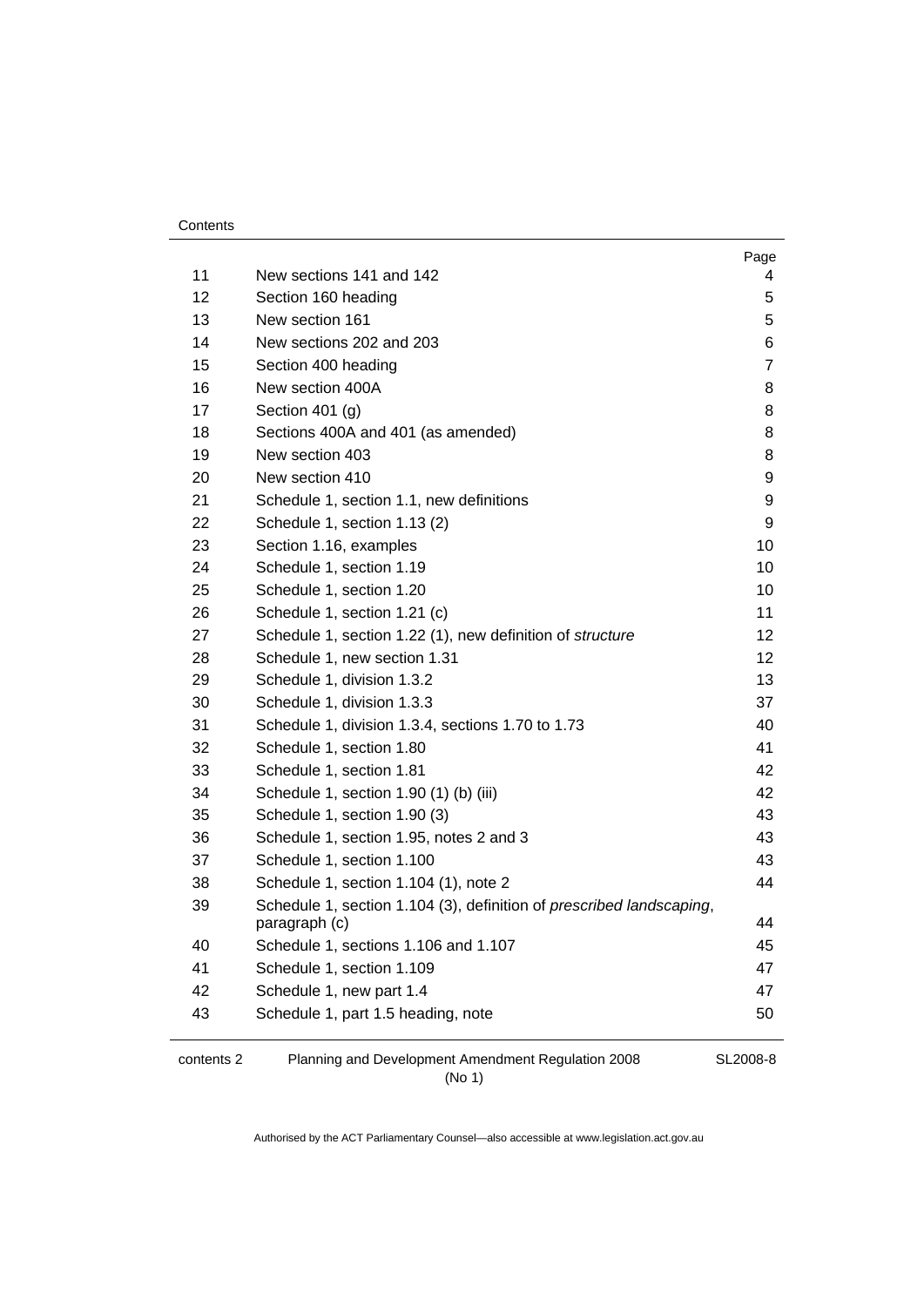| | | Page |
|---|---|---|
| 11 | New sections 141 and 142 | 4 |
| 12 | Section 160 heading | 5 |
| 13 | New section 161 | 5 |
| 14 | New sections 202 and 203 | 6 |
| 15 | Section 400 heading | 7 |
| 16 | New section 400A | 8 |
| 17 | Section 401 (g) | 8 |
| 18 | Sections 400A and 401 (as amended) | 8 |
| 19 | New section 403 | 8 |
| 20 | New section 410 | 9 |
| 21 | Schedule 1, section 1.1, new definitions | 9 |
| 22 | Schedule 1, section 1.13 (2) | 9 |
| 23 | Section 1.16, examples | 10 |
| 24 | Schedule 1, section 1.19 | 10 |
| 25 | Schedule 1, section 1.20 | 10 |
| 26 | Schedule 1, section 1.21 (c) | 11 |
| 27 | Schedule 1, section 1.22 (1), new definition of *structure* | 12 |
| 28 | Schedule 1, new section 1.31 | 12 |
| 29 | Schedule 1, division 1.3.2 | 13 |
| 30 | Schedule 1, division 1.3.3 | 37 |
| 31 | Schedule 1, division 1.3.4, sections 1.70 to 1.73 | 40 |
| 32 | Schedule 1, section 1.80 | 41 |
| 33 | Schedule 1, section 1.81 | 42 |
| 34 | Schedule 1, section 1.90 (1) (b) (iii) | 42 |
| 35 | Schedule 1, section 1.90 (3) | 43 |
| 36 | Schedule 1, section 1.95, notes 2 and 3 | 43 |
| 37 | Schedule 1, section 1.100 | 43 |
| 38 | Schedule 1, section 1.104 (1), note 2 | 44 |
| 39 | Schedule 1, section 1.104 (3), definition of *prescribed landscaping*, paragraph (c) | 44 |
| 40 | Schedule 1, sections 1.106 and 1.107 | 45 |
| 41 | Schedule 1, section 1.109 | 47 |
| 42 | Schedule 1, new part 1.4 | 47 |
| 43 | Schedule 1, part 1.5 heading, note | 50 |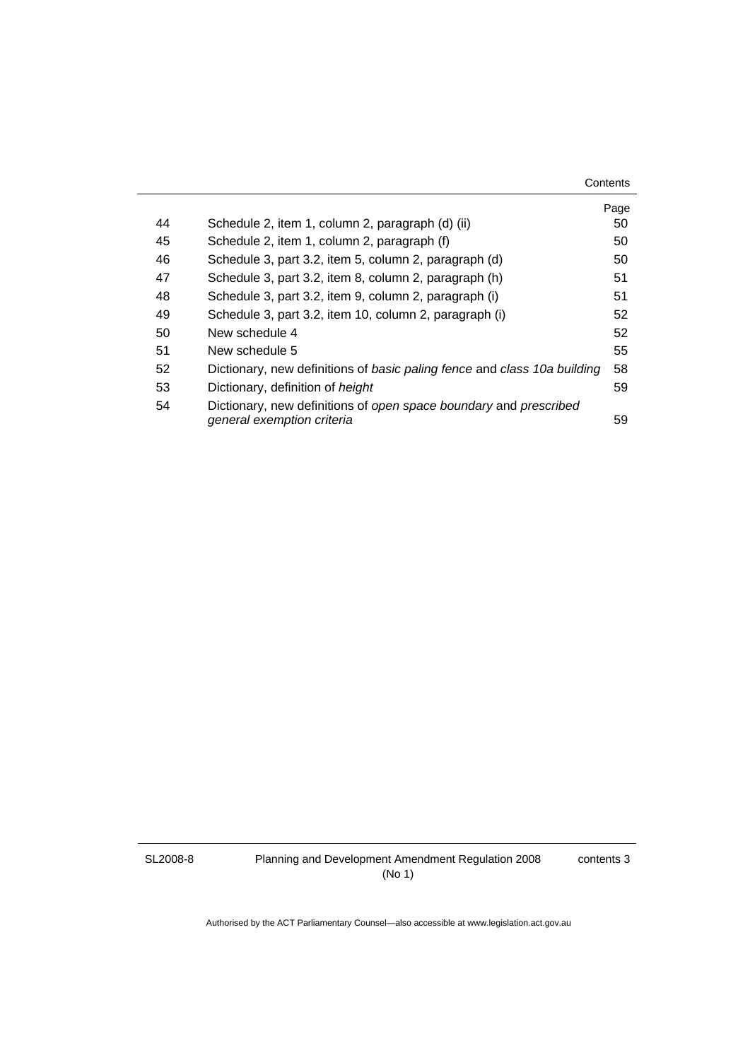| | | Page |
|---|---|---|
| 44 | Schedule 2, item 1, column 2, paragraph (d) (ii) | 50 |
| 45 | Schedule 2, item 1, column 2, paragraph (f) | 50 |
| 46 | Schedule 3, part 3.2, item 5, column 2, paragraph (d) | 50 |
| 47 | Schedule 3, part 3.2, item 8, column 2, paragraph (h) | 51 |
| 48 | Schedule 3, part 3.2, item 9, column 2, paragraph (i) | 51 |
| 49 | Schedule 3, part 3.2, item 10, column 2, paragraph (i) | 52 |
| 50 | New schedule 4 | 52 |
| 51 | New schedule 5 | 55 |
| 52 | Dictionary, new definitions of *basic paling fence* and *class 10a building* | 58 |
| 53 | Dictionary, definition of *height* | 59 |
| 54 | Dictionary, new definitions of *open space boundary* and *prescribed general exemption criteria* | 59 |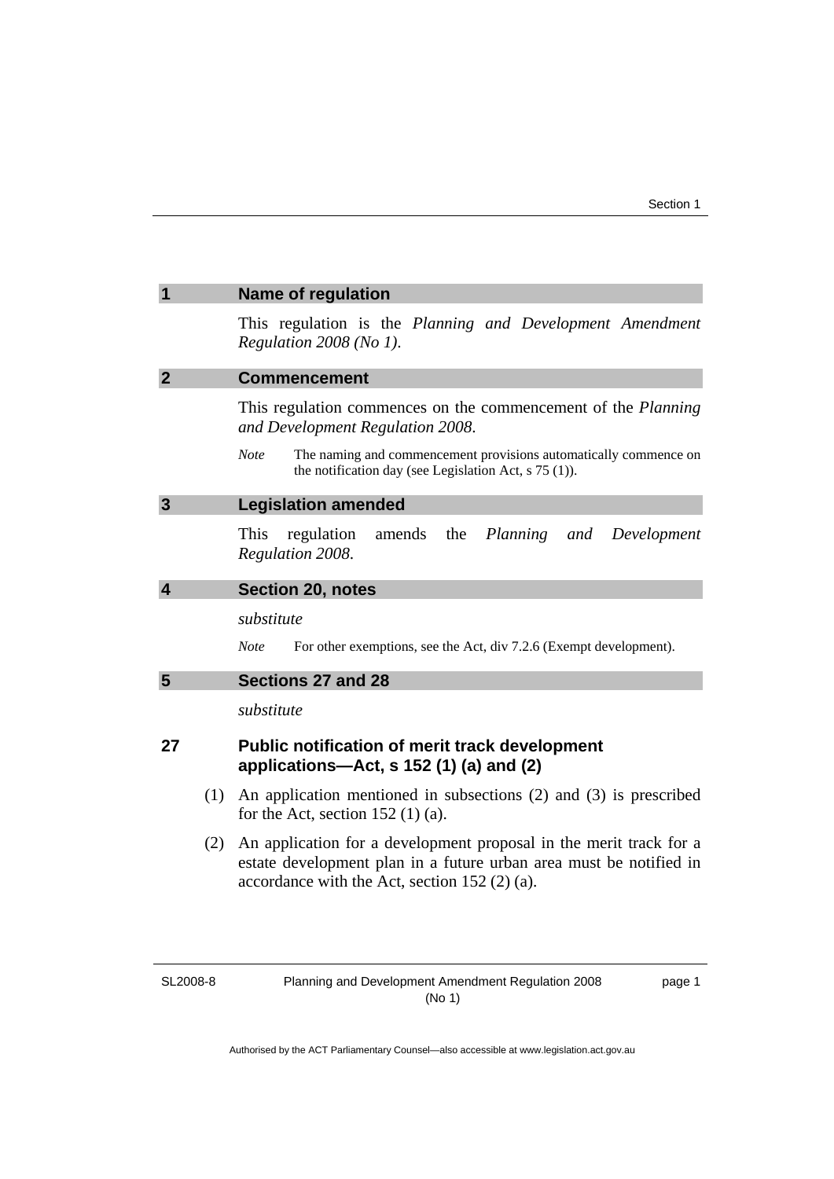## 1 Name of regulation

This regulation is the *Planning and Development Amendment Regulation 2008 (No 1)*.

## 2 Commencement

This regulation commences on the commencement of the *Planning and Development Regulation 2008*.

*Note* The naming and commencement provisions automatically commence on the notification day (see Legislation Act, s 75 (1)).

## 3 Legislation amended

This regulation amends the *Planning and Development Regulation 2008*.

## 4 Section 20, notes

*substitute*

*Note* For other exemptions, see the Act, div 7.2.6 (Exempt development).

## 5 Sections 27 and 28

*substitute*

### 27 Public notification of merit track development applications—Act, s 152 (1) (a) and (2)

(1) An application mentioned in subsections (2) and (3) is prescribed for the Act, section 152 (1) (a).

(2) An application for a development proposal in the merit track for a estate development plan in a future urban area must be notified in accordance with the Act, section 152 (2) (a).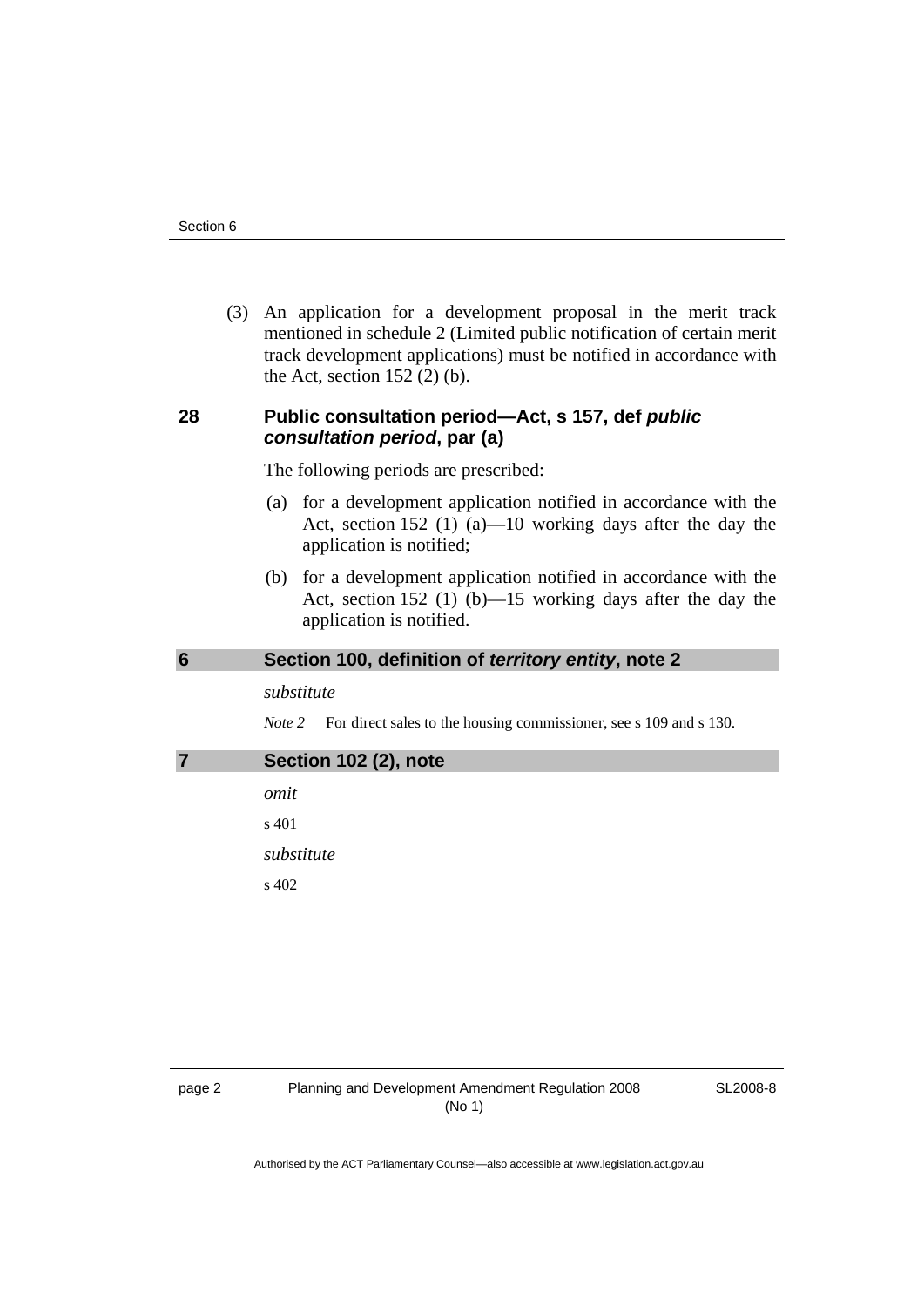(3) An application for a development proposal in the merit track mentioned in schedule 2 (Limited public notification of certain merit track development applications) must be notified in accordance with the Act, section 152 (2) (b).

### 28 Public consultation period—Act, s 157, def *public consultation period*, par (a)

The following periods are prescribed:

(a) for a development application notified in accordance with the Act, section 152 (1) (a)—10 working days after the day the application is notified;

(b) for a development application notified in accordance with the Act, section 152 (1) (b)—15 working days after the day the application is notified.

## 6 Section 100, definition of *territory entity*, note 2

*substitute*

*Note 2* For direct sales to the housing commissioner, see s 109 and s 130.

## 7 Section 102 (2), note

*omit*

s 401

*substitute*

s 402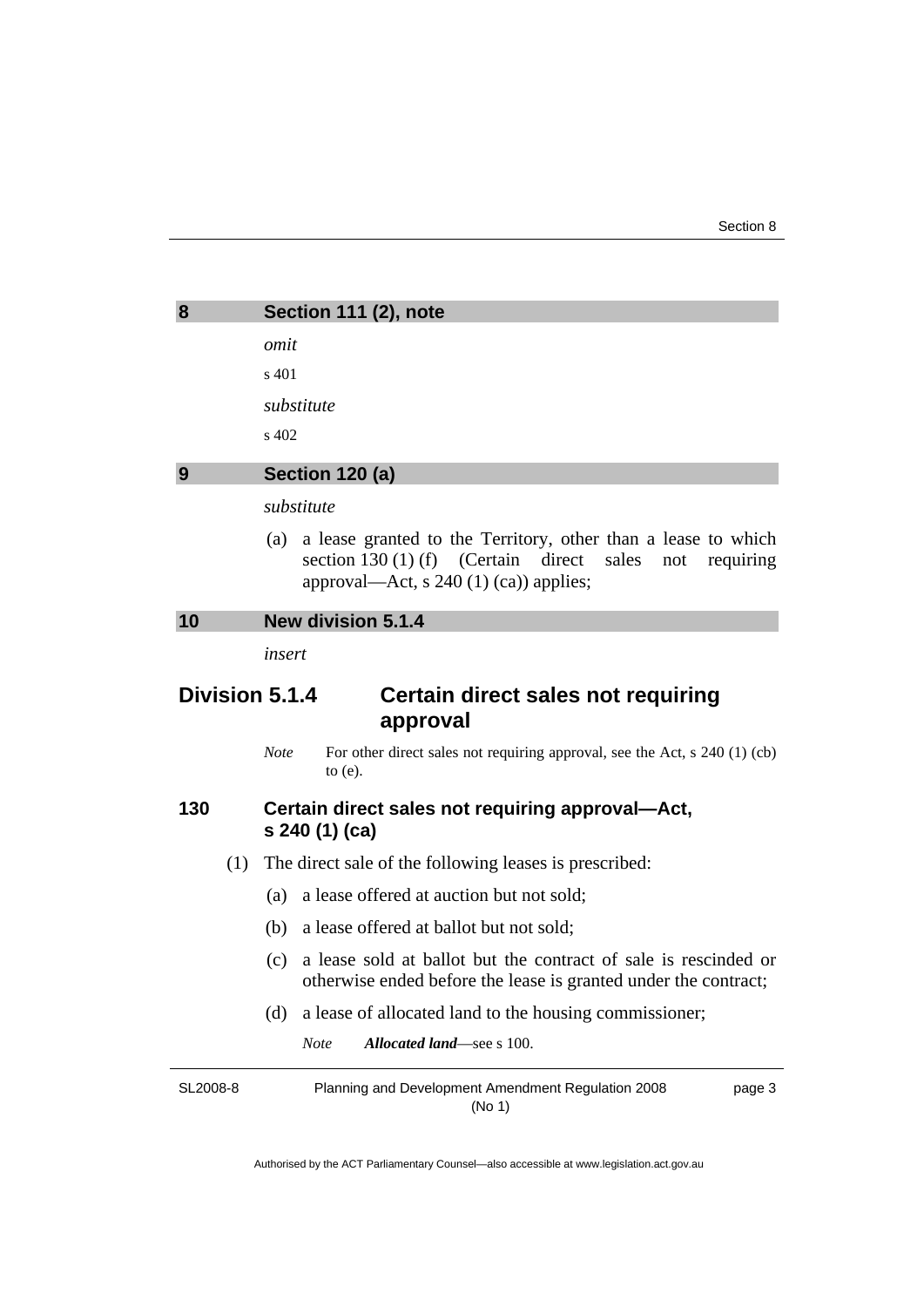## 8 Section 111 (2), note

*omit*

s 401

*substitute*

s 402

## 9 Section 120 (a)

*substitute*

(a) a lease granted to the Territory, other than a lease to which section 130 (1) (f) (Certain direct sales not requiring approval—Act, s 240 (1) (ca)) applies;

## 10 New division 5.1.4

*insert*

# Division 5.1.4 Certain direct sales not requiring approval

*Note* For other direct sales not requiring approval, see the Act, s 240 (1) (cb) to (e).

### 130 Certain direct sales not requiring approval—Act, s 240 (1) (ca)

(1) The direct sale of the following leases is prescribed:

(a) a lease offered at auction but not sold;

(b) a lease offered at ballot but not sold;

(c) a lease sold at ballot but the contract of sale is rescinded or otherwise ended before the lease is granted under the contract;

(d) a lease of allocated land to the housing commissioner;

*Note* ***Allocated land***—see s 100.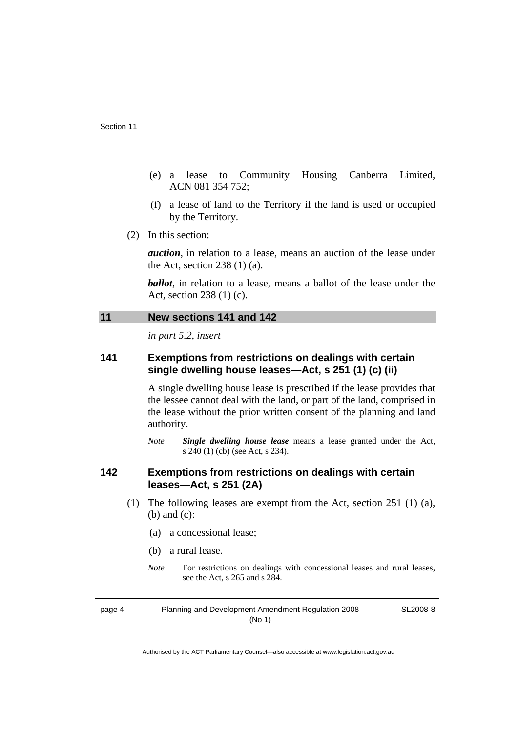(e) a lease to Community Housing Canberra Limited, ACN 081 354 752;

(f) a lease of land to the Territory if the land is used or occupied by the Territory.

(2) In this section:

***auction***, in relation to a lease, means an auction of the lease under the Act, section 238 (1) (a).

***ballot***, in relation to a lease, means a ballot of the lease under the Act, section 238 (1) (c).

## 11 New sections 141 and 142

*in part 5.2, insert*

### 141 Exemptions from restrictions on dealings with certain single dwelling house leases—Act, s 251 (1) (c) (ii)

A single dwelling house lease is prescribed if the lease provides that the lessee cannot deal with the land, or part of the land, comprised in the lease without the prior written consent of the planning and land authority.

*Note* ***Single dwelling house lease*** means a lease granted under the Act, s 240 (1) (cb) (see Act, s 234).

### 142 Exemptions from restrictions on dealings with certain leases—Act, s 251 (2A)

(1) The following leases are exempt from the Act, section 251 (1) (a), (b) and (c):

(a) a concessional lease;

(b) a rural lease.

*Note* For restrictions on dealings with concessional leases and rural leases, see the Act, s 265 and s 284.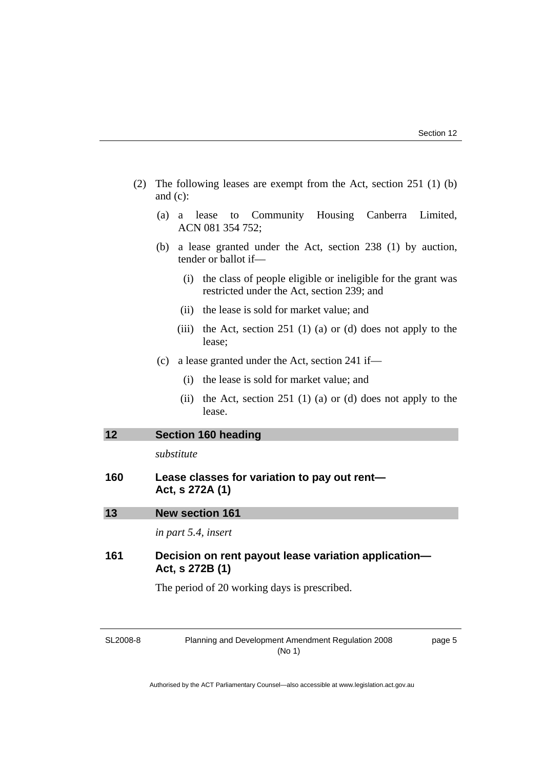(2) The following leases are exempt from the Act, section 251 (1) (b) and (c):

(a) a lease to Community Housing Canberra Limited, ACN 081 354 752;

(b) a lease granted under the Act, section 238 (1) by auction, tender or ballot if—

(i) the class of people eligible or ineligible for the grant was restricted under the Act, section 239; and

(ii) the lease is sold for market value; and

(iii) the Act, section 251 (1) (a) or (d) does not apply to the lease;

(c) a lease granted under the Act, section 241 if—

(i) the lease is sold for market value; and

(ii) the Act, section 251 (1) (a) or (d) does not apply to the lease.

## 12 Section 160 heading

*substitute*

### 160 Lease classes for variation to pay out rent—Act, s 272A (1)

## 13 New section 161

*in part 5.4, insert*

### 161 Decision on rent payout lease variation application—Act, s 272B (1)

The period of 20 working days is prescribed.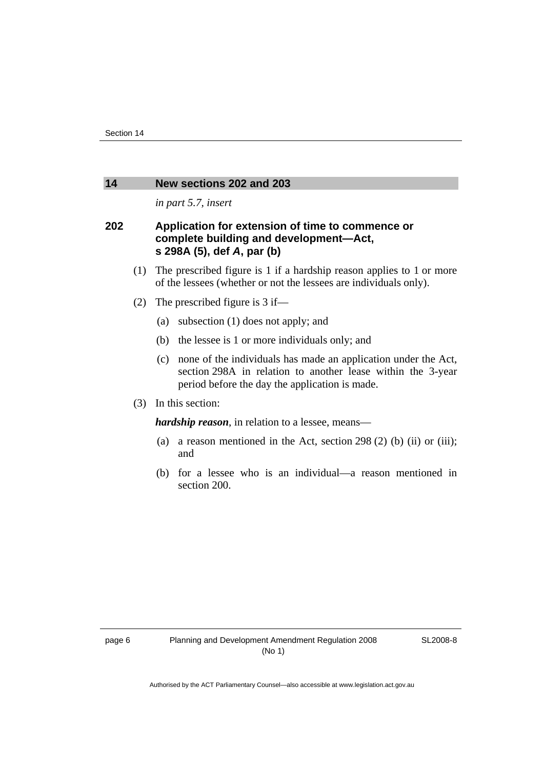## 14 New sections 202 and 203

*in part 5.7, insert*

### 202 Application for extension of time to commence or complete building and development—Act, s 298A (5), def *A*, par (b)

(1) The prescribed figure is 1 if a hardship reason applies to 1 or more of the lessees (whether or not the lessees are individuals only).

(2) The prescribed figure is 3 if—

(a) subsection (1) does not apply; and

(b) the lessee is 1 or more individuals only; and

(c) none of the individuals has made an application under the Act, section 298A in relation to another lease within the 3-year period before the day the application is made.

(3) In this section:

***hardship reason***, in relation to a lessee, means—

(a) a reason mentioned in the Act, section 298 (2) (b) (ii) or (iii); and

(b) for a lessee who is an individual—a reason mentioned in section 200.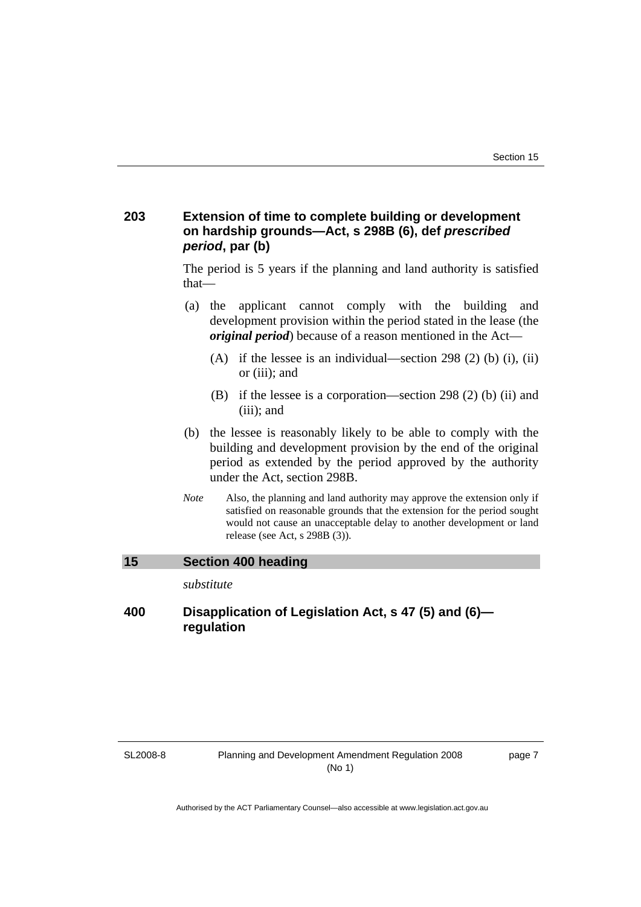### 203 Extension of time to complete building or development on hardship grounds—Act, s 298B (6), def *prescribed period*, par (b)

The period is 5 years if the planning and land authority is satisfied that—

(a) the applicant cannot comply with the building and development provision within the period stated in the lease (the ***original period***) because of a reason mentioned in the Act—

(A) if the lessee is an individual—section 298 (2) (b) (i), (ii) or (iii); and

(B) if the lessee is a corporation—section 298 (2) (b) (ii) and (iii); and

(b) the lessee is reasonably likely to be able to comply with the building and development provision by the end of the original period as extended by the period approved by the authority under the Act, section 298B.

*Note* Also, the planning and land authority may approve the extension only if satisfied on reasonable grounds that the extension for the period sought would not cause an unacceptable delay to another development or land release (see Act, s 298B (3)).

## 15 Section 400 heading

*substitute*

### 400 Disapplication of Legislation Act, s 47 (5) and (6)—regulation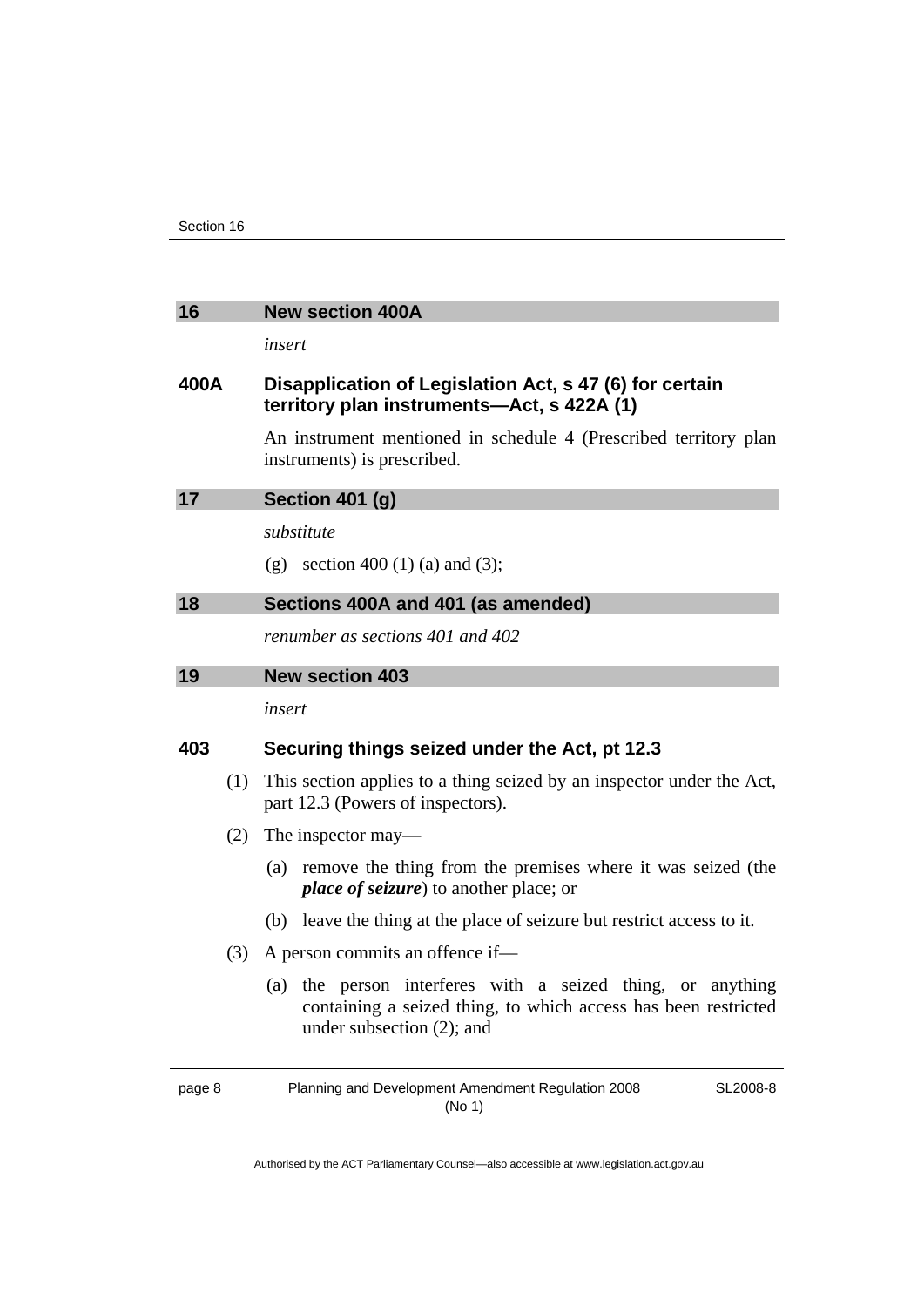## 16 New section 400A

*insert*

### 400A Disapplication of Legislation Act, s 47 (6) for certain territory plan instruments—Act, s 422A (1)

An instrument mentioned in schedule 4 (Prescribed territory plan instruments) is prescribed.

## 17 Section 401 (g)

*substitute*

(g) section 400 (1) (a) and (3);

## 18 Sections 400A and 401 (as amended)

*renumber as sections 401 and 402*

## 19 New section 403

*insert*

### 403 Securing things seized under the Act, pt 12.3

(1) This section applies to a thing seized by an inspector under the Act, part 12.3 (Powers of inspectors).

(2) The inspector may—

(a) remove the thing from the premises where it was seized (the ***place of seizure***) to another place; or

(b) leave the thing at the place of seizure but restrict access to it.

(3) A person commits an offence if—

(a) the person interferes with a seized thing, or anything containing a seized thing, to which access has been restricted under subsection (2); and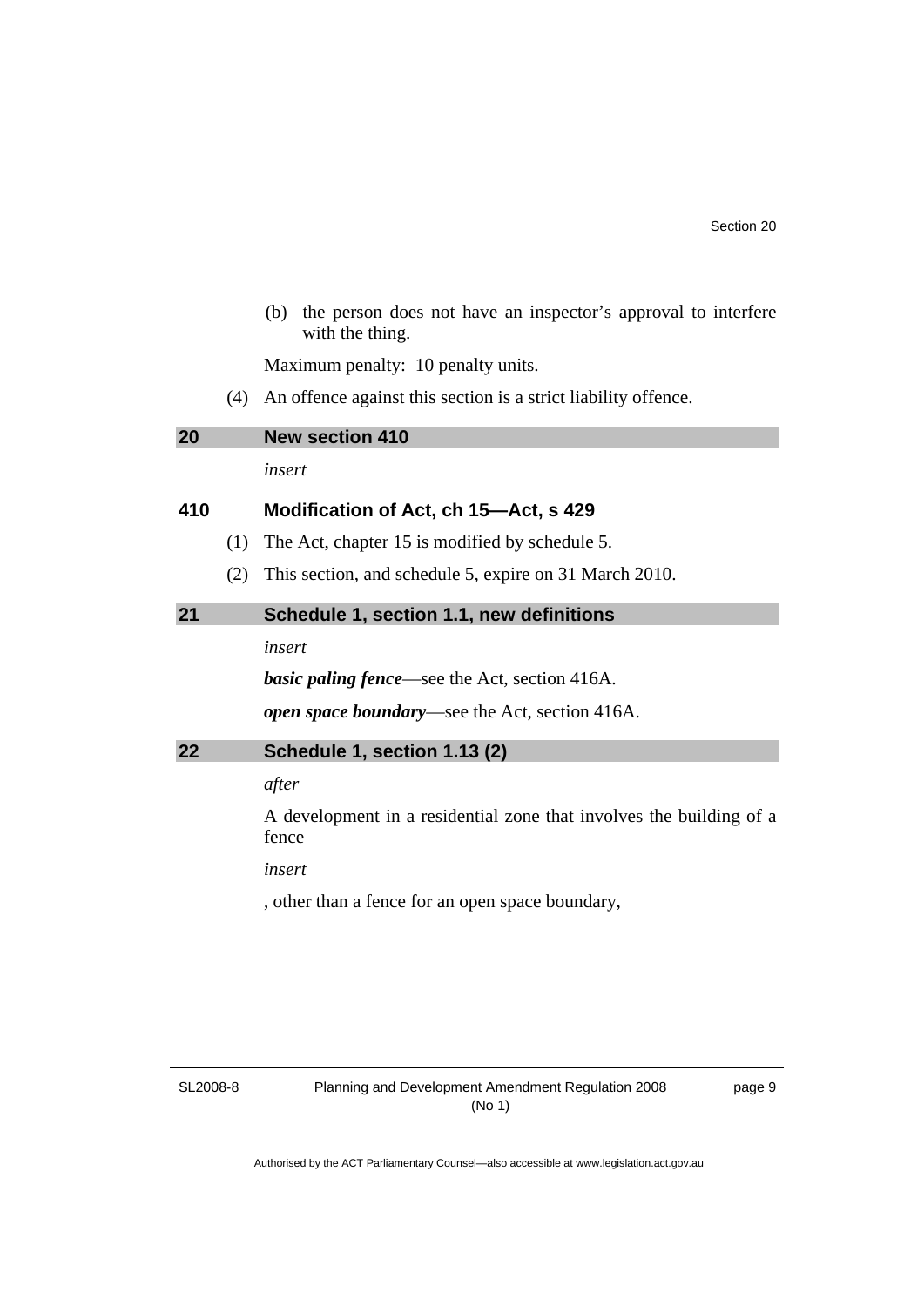(b) the person does not have an inspector's approval to interfere with the thing.

Maximum penalty: 10 penalty units.

(4) An offence against this section is a strict liability offence.

## 20 New section 410

*insert*

### 410 Modification of Act, ch 15—Act, s 429

(1) The Act, chapter 15 is modified by schedule 5.

(2) This section, and schedule 5, expire on 31 March 2010.

## 21 Schedule 1, section 1.1, new definitions

*insert*

***basic paling fence***—see the Act, section 416A.

***open space boundary***—see the Act, section 416A.

## 22 Schedule 1, section 1.13 (2)

*after*

A development in a residential zone that involves the building of a fence

*insert*

, other than a fence for an open space boundary,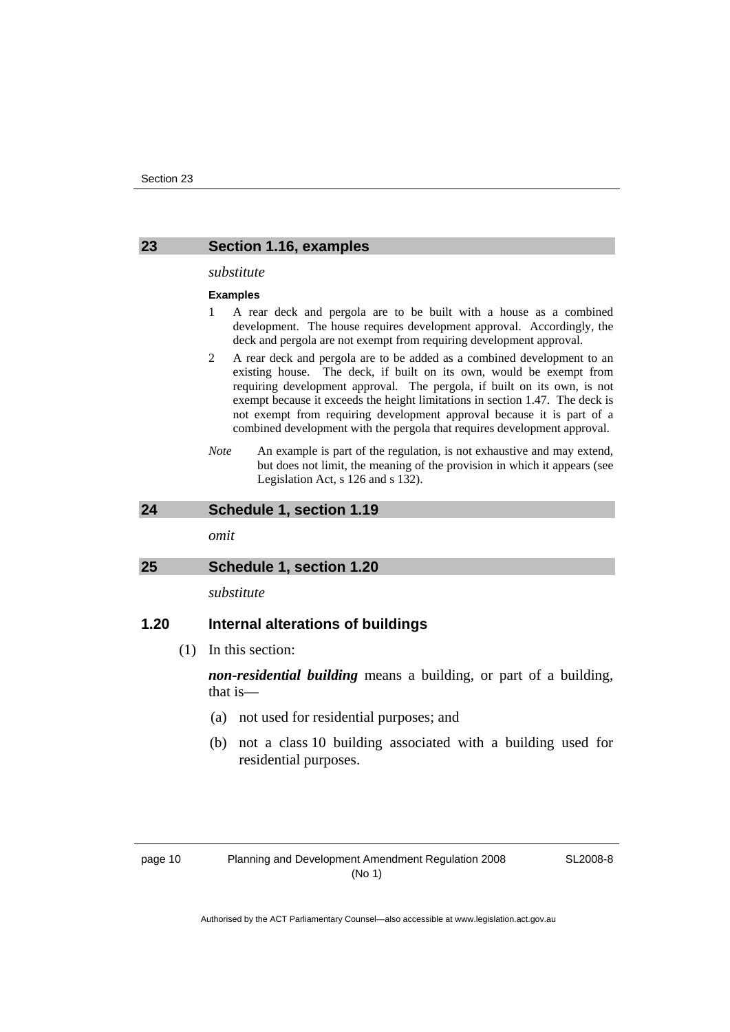## 23 Section 1.16, examples

*substitute*

**Examples**

1 A rear deck and pergola are to be built with a house as a combined development. The house requires development approval. Accordingly, the deck and pergola are not exempt from requiring development approval.

2 A rear deck and pergola are to be added as a combined development to an existing house. The deck, if built on its own, would be exempt from requiring development approval. The pergola, if built on its own, is not exempt because it exceeds the height limitations in section 1.47. The deck is not exempt from requiring development approval because it is part of a combined development with the pergola that requires development approval.

*Note* An example is part of the regulation, is not exhaustive and may extend, but does not limit, the meaning of the provision in which it appears (see Legislation Act, s 126 and s 132).

## 24 Schedule 1, section 1.19

*omit*

## 25 Schedule 1, section 1.20

*substitute*

### 1.20 Internal alterations of buildings

(1) In this section:

***non-residential building*** means a building, or part of a building, that is—

(a) not used for residential purposes; and

(b) not a class 10 building associated with a building used for residential purposes.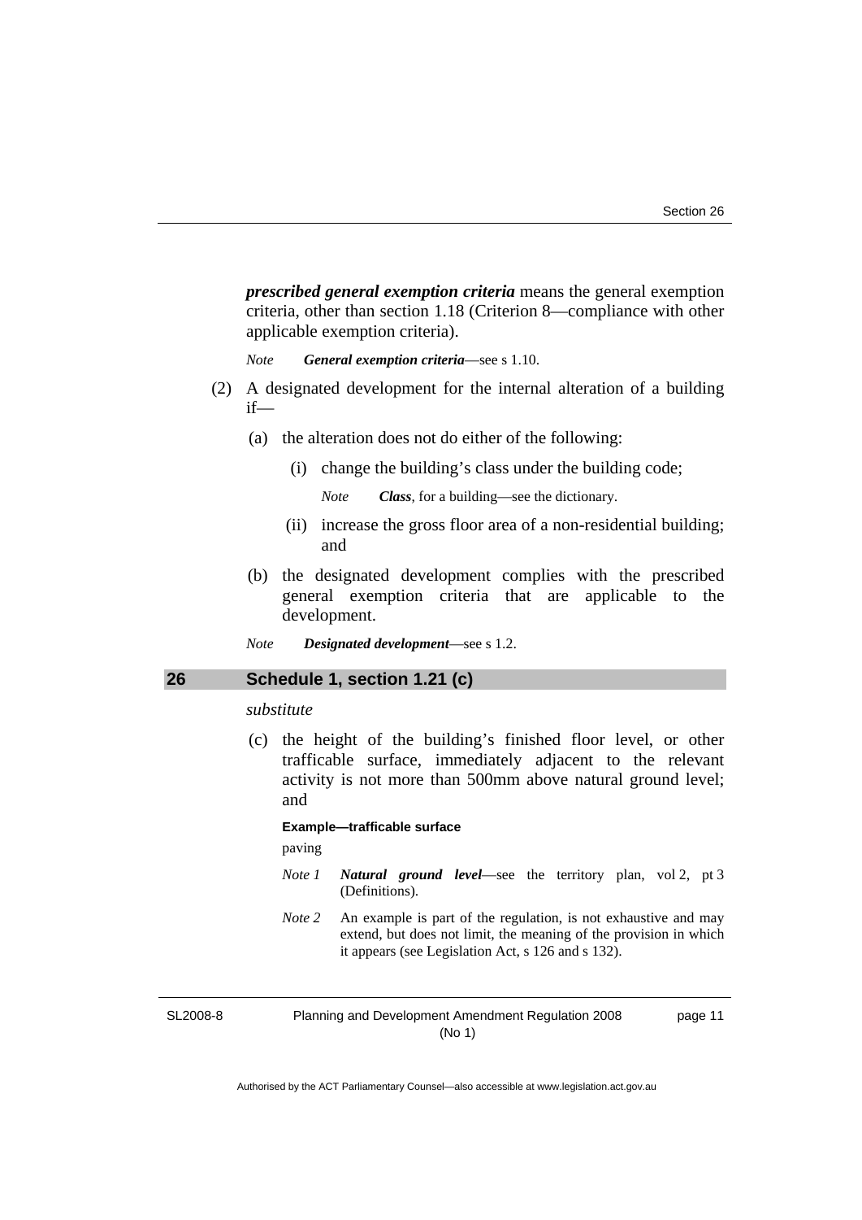***prescribed general exemption criteria*** means the general exemption criteria, other than section 1.18 (Criterion 8—compliance with other applicable exemption criteria).

*Note* ***General exemption criteria***—see s 1.10.

(2) A designated development for the internal alteration of a building if—

(a) the alteration does not do either of the following:

(i) change the building's class under the building code;

*Note* ***Class***, for a building—see the dictionary.

(ii) increase the gross floor area of a non-residential building; and

(b) the designated development complies with the prescribed general exemption criteria that are applicable to the development.

*Note* ***Designated development***—see s 1.2.

## 26 Schedule 1, section 1.21 (c)

*substitute*

(c) the height of the building's finished floor level, or other trafficable surface, immediately adjacent to the relevant activity is not more than 500mm above natural ground level; and

**Example—trafficable surface**

paving

*Note 1* ***Natural ground level***—see the territory plan, vol 2, pt 3 (Definitions).

*Note 2* An example is part of the regulation, is not exhaustive and may extend, but does not limit, the meaning of the provision in which it appears (see Legislation Act, s 126 and s 132).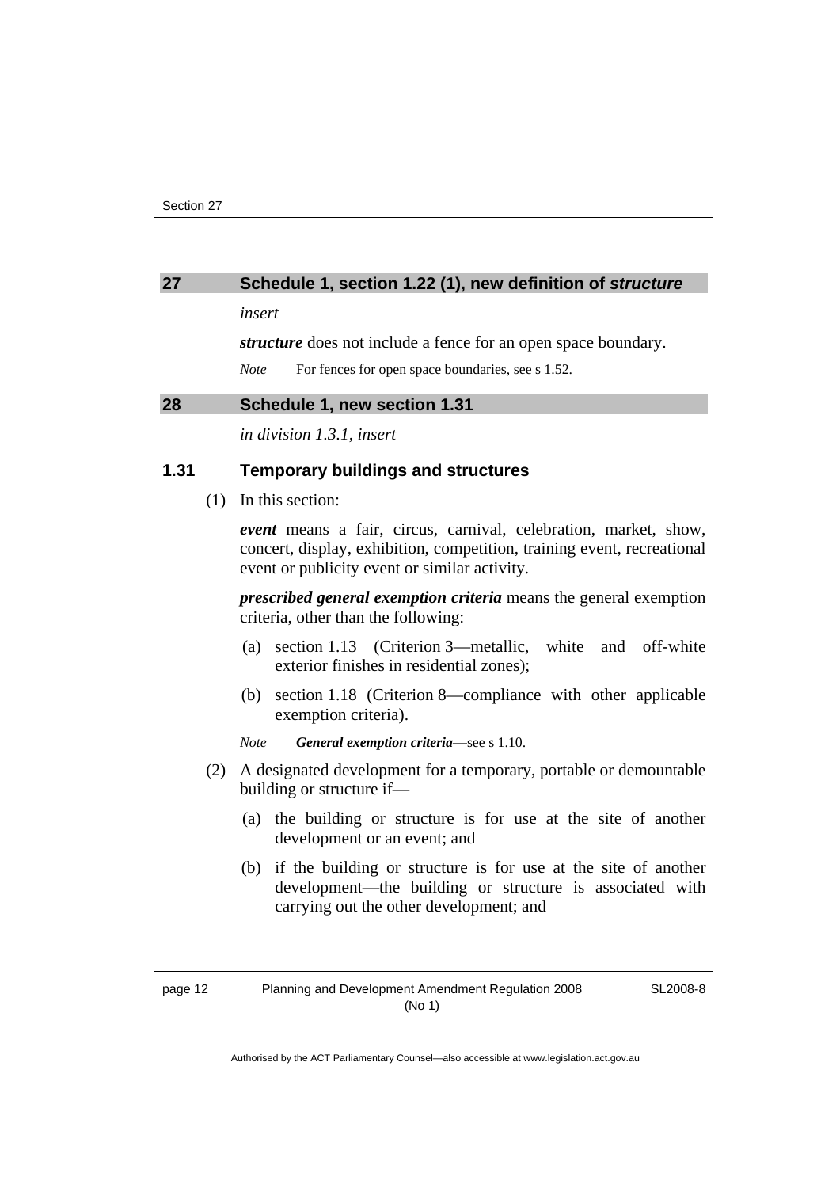## 27 Schedule 1, section 1.22 (1), new definition of *structure*

*insert*

***structure*** does not include a fence for an open space boundary.

*Note* For fences for open space boundaries, see s 1.52.

## 28 Schedule 1, new section 1.31

*in division 1.3.1, insert*

### 1.31 Temporary buildings and structures

(1) In this section:

***event*** means a fair, circus, carnival, celebration, market, show, concert, display, exhibition, competition, training event, recreational event or publicity event or similar activity.

***prescribed general exemption criteria*** means the general exemption criteria, other than the following:

(a) section 1.13 (Criterion 3—metallic, white and off-white exterior finishes in residential zones);

(b) section 1.18 (Criterion 8—compliance with other applicable exemption criteria).

*Note* ***General exemption criteria***—see s 1.10.

(2) A designated development for a temporary, portable or demountable building or structure if—

(a) the building or structure is for use at the site of another development or an event; and

(b) if the building or structure is for use at the site of another development—the building or structure is associated with carrying out the other development; and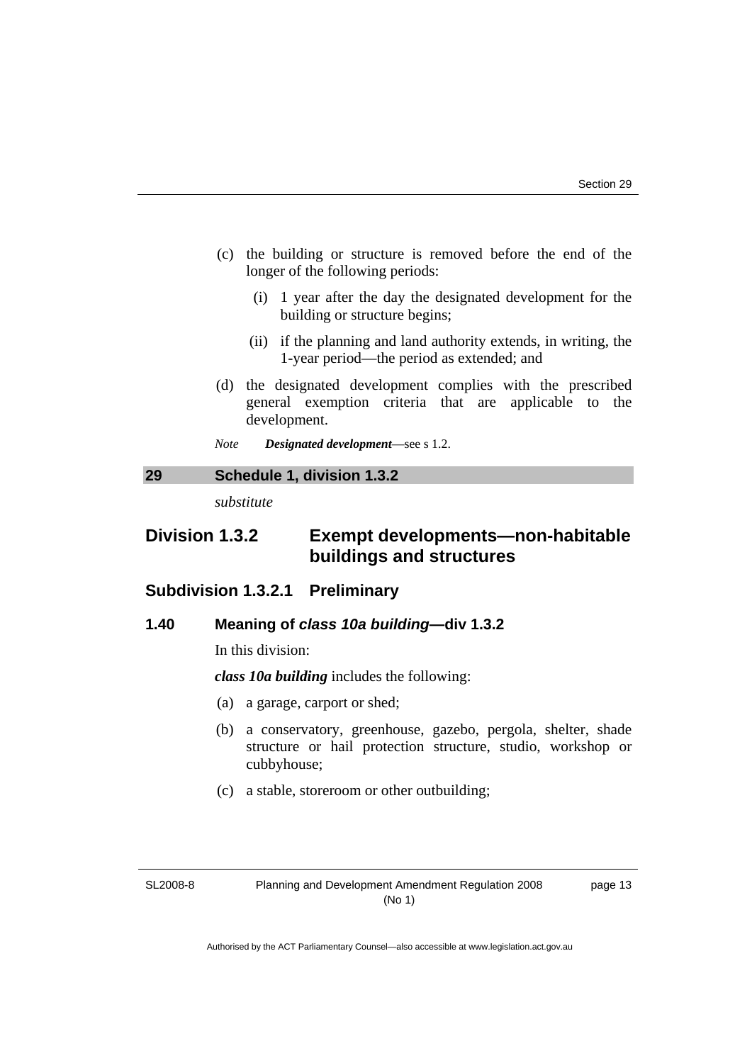(c) the building or structure is removed before the end of the longer of the following periods:

 (i) 1 year after the day the designated development for the building or structure begins;

 (ii) if the planning and land authority extends, in writing, the 1-year period—the period as extended; and

(d) the designated development complies with the prescribed general exemption criteria that are applicable to the development.

*Note* ***Designated development***—see s 1.2.

## 29 Schedule 1, division 1.3.2

*substitute*

## Division 1.3.2 Exempt developments—non-habitable buildings and structures

### Subdivision 1.3.2.1 Preliminary

### 1.40 Meaning of *class 10a building*—div 1.3.2

In this division:

***class 10a building*** includes the following:

(a) a garage, carport or shed;

(b) a conservatory, greenhouse, gazebo, pergola, shelter, shade structure or hail protection structure, studio, workshop or cubbyhouse;

(c) a stable, storeroom or other outbuilding;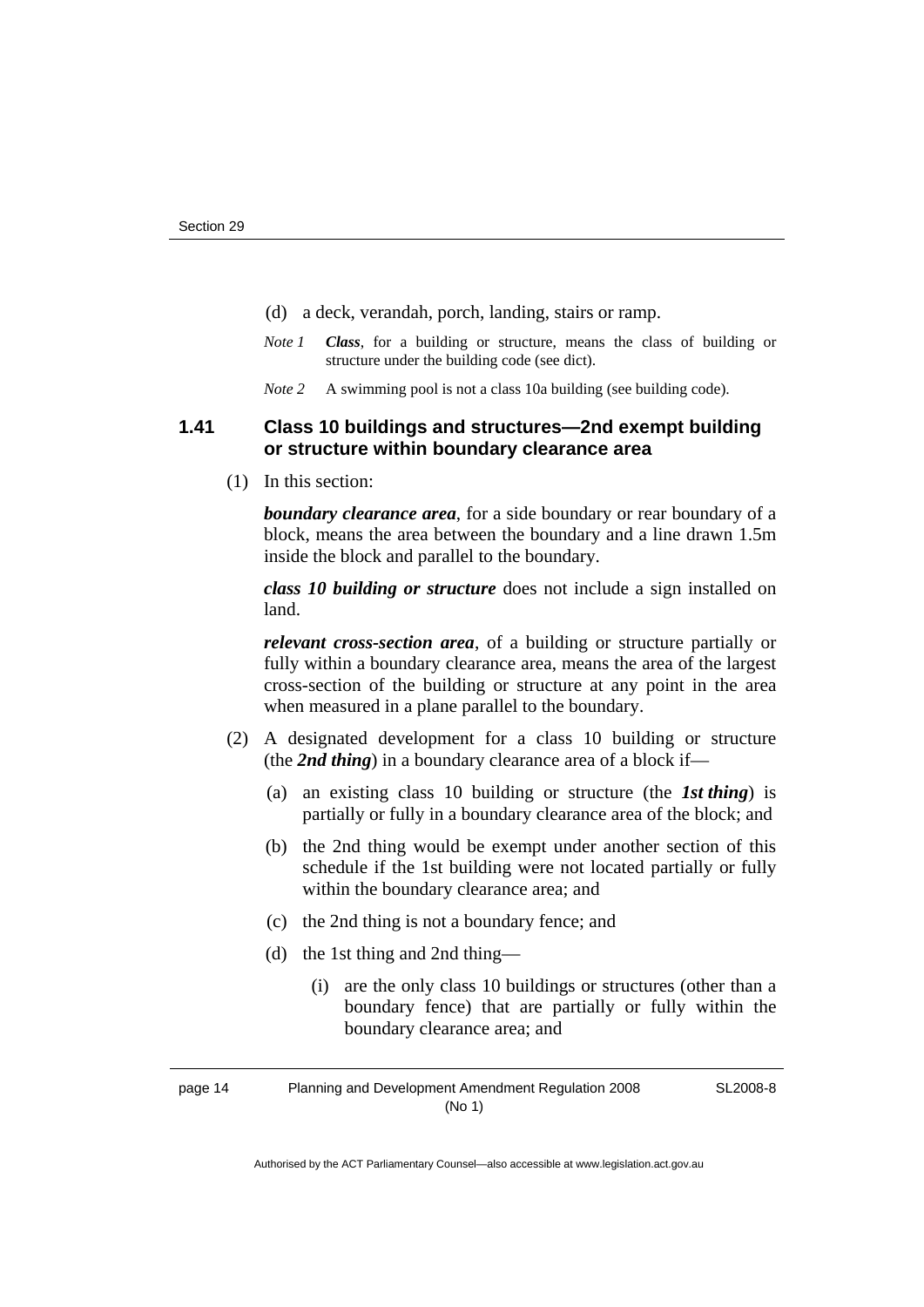(d) a deck, verandah, porch, landing, stairs or ramp.

*Note 1* ***Class***, for a building or structure, means the class of building or structure under the building code (see dict).

*Note 2* A swimming pool is not a class 10a building (see building code).

### 1.41 Class 10 buildings and structures—2nd exempt building or structure within boundary clearance area

(1) In this section:

***boundary clearance area***, for a side boundary or rear boundary of a block, means the area between the boundary and a line drawn 1.5m inside the block and parallel to the boundary.

***class 10 building or structure*** does not include a sign installed on land.

***relevant cross-section area***, of a building or structure partially or fully within a boundary clearance area, means the area of the largest cross-section of the building or structure at any point in the area when measured in a plane parallel to the boundary.

(2) A designated development for a class 10 building or structure (the ***2nd thing***) in a boundary clearance area of a block if—

(a) an existing class 10 building or structure (the ***1st thing***) is partially or fully in a boundary clearance area of the block; and

(b) the 2nd thing would be exempt under another section of this schedule if the 1st building were not located partially or fully within the boundary clearance area; and

(c) the 2nd thing is not a boundary fence; and

(d) the 1st thing and 2nd thing—

(i) are the only class 10 buildings or structures (other than a boundary fence) that are partially or fully within the boundary clearance area; and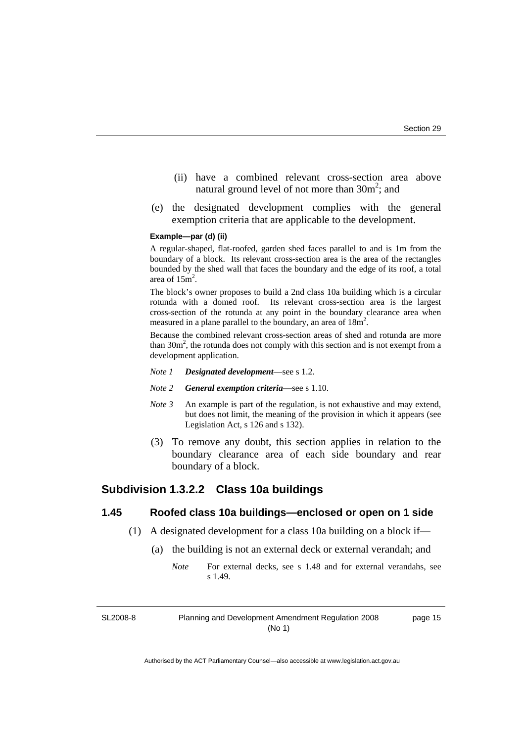(ii) have a combined relevant cross-section area above natural ground level of not more than $30m^2$; and

(e) the designated development complies with the general exemption criteria that are applicable to the development.

**Example—par (d) (ii)**

A regular-shaped, flat-roofed, garden shed faces parallel to and is 1m from the boundary of a block. Its relevant cross-section area is the area of the rectangles bounded by the shed wall that faces the boundary and the edge of its roof, a total area of $15m^2$.

The block's owner proposes to build a 2nd class 10a building which is a circular rotunda with a domed roof. Its relevant cross-section area is the largest cross-section of the rotunda at any point in the boundary clearance area when measured in a plane parallel to the boundary, an area of $18m^2$.

Because the combined relevant cross-section areas of shed and rotunda are more than $30m^2$, the rotunda does not comply with this section and is not exempt from a development application.

*Note 1* ***Designated development***—see s 1.2.

*Note 2* ***General exemption criteria***—see s 1.10.

*Note 3* An example is part of the regulation, is not exhaustive and may extend, but does not limit, the meaning of the provision in which it appears (see Legislation Act, s 126 and s 132).

(3) To remove any doubt, this section applies in relation to the boundary clearance area of each side boundary and rear boundary of a block.

## Subdivision 1.3.2.2 Class 10a buildings

### 1.45 Roofed class 10a buildings—enclosed or open on 1 side

(1) A designated development for a class 10a building on a block if—

(a) the building is not an external deck or external verandah; and

*Note* For external decks, see s 1.48 and for external verandahs, see s 1.49.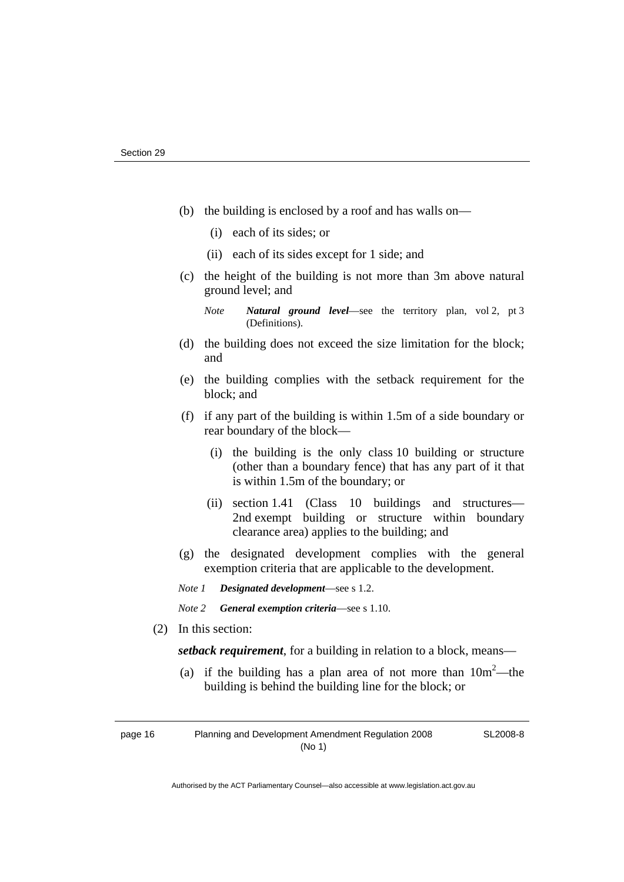(b) the building is enclosed by a roof and has walls on—

   (i) each of its sides; or

   (ii) each of its sides except for 1 side; and

(c) the height of the building is not more than 3m above natural ground level; and

   *Note* ***Natural ground level***—see the territory plan, vol 2, pt 3 (Definitions).

(d) the building does not exceed the size limitation for the block; and

(e) the building complies with the setback requirement for the block; and

(f) if any part of the building is within 1.5m of a side boundary or rear boundary of the block—

   (i) the building is the only class 10 building or structure (other than a boundary fence) that has any part of it that is within 1.5m of the boundary; or

   (ii) section 1.41 (Class 10 buildings and structures—2nd exempt building or structure within boundary clearance area) applies to the building; and

(g) the designated development complies with the general exemption criteria that are applicable to the development.

*Note 1* ***Designated development***—see s 1.2.

*Note 2* ***General exemption criteria***—see s 1.10.

(2) In this section:

***setback requirement***, for a building in relation to a block, means—

(a) if the building has a plan area of not more than $10m^2$—the building is behind the building line for the block; or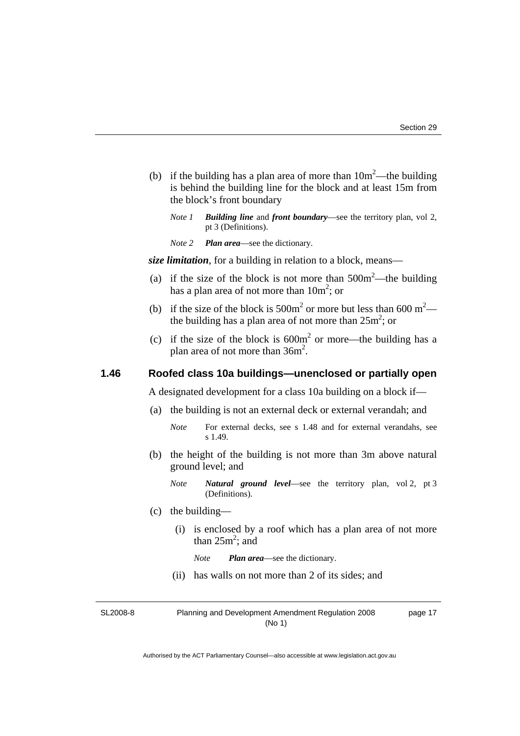(b) if the building has a plan area of more than $10m^2$—the building is behind the building line for the block and at least 15m from the block's front boundary

*Note 1* ***Building line*** and ***front boundary***—see the territory plan, vol 2, pt 3 (Definitions).

*Note 2* ***Plan area***—see the dictionary.

***size limitation***, for a building in relation to a block, means—

(a) if the size of the block is not more than $500m^2$—the building has a plan area of not more than $10m^2$; or

(b) if the size of the block is $500m^2$ or more but less than $600\ m^2$—the building has a plan area of not more than $25m^2$; or

(c) if the size of the block is $600m^2$ or more—the building has a plan area of not more than $36m^2$.

### 1.46 Roofed class 10a buildings—unenclosed or partially open

A designated development for a class 10a building on a block if—

(a) the building is not an external deck or external verandah; and

*Note* For external decks, see s 1.48 and for external verandahs, see s 1.49.

(b) the height of the building is not more than 3m above natural ground level; and

*Note* ***Natural ground level***—see the territory plan, vol 2, pt 3 (Definitions).

(c) the building—

(i) is enclosed by a roof which has a plan area of not more than $25m^2$; and

*Note* ***Plan area***—see the dictionary.

(ii) has walls on not more than 2 of its sides; and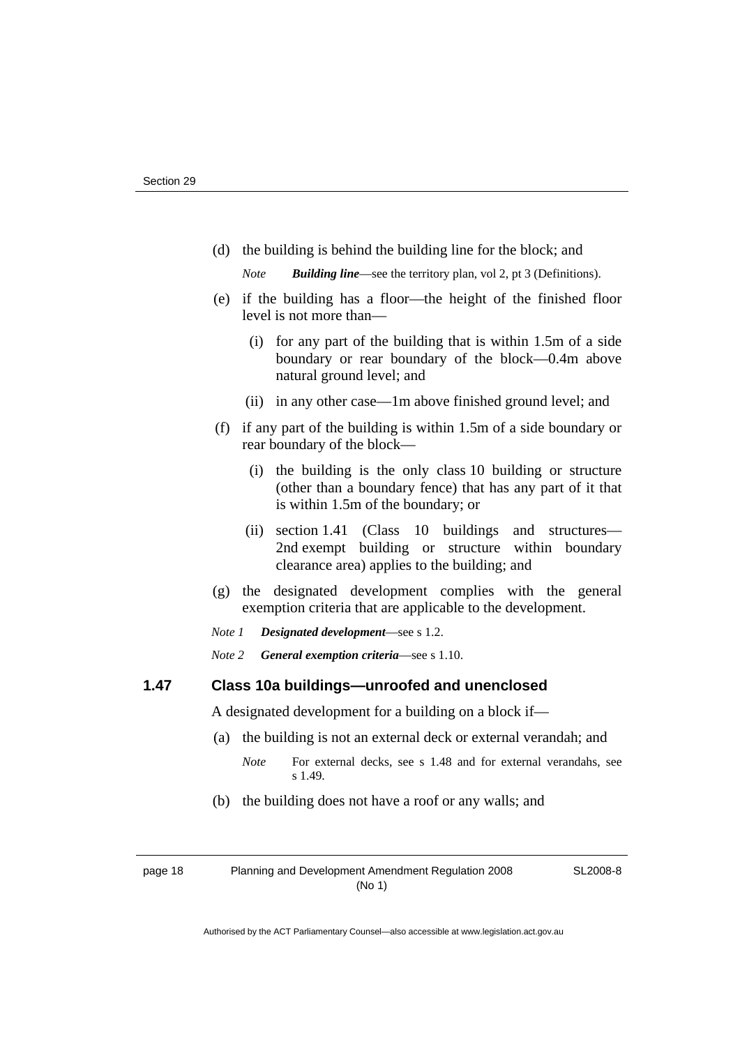(d) the building is behind the building line for the block; and

*Note* ***Building line***—see the territory plan, vol 2, pt 3 (Definitions).

(e) if the building has a floor—the height of the finished floor level is not more than—

(i) for any part of the building that is within 1.5m of a side boundary or rear boundary of the block—0.4m above natural ground level; and

(ii) in any other case—1m above finished ground level; and

(f) if any part of the building is within 1.5m of a side boundary or rear boundary of the block—

(i) the building is the only class 10 building or structure (other than a boundary fence) that has any part of it that is within 1.5m of the boundary; or

(ii) section 1.41 (Class 10 buildings and structures—2nd exempt building or structure within boundary clearance area) applies to the building; and

(g) the designated development complies with the general exemption criteria that are applicable to the development.

*Note 1* ***Designated development***—see s 1.2.

*Note 2* ***General exemption criteria***—see s 1.10.

### 1.47 Class 10a buildings—unroofed and unenclosed

A designated development for a building on a block if—

(a) the building is not an external deck or external verandah; and

*Note* For external decks, see s 1.48 and for external verandahs, see s 1.49.

(b) the building does not have a roof or any walls; and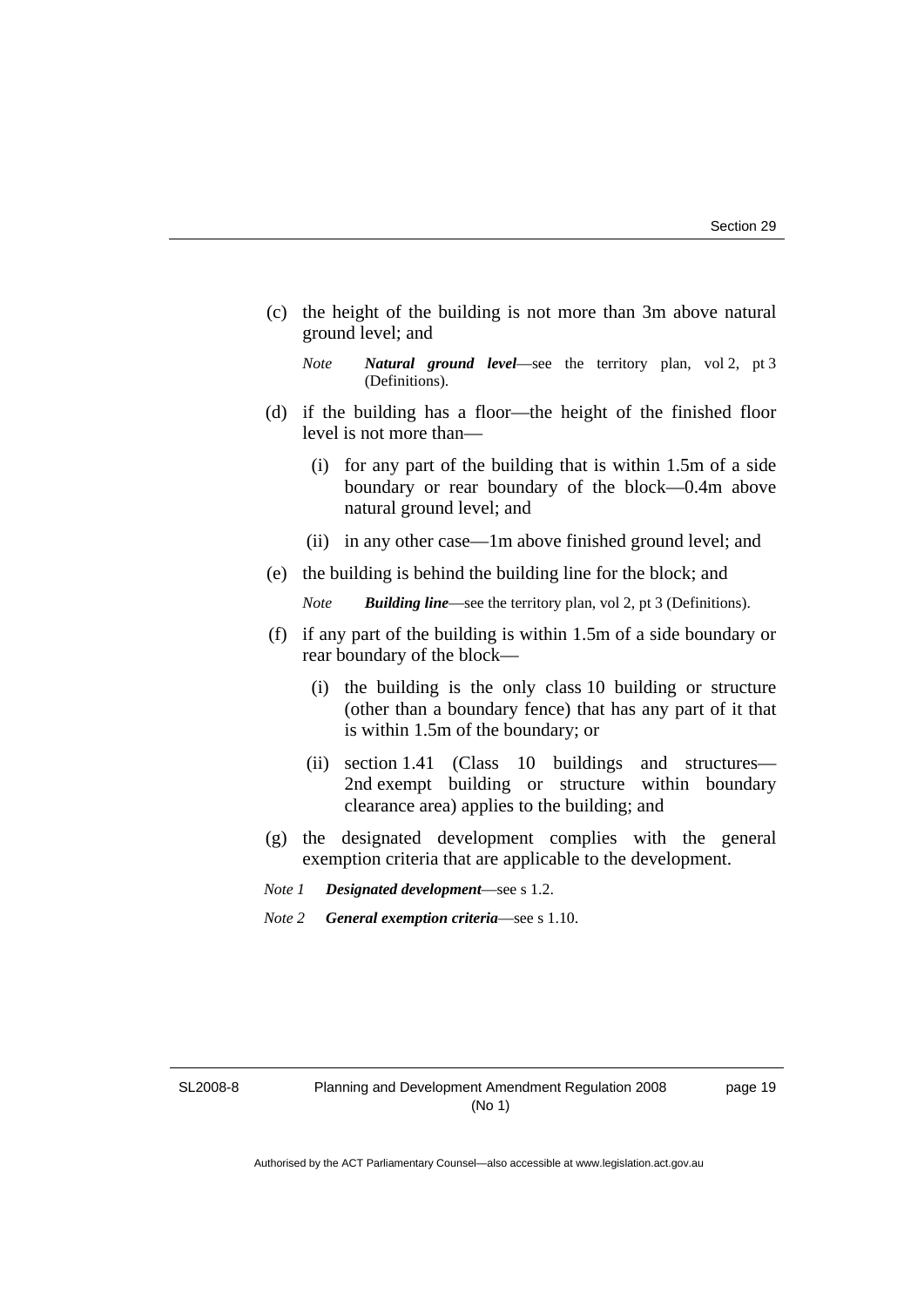(c) the height of the building is not more than 3m above natural ground level; and

*Note* ***Natural ground level***—see the territory plan, vol 2, pt 3 (Definitions).

(d) if the building has a floor—the height of the finished floor level is not more than—

(i) for any part of the building that is within 1.5m of a side boundary or rear boundary of the block—0.4m above natural ground level; and

(ii) in any other case—1m above finished ground level; and

(e) the building is behind the building line for the block; and

*Note* ***Building line***—see the territory plan, vol 2, pt 3 (Definitions).

(f) if any part of the building is within 1.5m of a side boundary or rear boundary of the block—

(i) the building is the only class 10 building or structure (other than a boundary fence) that has any part of it that is within 1.5m of the boundary; or

(ii) section 1.41 (Class 10 buildings and structures—2nd exempt building or structure within boundary clearance area) applies to the building; and

(g) the designated development complies with the general exemption criteria that are applicable to the development.

*Note 1* ***Designated development***—see s 1.2.

*Note 2* ***General exemption criteria***—see s 1.10.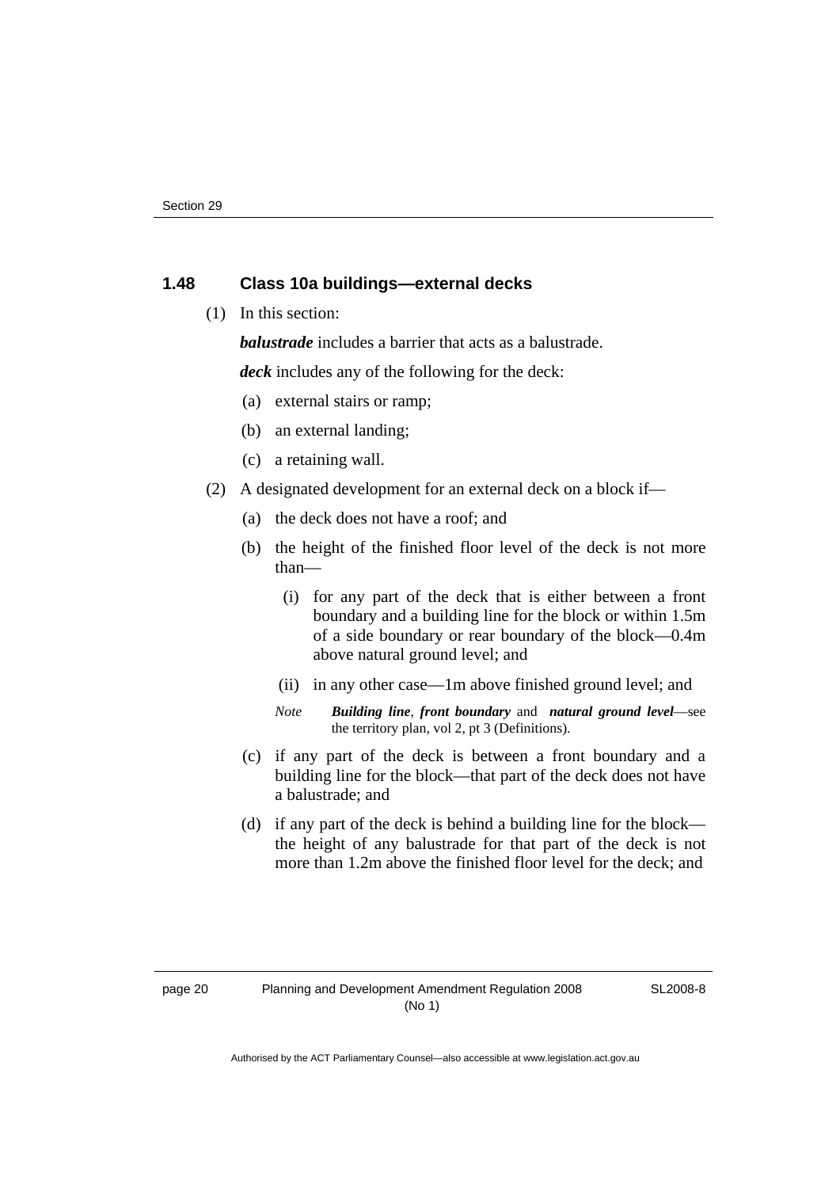### 1.48 Class 10a buildings—external decks

(1) In this section:

***balustrade*** includes a barrier that acts as a balustrade.

***deck*** includes any of the following for the deck:

(a) external stairs or ramp;

(b) an external landing;

(c) a retaining wall.

(2) A designated development for an external deck on a block if—

(a) the deck does not have a roof; and

(b) the height of the finished floor level of the deck is not more than—

(i) for any part of the deck that is either between a front boundary and a building line for the block or within 1.5m of a side boundary or rear boundary of the block—0.4m above natural ground level; and

(ii) in any other case—1m above finished ground level; and

*Note* ***Building line***, ***front boundary*** and ***natural ground level***—see the territory plan, vol 2, pt 3 (Definitions).

(c) if any part of the deck is between a front boundary and a building line for the block—that part of the deck does not have a balustrade; and

(d) if any part of the deck is behind a building line for the block—the height of any balustrade for that part of the deck is not more than 1.2m above the finished floor level for the deck; and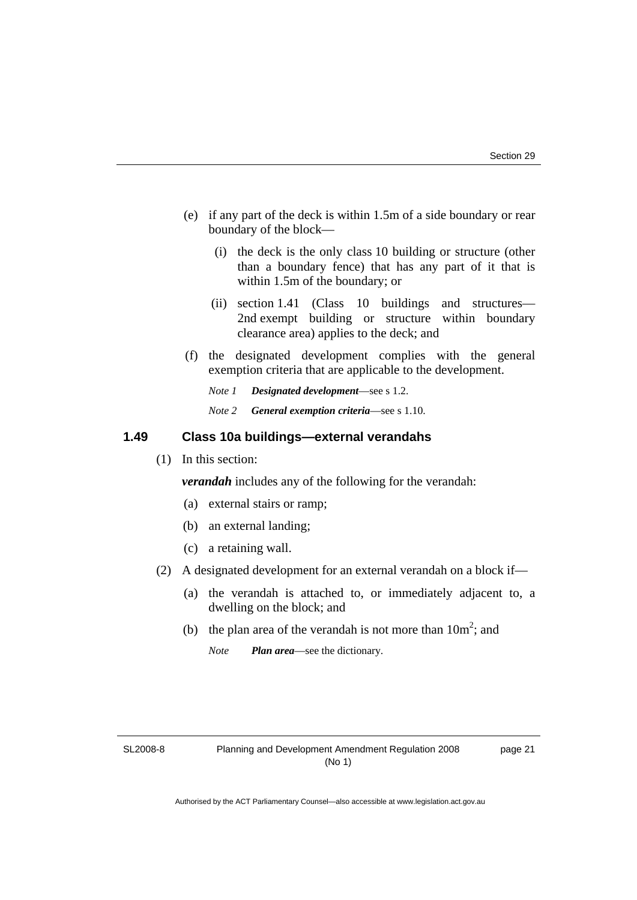(e) if any part of the deck is within 1.5m of a side boundary or rear boundary of the block—

  (i) the deck is the only class 10 building or structure (other than a boundary fence) that has any part of it that is within 1.5m of the boundary; or

  (ii) section 1.41 (Class 10 buildings and structures—2nd exempt building or structure within boundary clearance area) applies to the deck; and

(f) the designated development complies with the general exemption criteria that are applicable to the development.

*Note 1* ***Designated development***—see s 1.2.

*Note 2* ***General exemption criteria***—see s 1.10.

### 1.49 Class 10a buildings—external verandahs

(1) In this section:

***verandah*** includes any of the following for the verandah:

(a) external stairs or ramp;

(b) an external landing;

(c) a retaining wall.

(2) A designated development for an external verandah on a block if—

(a) the verandah is attached to, or immediately adjacent to, a dwelling on the block; and

(b) the plan area of the verandah is not more than $10m^2$; and

*Note* ***Plan area***—see the dictionary.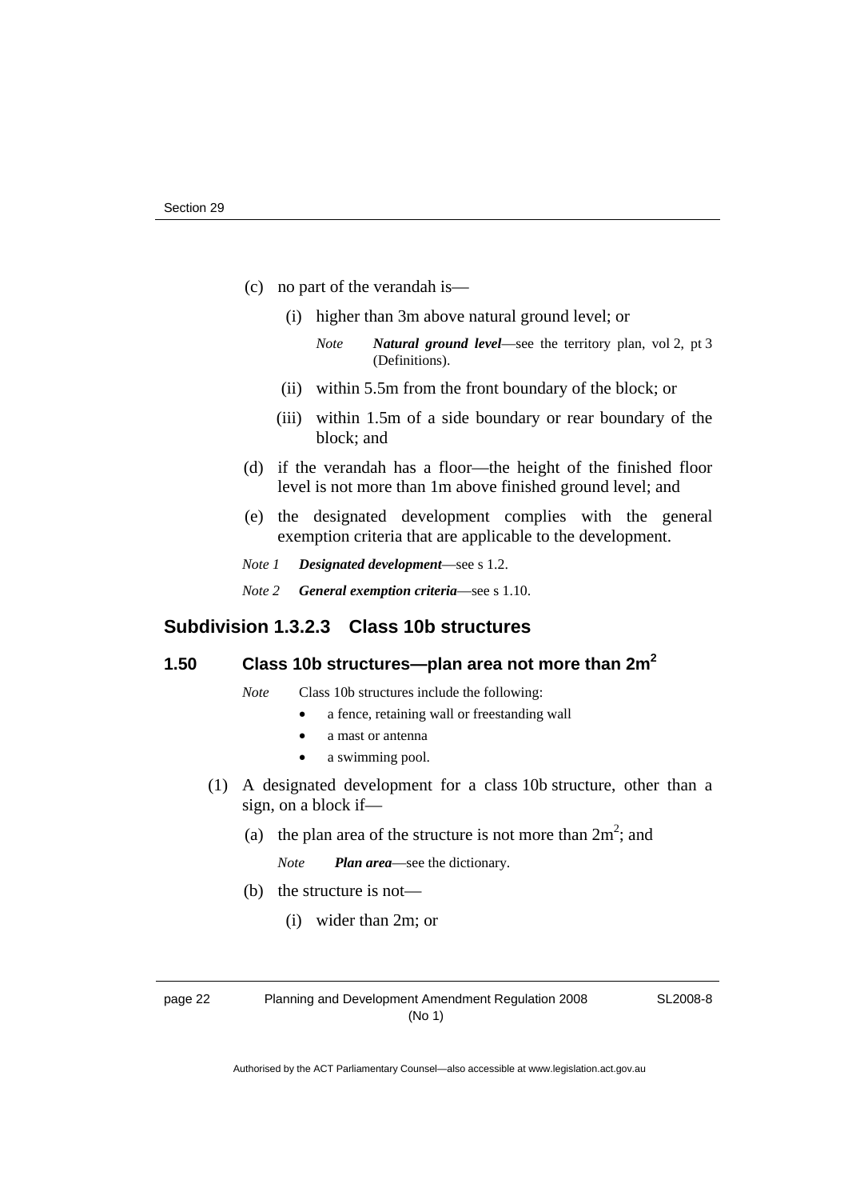(c) no part of the verandah is—

(i) higher than 3m above natural ground level; or

*Note* ***Natural ground level***—see the territory plan, vol 2, pt 3 (Definitions).

(ii) within 5.5m from the front boundary of the block; or

(iii) within 1.5m of a side boundary or rear boundary of the block; and

(d) if the verandah has a floor—the height of the finished floor level is not more than 1m above finished ground level; and

(e) the designated development complies with the general exemption criteria that are applicable to the development.

*Note 1* ***Designated development***—see s 1.2.

*Note 2* ***General exemption criteria***—see s 1.10.

## Subdivision 1.3.2.3 Class 10b structures

### 1.50 Class 10b structures—plan area not more than $2m^2$

*Note* Class 10b structures include the following:

- a fence, retaining wall or freestanding wall
- a mast or antenna
- a swimming pool.

(1) A designated development for a class 10b structure, other than a sign, on a block if—

(a) the plan area of the structure is not more than $2m^2$; and

*Note* ***Plan area***—see the dictionary.

(b) the structure is not—

(i) wider than 2m; or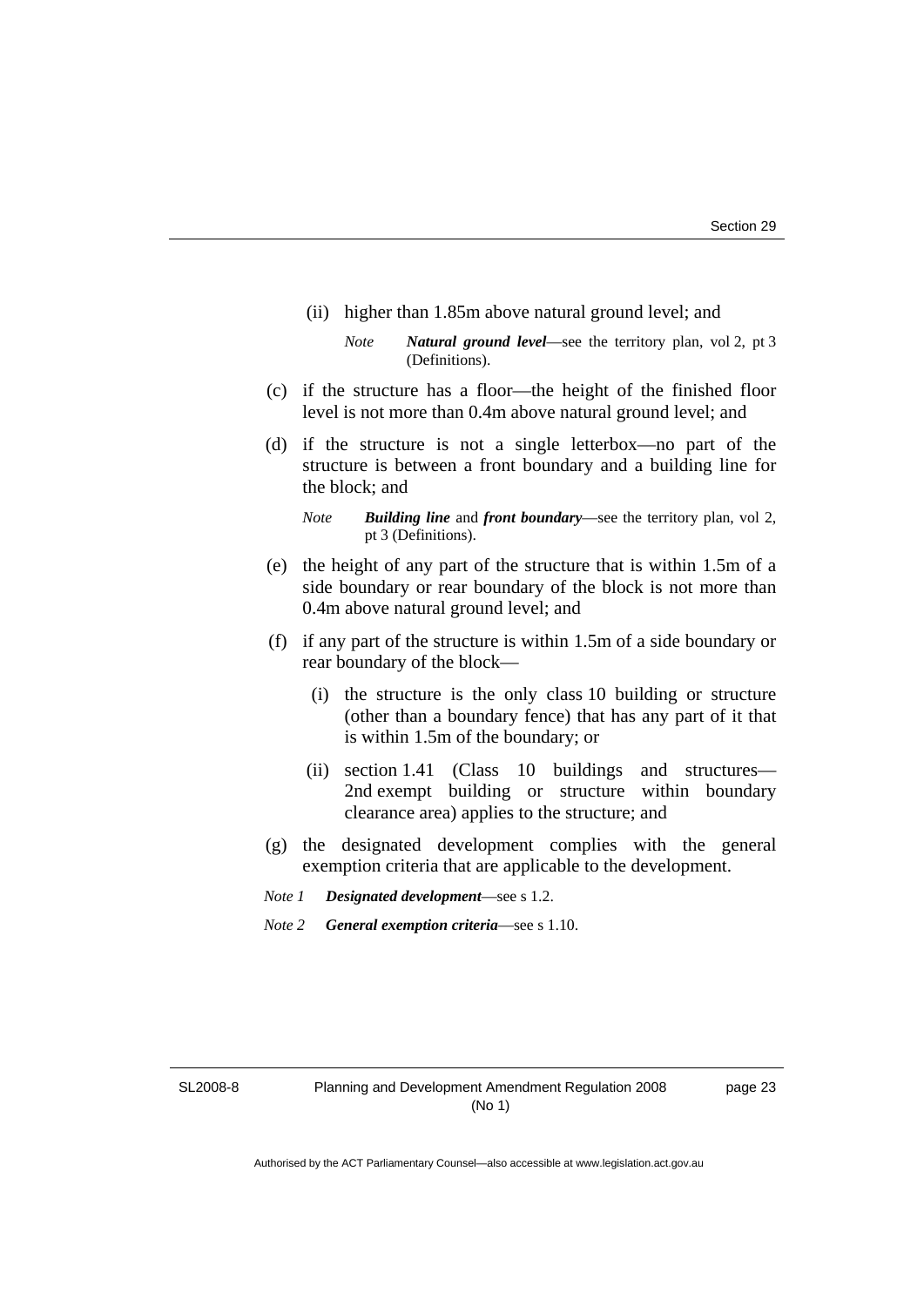(ii) higher than 1.85m above natural ground level; and

*Note* ***Natural ground level***—see the territory plan, vol 2, pt 3 (Definitions).

(c) if the structure has a floor—the height of the finished floor level is not more than 0.4m above natural ground level; and

(d) if the structure is not a single letterbox—no part of the structure is between a front boundary and a building line for the block; and

*Note* ***Building line*** and ***front boundary***—see the territory plan, vol 2, pt 3 (Definitions).

(e) the height of any part of the structure that is within 1.5m of a side boundary or rear boundary of the block is not more than 0.4m above natural ground level; and

(f) if any part of the structure is within 1.5m of a side boundary or rear boundary of the block—

(i) the structure is the only class 10 building or structure (other than a boundary fence) that has any part of it that is within 1.5m of the boundary; or

(ii) section 1.41 (Class 10 buildings and structures—2nd exempt building or structure within boundary clearance area) applies to the structure; and

(g) the designated development complies with the general exemption criteria that are applicable to the development.

*Note 1* ***Designated development***—see s 1.2.

*Note 2* ***General exemption criteria***—see s 1.10.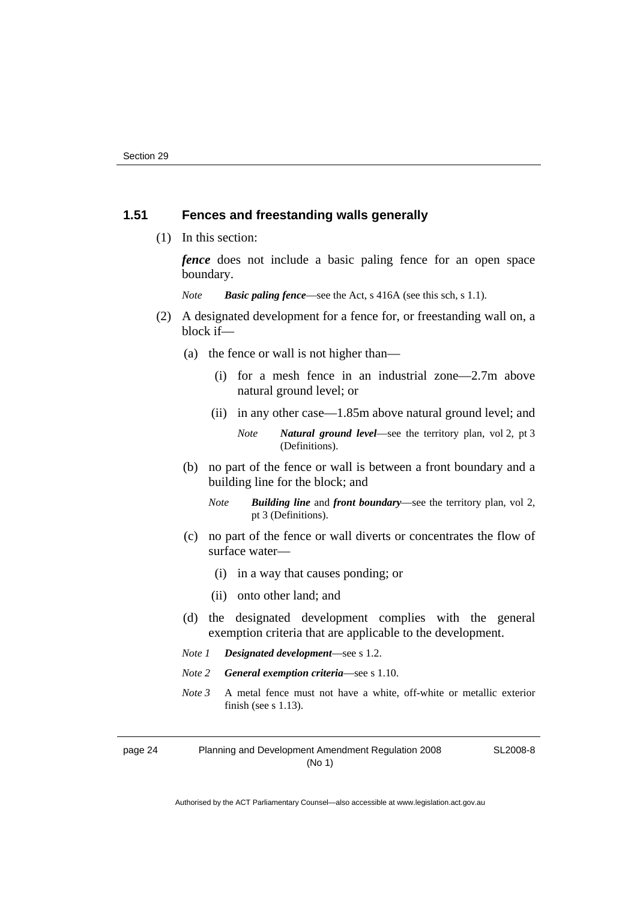## 1.51 Fences and freestanding walls generally

(1) In this section:

***fence*** does not include a basic paling fence for an open space boundary.

*Note* ***Basic paling fence***—see the Act, s 416A (see this sch, s 1.1).

(2) A designated development for a fence for, or freestanding wall on, a block if—

(a) the fence or wall is not higher than—

(i) for a mesh fence in an industrial zone—2.7m above natural ground level; or

(ii) in any other case—1.85m above natural ground level; and

*Note* ***Natural ground level***—see the territory plan, vol 2, pt 3 (Definitions).

(b) no part of the fence or wall is between a front boundary and a building line for the block; and

*Note* ***Building line*** and ***front boundary***—see the territory plan, vol 2, pt 3 (Definitions).

(c) no part of the fence or wall diverts or concentrates the flow of surface water—

(i) in a way that causes ponding; or

(ii) onto other land; and

(d) the designated development complies with the general exemption criteria that are applicable to the development.

*Note 1* ***Designated development***—see s 1.2.

*Note 2* ***General exemption criteria***—see s 1.10.

*Note 3* A metal fence must not have a white, off-white or metallic exterior finish (see s 1.13).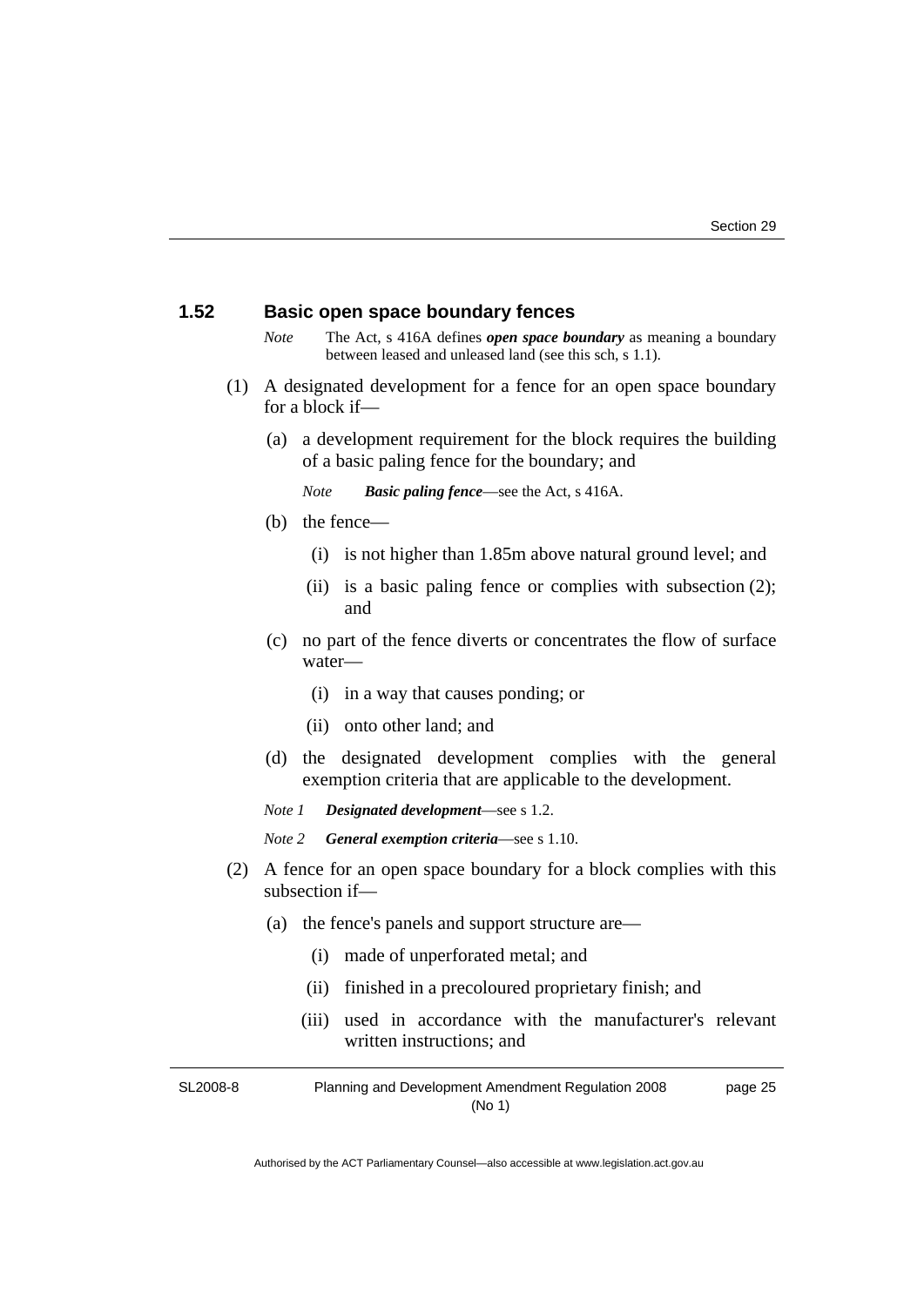### 1.52 Basic open space boundary fences

*Note* The Act, s 416A defines ***open space boundary*** as meaning a boundary between leased and unleased land (see this sch, s 1.1).

(1) A designated development for a fence for an open space boundary for a block if—

(a) a development requirement for the block requires the building of a basic paling fence for the boundary; and

*Note* ***Basic paling fence***—see the Act, s 416A.

(b) the fence—

(i) is not higher than 1.85m above natural ground level; and

(ii) is a basic paling fence or complies with subsection (2); and

(c) no part of the fence diverts or concentrates the flow of surface water—

(i) in a way that causes ponding; or

(ii) onto other land; and

(d) the designated development complies with the general exemption criteria that are applicable to the development.

*Note 1* ***Designated development***—see s 1.2.

*Note 2* ***General exemption criteria***—see s 1.10.

(2) A fence for an open space boundary for a block complies with this subsection if—

(a) the fence's panels and support structure are—

(i) made of unperforated metal; and

(ii) finished in a precoloured proprietary finish; and

(iii) used in accordance with the manufacturer's relevant written instructions; and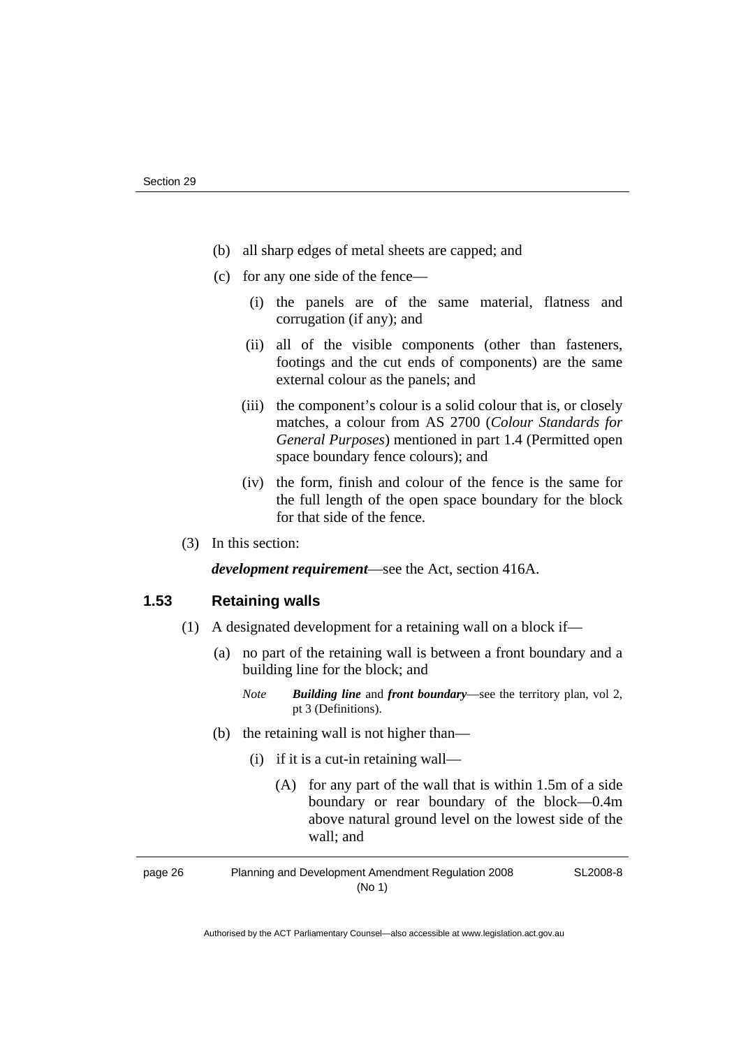(b) all sharp edges of metal sheets are capped; and

(c) for any one side of the fence—

(i) the panels are of the same material, flatness and corrugation (if any); and

(ii) all of the visible components (other than fasteners, footings and the cut ends of components) are the same external colour as the panels; and

(iii) the component's colour is a solid colour that is, or closely matches, a colour from AS 2700 (*Colour Standards for General Purposes*) mentioned in part 1.4 (Permitted open space boundary fence colours); and

(iv) the form, finish and colour of the fence is the same for the full length of the open space boundary for the block for that side of the fence.

(3) In this section:

***development requirement***—see the Act, section 416A.

### 1.53 Retaining walls

(1) A designated development for a retaining wall on a block if—

(a) no part of the retaining wall is between a front boundary and a building line for the block; and

*Note* ***Building line*** and ***front boundary***—see the territory plan, vol 2, pt 3 (Definitions).

(b) the retaining wall is not higher than—

(i) if it is a cut-in retaining wall—

(A) for any part of the wall that is within 1.5m of a side boundary or rear boundary of the block—0.4m above natural ground level on the lowest side of the wall; and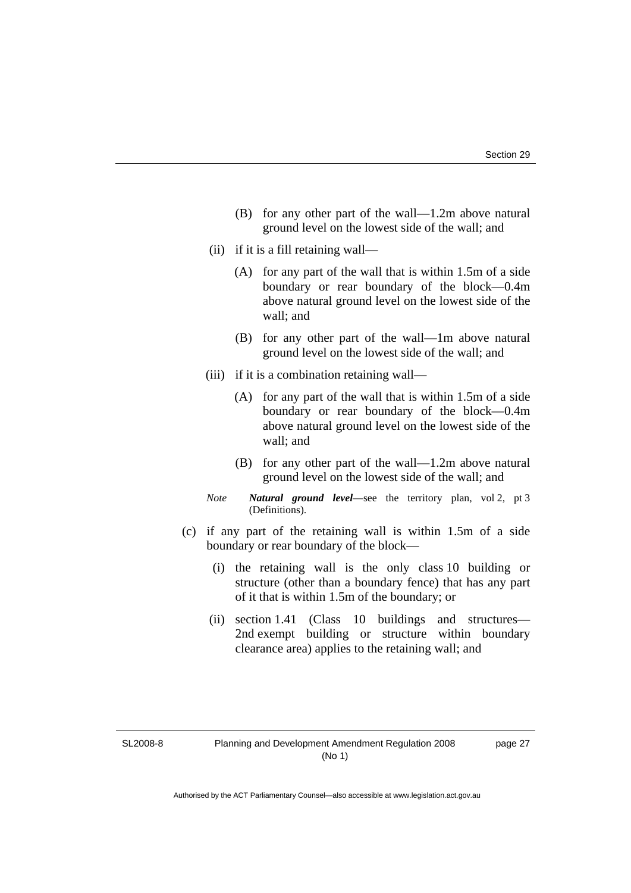(B) for any other part of the wall—1.2m above natural ground level on the lowest side of the wall; and

(ii) if it is a fill retaining wall—

(A) for any part of the wall that is within 1.5m of a side boundary or rear boundary of the block—0.4m above natural ground level on the lowest side of the wall; and

(B) for any other part of the wall—1m above natural ground level on the lowest side of the wall; and

(iii) if it is a combination retaining wall—

(A) for any part of the wall that is within 1.5m of a side boundary or rear boundary of the block—0.4m above natural ground level on the lowest side of the wall; and

(B) for any other part of the wall—1.2m above natural ground level on the lowest side of the wall; and

*Note* ***Natural ground level***—see the territory plan, vol 2, pt 3 (Definitions).

(c) if any part of the retaining wall is within 1.5m of a side boundary or rear boundary of the block—

(i) the retaining wall is the only class 10 building or structure (other than a boundary fence) that has any part of it that is within 1.5m of the boundary; or

(ii) section 1.41 (Class 10 buildings and structures—2nd exempt building or structure within boundary clearance area) applies to the retaining wall; and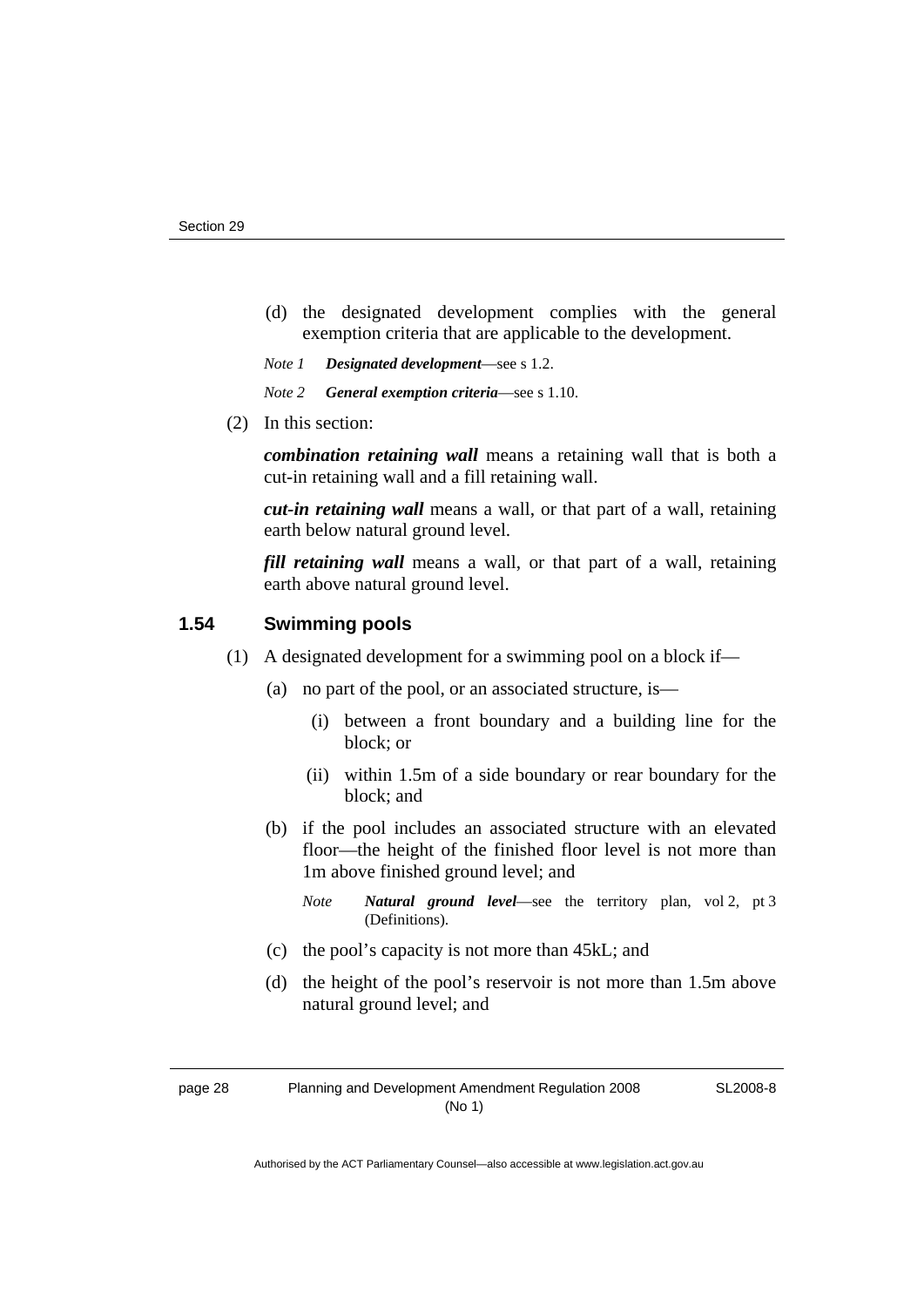(d) the designated development complies with the general exemption criteria that are applicable to the development.

*Note 1* ***Designated development***—see s 1.2.

*Note 2* ***General exemption criteria***—see s 1.10.

(2) In this section:

***combination retaining wall*** means a retaining wall that is both a cut-in retaining wall and a fill retaining wall.

***cut-in retaining wall*** means a wall, or that part of a wall, retaining earth below natural ground level.

***fill retaining wall*** means a wall, or that part of a wall, retaining earth above natural ground level.

### 1.54 Swimming pools

(1) A designated development for a swimming pool on a block if—

(a) no part of the pool, or an associated structure, is—

(i) between a front boundary and a building line for the block; or

(ii) within 1.5m of a side boundary or rear boundary for the block; and

(b) if the pool includes an associated structure with an elevated floor—the height of the finished floor level is not more than 1m above finished ground level; and

*Note* ***Natural ground level***—see the territory plan, vol 2, pt 3 (Definitions).

(c) the pool's capacity is not more than 45kL; and

(d) the height of the pool's reservoir is not more than 1.5m above natural ground level; and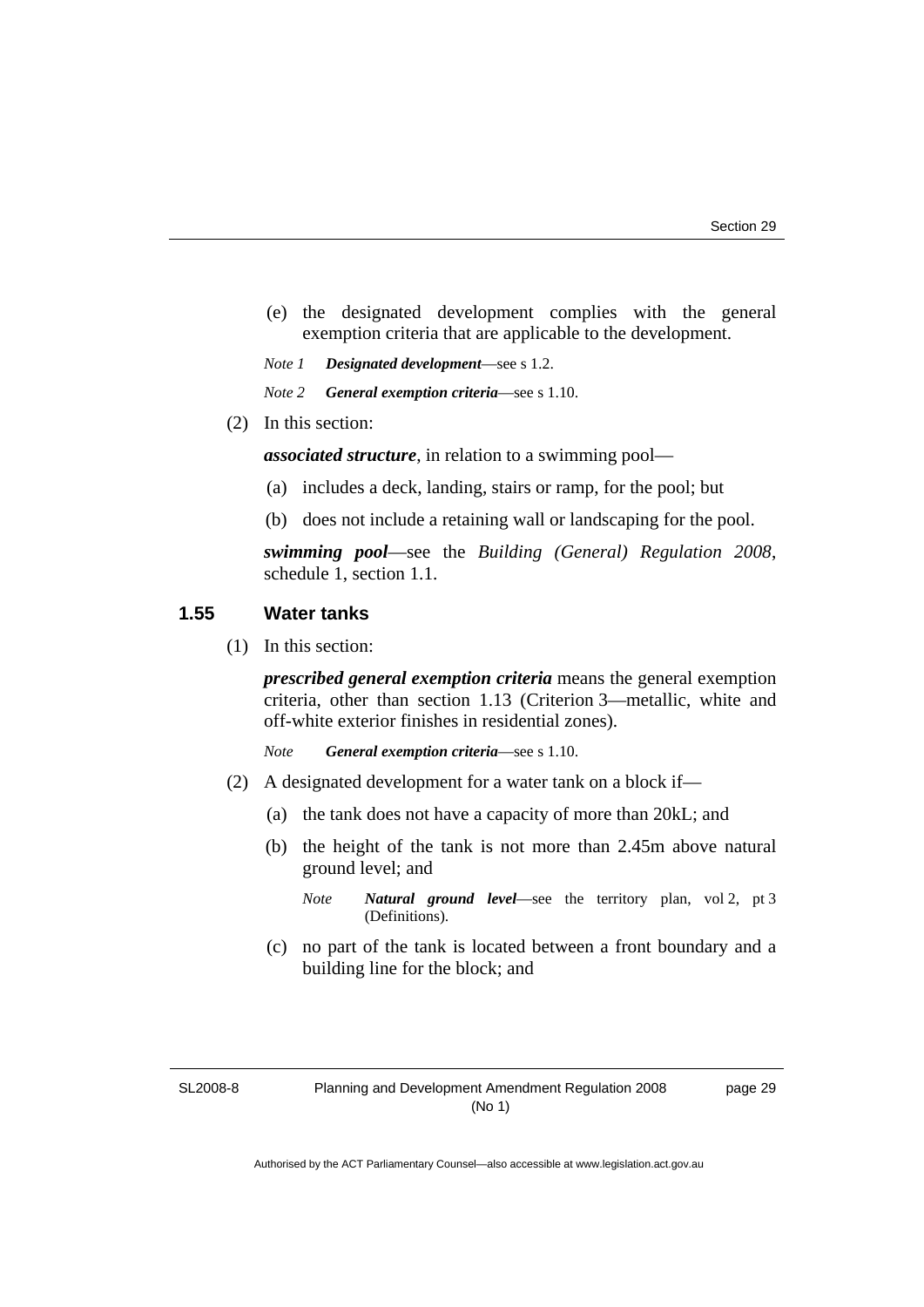(e) the designated development complies with the general exemption criteria that are applicable to the development.

*Note 1* ***Designated development***—see s 1.2.

*Note 2* ***General exemption criteria***—see s 1.10.

(2) In this section:

***associated structure***, in relation to a swimming pool—

(a) includes a deck, landing, stairs or ramp, for the pool; but

(b) does not include a retaining wall or landscaping for the pool.

***swimming pool***—see the *Building (General) Regulation 2008*, schedule 1, section 1.1.

### 1.55 Water tanks

(1) In this section:

***prescribed general exemption criteria*** means the general exemption criteria, other than section 1.13 (Criterion 3—metallic, white and off-white exterior finishes in residential zones).

*Note* ***General exemption criteria***—see s 1.10.

(2) A designated development for a water tank on a block if—

(a) the tank does not have a capacity of more than 20kL; and

(b) the height of the tank is not more than 2.45m above natural ground level; and

*Note* ***Natural ground level***—see the territory plan, vol 2, pt 3 (Definitions).

(c) no part of the tank is located between a front boundary and a building line for the block; and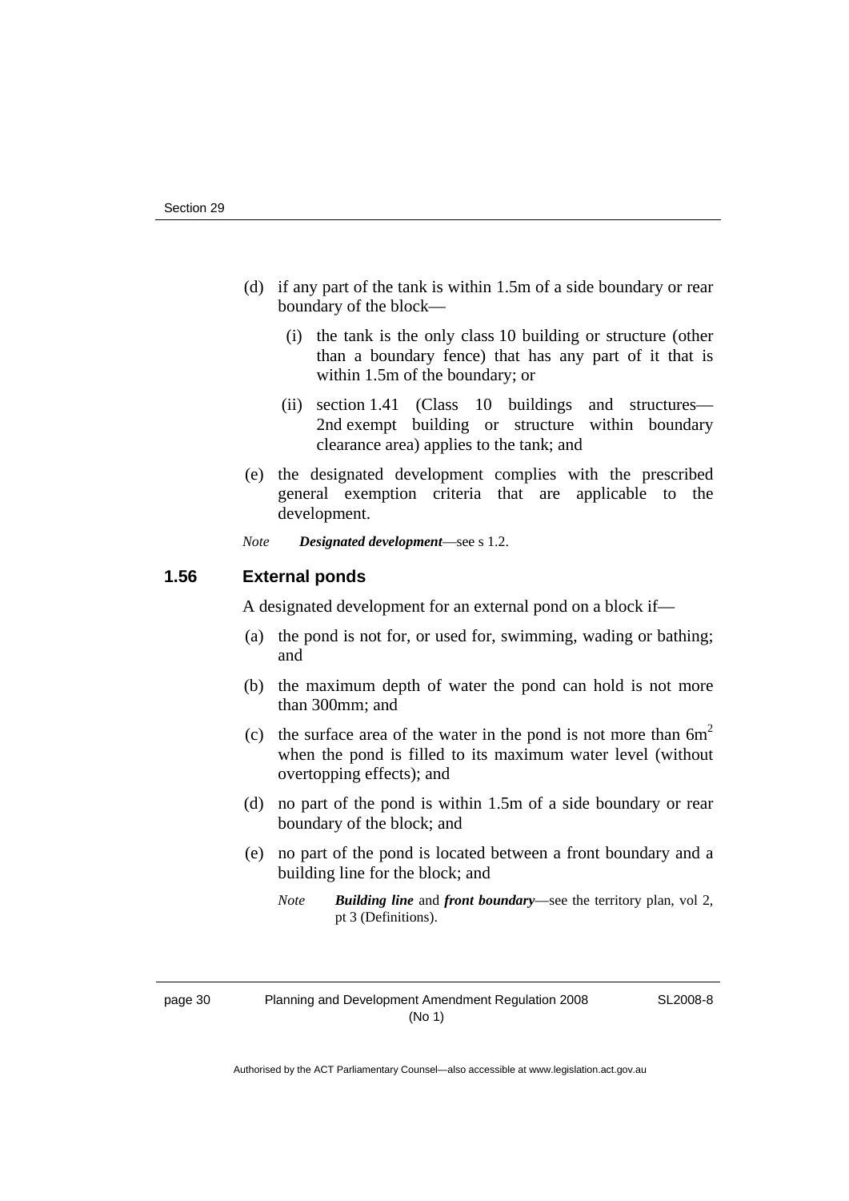(d) if any part of the tank is within 1.5m of a side boundary or rear boundary of the block—

   (i) the tank is the only class 10 building or structure (other than a boundary fence) that has any part of it that is within 1.5m of the boundary; or

   (ii) section 1.41 (Class 10 buildings and structures—2nd exempt building or structure within boundary clearance area) applies to the tank; and

(e) the designated development complies with the prescribed general exemption criteria that are applicable to the development.

*Note* ***Designated development***—see s 1.2.

### 1.56 External ponds

A designated development for an external pond on a block if—

(a) the pond is not for, or used for, swimming, wading or bathing; and

(b) the maximum depth of water the pond can hold is not more than 300mm; and

(c) the surface area of the water in the pond is not more than $6m^2$ when the pond is filled to its maximum water level (without overtopping effects); and

(d) no part of the pond is within 1.5m of a side boundary or rear boundary of the block; and

(e) no part of the pond is located between a front boundary and a building line for the block; and

*Note* ***Building line*** and ***front boundary***—see the territory plan, vol 2, pt 3 (Definitions).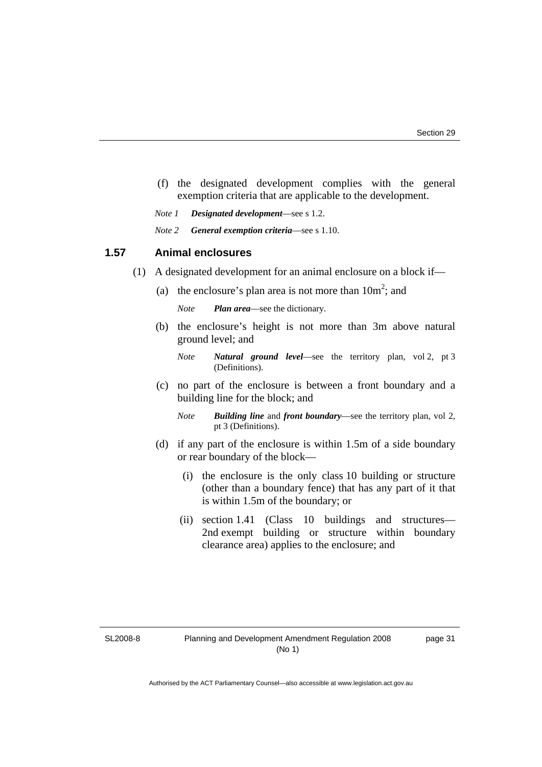(f) the designated development complies with the general exemption criteria that are applicable to the development.

*Note 1* ***Designated development***—see s 1.2.

*Note 2* ***General exemption criteria***—see s 1.10.

### 1.57 Animal enclosures

(1) A designated development for an animal enclosure on a block if—

(a) the enclosure's plan area is not more than $10m^2$; and

*Note* ***Plan area***—see the dictionary.

(b) the enclosure's height is not more than 3m above natural ground level; and

*Note* ***Natural ground level***—see the territory plan, vol 2, pt 3 (Definitions).

(c) no part of the enclosure is between a front boundary and a building line for the block; and

*Note* ***Building line*** and ***front boundary***—see the territory plan, vol 2, pt 3 (Definitions).

(d) if any part of the enclosure is within 1.5m of a side boundary or rear boundary of the block—

(i) the enclosure is the only class 10 building or structure (other than a boundary fence) that has any part of it that is within 1.5m of the boundary; or

(ii) section 1.41 (Class 10 buildings and structures—2nd exempt building or structure within boundary clearance area) applies to the enclosure; and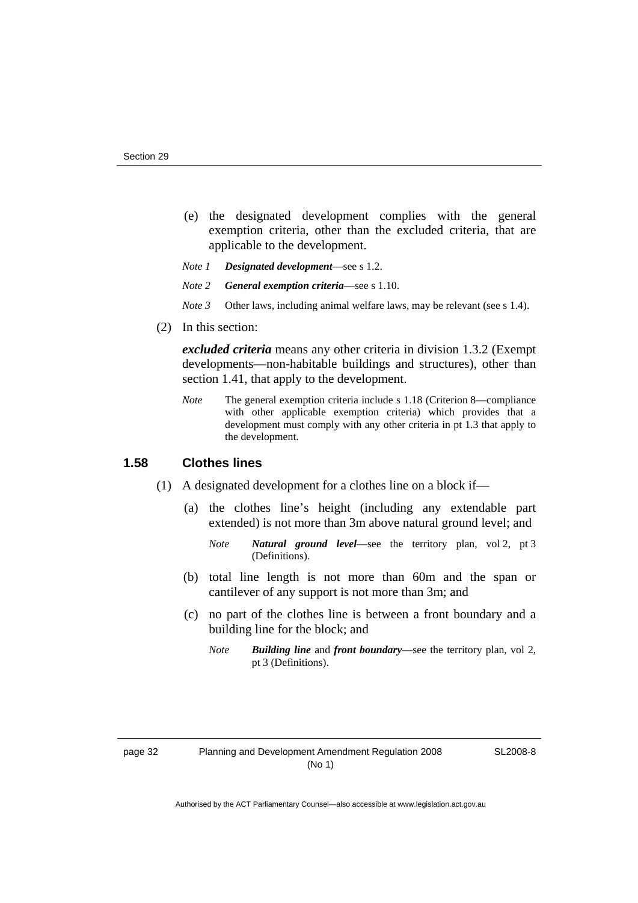(e) the designated development complies with the general exemption criteria, other than the excluded criteria, that are applicable to the development.

*Note 1* ***Designated development***—see s 1.2.

*Note 2* ***General exemption criteria***—see s 1.10.

*Note 3* Other laws, including animal welfare laws, may be relevant (see s 1.4).

(2) In this section:

***excluded criteria*** means any other criteria in division 1.3.2 (Exempt developments—non-habitable buildings and structures), other than section 1.41, that apply to the development.

*Note* The general exemption criteria include s 1.18 (Criterion 8—compliance with other applicable exemption criteria) which provides that a development must comply with any other criteria in pt 1.3 that apply to the development.

### 1.58 Clothes lines

(1) A designated development for a clothes line on a block if—

(a) the clothes line's height (including any extendable part extended) is not more than 3m above natural ground level; and

*Note* ***Natural ground level***—see the territory plan, vol 2, pt 3 (Definitions).

(b) total line length is not more than 60m and the span or cantilever of any support is not more than 3m; and

(c) no part of the clothes line is between a front boundary and a building line for the block; and

*Note* ***Building line*** and ***front boundary***—see the territory plan, vol 2, pt 3 (Definitions).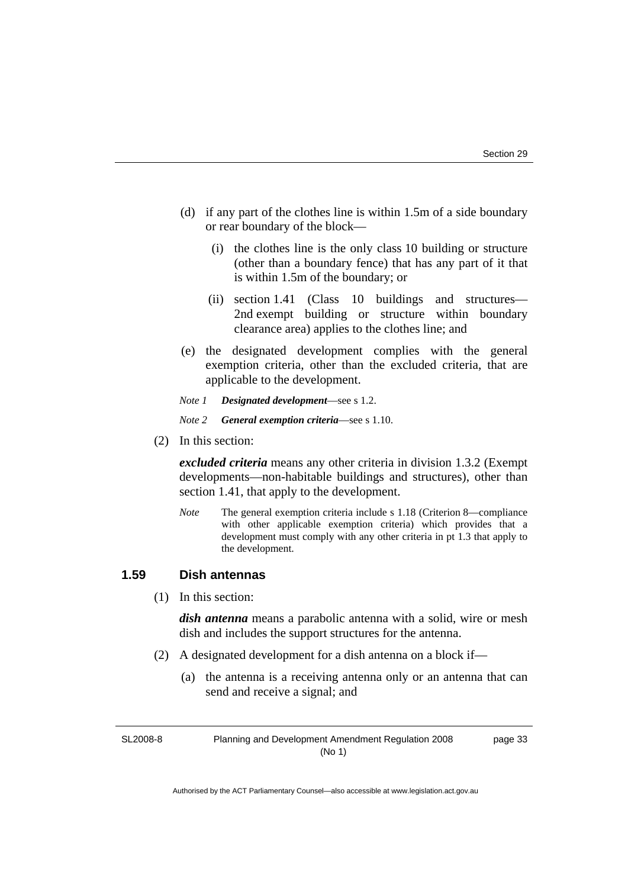(d) if any part of the clothes line is within 1.5m of a side boundary or rear boundary of the block—

(i) the clothes line is the only class 10 building or structure (other than a boundary fence) that has any part of it that is within 1.5m of the boundary; or

(ii) section 1.41 (Class 10 buildings and structures—2nd exempt building or structure within boundary clearance area) applies to the clothes line; and

(e) the designated development complies with the general exemption criteria, other than the excluded criteria, that are applicable to the development.

*Note 1* ***Designated development***—see s 1.2.

*Note 2* ***General exemption criteria***—see s 1.10.

(2) In this section:

***excluded criteria*** means any other criteria in division 1.3.2 (Exempt developments—non-habitable buildings and structures), other than section 1.41, that apply to the development.

*Note* The general exemption criteria include s 1.18 (Criterion 8—compliance with other applicable exemption criteria) which provides that a development must comply with any other criteria in pt 1.3 that apply to the development.

### 1.59 Dish antennas

(1) In this section:

***dish antenna*** means a parabolic antenna with a solid, wire or mesh dish and includes the support structures for the antenna.

(2) A designated development for a dish antenna on a block if—

(a) the antenna is a receiving antenna only or an antenna that can send and receive a signal; and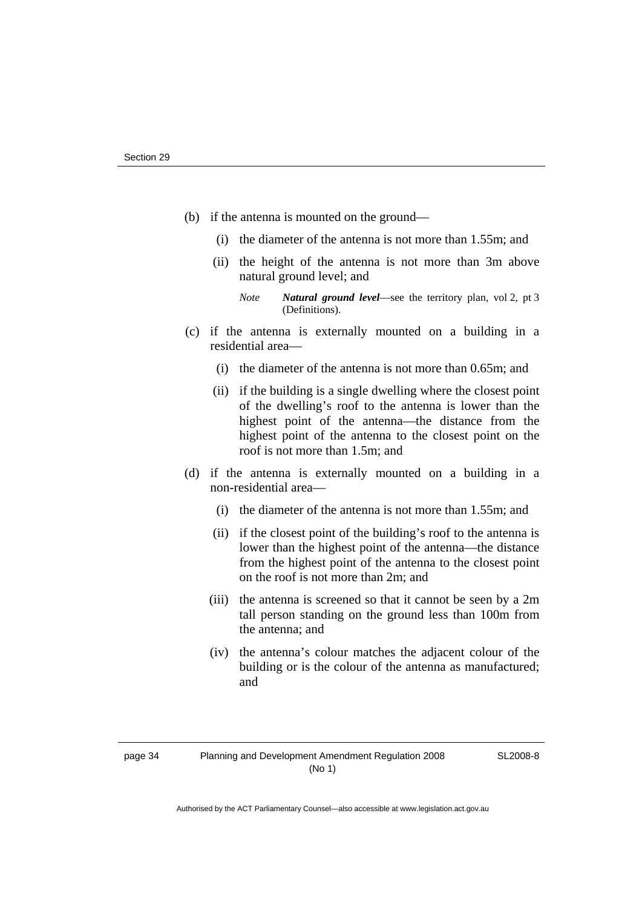(b) if the antenna is mounted on the ground—

   (i) the diameter of the antenna is not more than 1.55m; and

   (ii) the height of the antenna is not more than 3m above natural ground level; and

   *Note* ***Natural ground level***—see the territory plan, vol 2, pt 3 (Definitions).

(c) if the antenna is externally mounted on a building in a residential area—

   (i) the diameter of the antenna is not more than 0.65m; and

   (ii) if the building is a single dwelling where the closest point of the dwelling's roof to the antenna is lower than the highest point of the antenna—the distance from the highest point of the antenna to the closest point on the roof is not more than 1.5m; and

(d) if the antenna is externally mounted on a building in a non-residential area—

   (i) the diameter of the antenna is not more than 1.55m; and

   (ii) if the closest point of the building's roof to the antenna is lower than the highest point of the antenna—the distance from the highest point of the antenna to the closest point on the roof is not more than 2m; and

   (iii) the antenna is screened so that it cannot be seen by a 2m tall person standing on the ground less than 100m from the antenna; and

   (iv) the antenna's colour matches the adjacent colour of the building or is the colour of the antenna as manufactured; and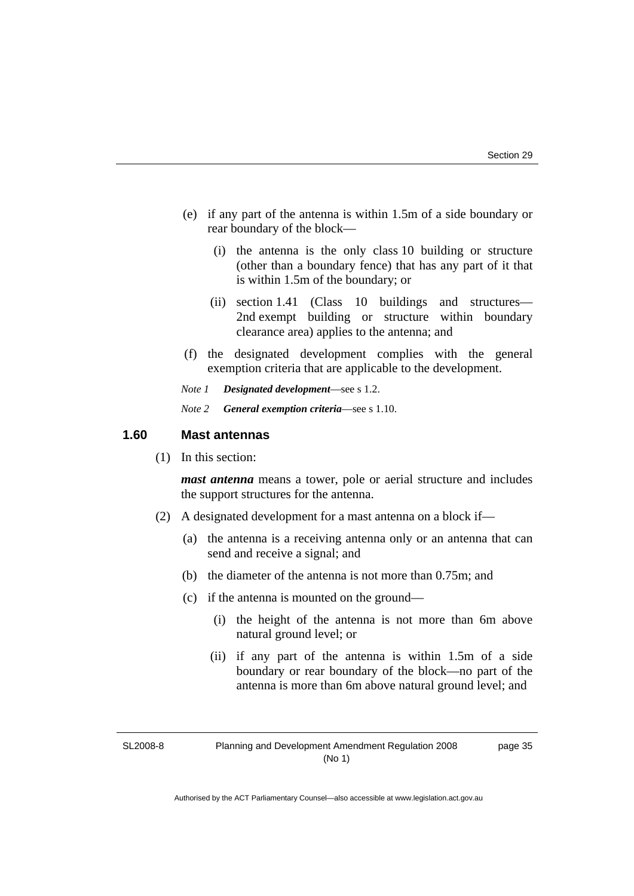(e) if any part of the antenna is within 1.5m of a side boundary or rear boundary of the block—

  (i) the antenna is the only class 10 building or structure (other than a boundary fence) that has any part of it that is within 1.5m of the boundary; or

  (ii) section 1.41 (Class 10 buildings and structures—2nd exempt building or structure within boundary clearance area) applies to the antenna; and

(f) the designated development complies with the general exemption criteria that are applicable to the development.

*Note 1* ***Designated development***—see s 1.2.

*Note 2* ***General exemption criteria***—see s 1.10.

### 1.60 Mast antennas

(1) In this section:

***mast antenna*** means a tower, pole or aerial structure and includes the support structures for the antenna.

(2) A designated development for a mast antenna on a block if—

  (a) the antenna is a receiving antenna only or an antenna that can send and receive a signal; and

  (b) the diameter of the antenna is not more than 0.75m; and

  (c) if the antenna is mounted on the ground—

    (i) the height of the antenna is not more than 6m above natural ground level; or

    (ii) if any part of the antenna is within 1.5m of a side boundary or rear boundary of the block—no part of the antenna is more than 6m above natural ground level; and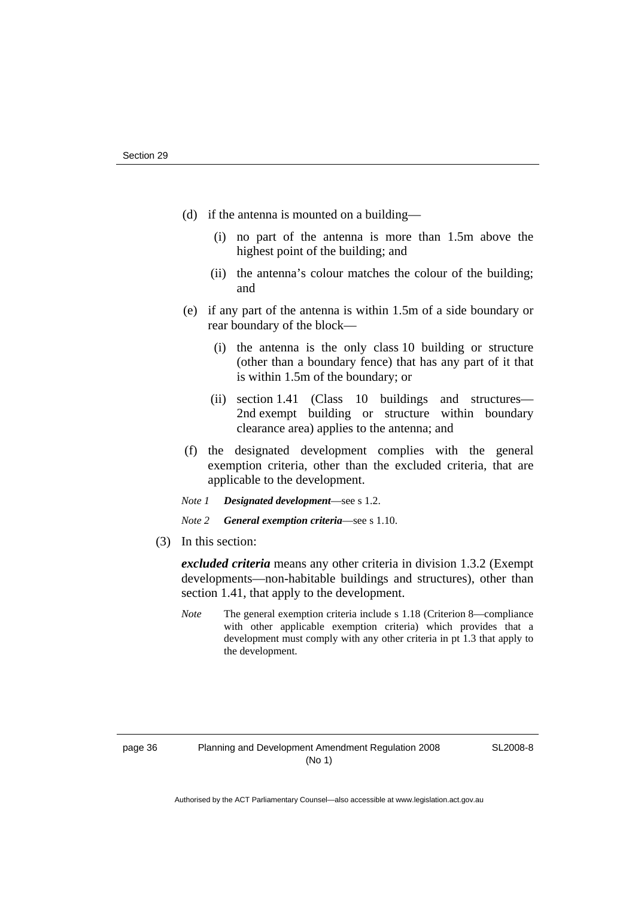(d) if the antenna is mounted on a building—

  (i) no part of the antenna is more than 1.5m above the highest point of the building; and

  (ii) the antenna's colour matches the colour of the building; and

(e) if any part of the antenna is within 1.5m of a side boundary or rear boundary of the block—

  (i) the antenna is the only class 10 building or structure (other than a boundary fence) that has any part of it that is within 1.5m of the boundary; or

  (ii) section 1.41 (Class 10 buildings and structures—2nd exempt building or structure within boundary clearance area) applies to the antenna; and

(f) the designated development complies with the general exemption criteria, other than the excluded criteria, that are applicable to the development.

*Note 1* ***Designated development***—see s 1.2.

*Note 2* ***General exemption criteria***—see s 1.10.

(3) In this section:

***excluded criteria*** means any other criteria in division 1.3.2 (Exempt developments—non-habitable buildings and structures), other than section 1.41, that apply to the development.

*Note* The general exemption criteria include s 1.18 (Criterion 8—compliance with other applicable exemption criteria) which provides that a development must comply with any other criteria in pt 1.3 that apply to the development.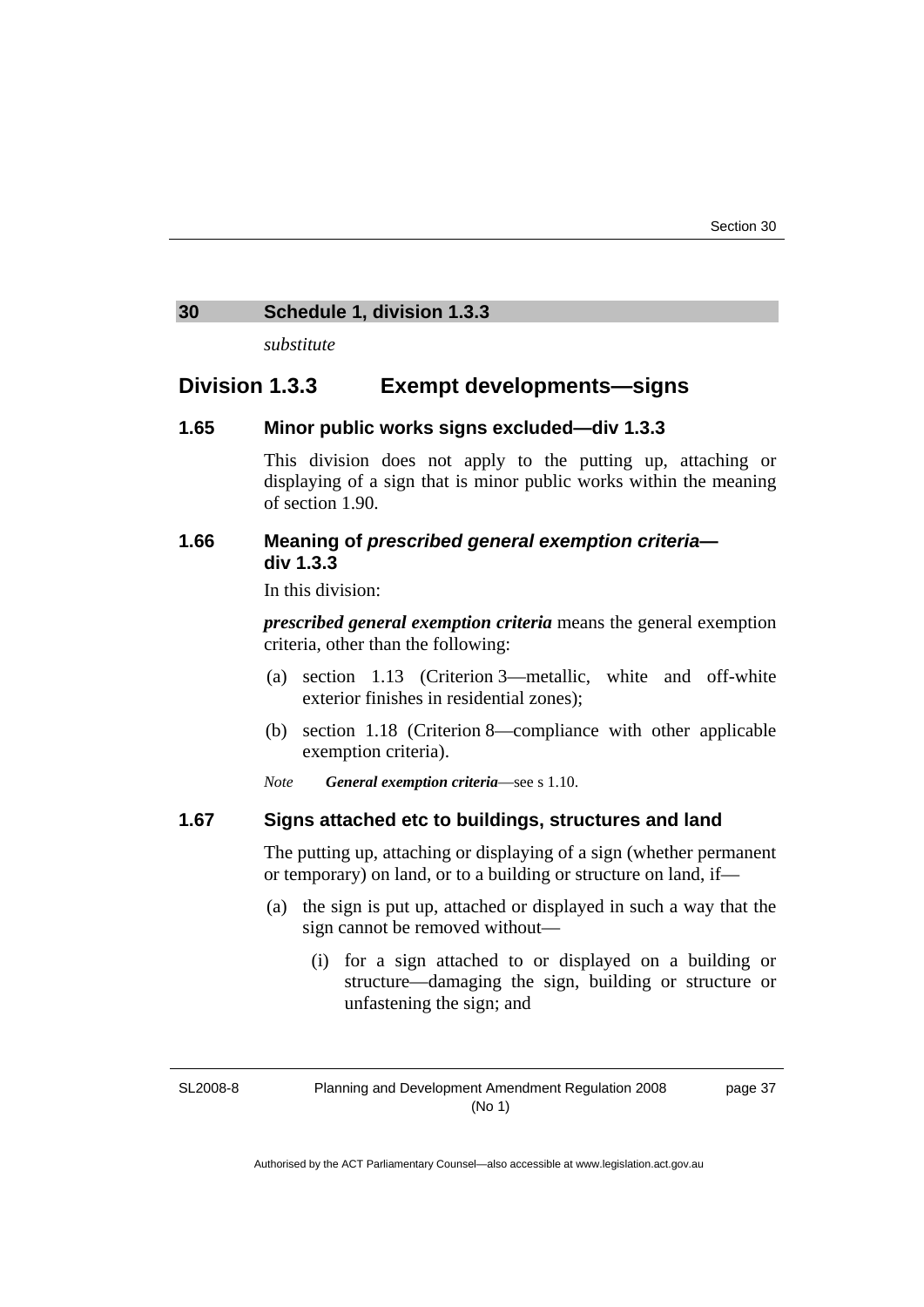## 30 Schedule 1, division 1.3.3

*substitute*

## Division 1.3.3 Exempt developments—signs

### 1.65 Minor public works signs excluded—div 1.3.3

This division does not apply to the putting up, attaching or displaying of a sign that is minor public works within the meaning of section 1.90.

### 1.66 Meaning of *prescribed general exemption criteria*—div 1.3.3

In this division:

***prescribed general exemption criteria*** means the general exemption criteria, other than the following:

(a) section 1.13 (Criterion 3—metallic, white and off-white exterior finishes in residential zones);

(b) section 1.18 (Criterion 8—compliance with other applicable exemption criteria).

*Note* ***General exemption criteria***—see s 1.10.

### 1.67 Signs attached etc to buildings, structures and land

The putting up, attaching or displaying of a sign (whether permanent or temporary) on land, or to a building or structure on land, if—

(a) the sign is put up, attached or displayed in such a way that the sign cannot be removed without—

(i) for a sign attached to or displayed on a building or structure—damaging the sign, building or structure or unfastening the sign; and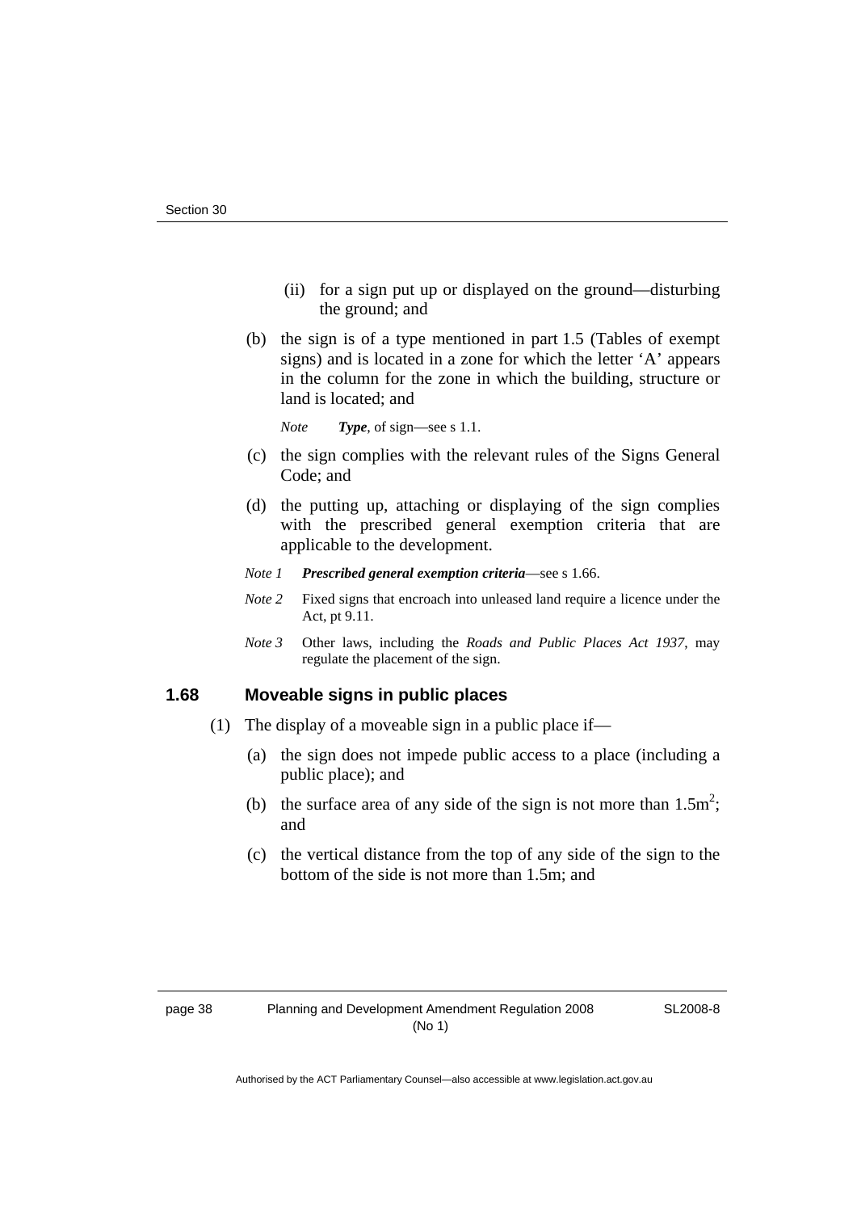(ii) for a sign put up or displayed on the ground—disturbing the ground; and

(b) the sign is of a type mentioned in part 1.5 (Tables of exempt signs) and is located in a zone for which the letter 'A' appears in the column for the zone in which the building, structure or land is located; and

*Note* ***Type***, of sign—see s 1.1.

(c) the sign complies with the relevant rules of the Signs General Code; and

(d) the putting up, attaching or displaying of the sign complies with the prescribed general exemption criteria that are applicable to the development.

*Note 1* ***Prescribed general exemption criteria***—see s 1.66.

*Note 2* Fixed signs that encroach into unleased land require a licence under the Act, pt 9.11.

*Note 3* Other laws, including the *Roads and Public Places Act 1937*, may regulate the placement of the sign.

### 1.68 Moveable signs in public places

(1) The display of a moveable sign in a public place if—

(a) the sign does not impede public access to a place (including a public place); and

(b) the surface area of any side of the sign is not more than $1.5m^2$; and

(c) the vertical distance from the top of any side of the sign to the bottom of the side is not more than 1.5m; and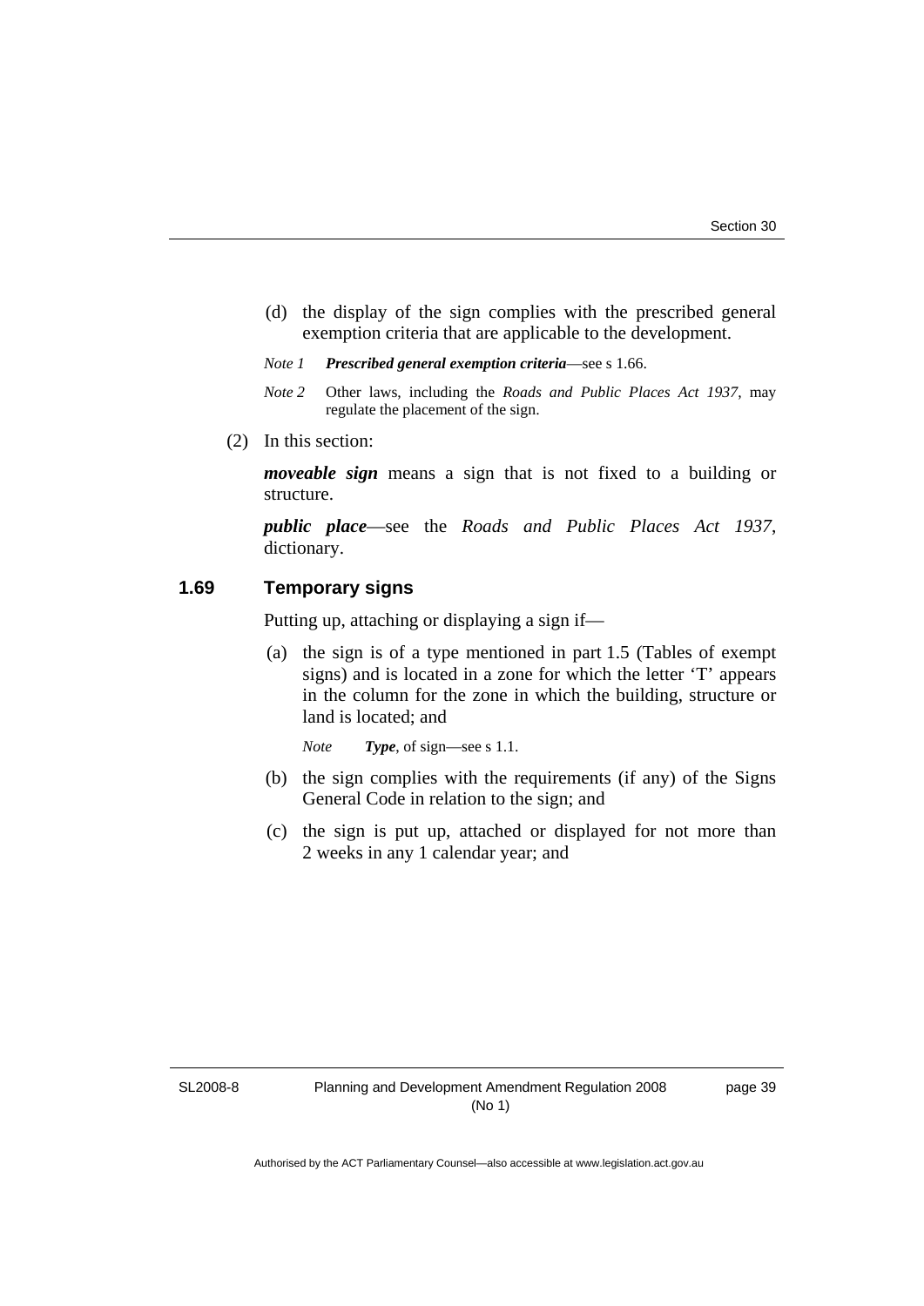(d) the display of the sign complies with the prescribed general exemption criteria that are applicable to the development.

*Note 1* ***Prescribed general exemption criteria***—see s 1.66.

*Note 2* Other laws, including the *Roads and Public Places Act 1937*, may regulate the placement of the sign.

(2) In this section:

***moveable sign*** means a sign that is not fixed to a building or structure.

***public place***—see the *Roads and Public Places Act 1937*, dictionary.

### 1.69 Temporary signs

Putting up, attaching or displaying a sign if—

(a) the sign is of a type mentioned in part 1.5 (Tables of exempt signs) and is located in a zone for which the letter 'T' appears in the column for the zone in which the building, structure or land is located; and

*Note* ***Type***, of sign—see s 1.1.

(b) the sign complies with the requirements (if any) of the Signs General Code in relation to the sign; and

(c) the sign is put up, attached or displayed for not more than 2 weeks in any 1 calendar year; and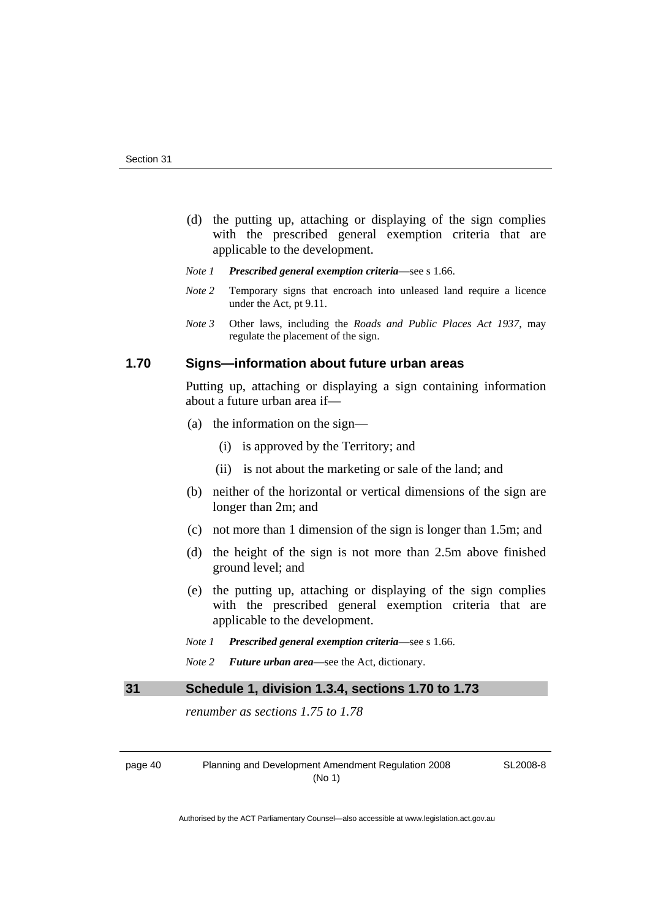(d) the putting up, attaching or displaying of the sign complies with the prescribed general exemption criteria that are applicable to the development.

*Note 1* ***Prescribed general exemption criteria***—see s 1.66.

*Note 2* Temporary signs that encroach into unleased land require a licence under the Act, pt 9.11.

*Note 3* Other laws, including the *Roads and Public Places Act 1937*, may regulate the placement of the sign.

### 1.70 Signs—information about future urban areas

Putting up, attaching or displaying a sign containing information about a future urban area if—

(a) the information on the sign—

(i) is approved by the Territory; and

(ii) is not about the marketing or sale of the land; and

(b) neither of the horizontal or vertical dimensions of the sign are longer than 2m; and

(c) not more than 1 dimension of the sign is longer than 1.5m; and

(d) the height of the sign is not more than 2.5m above finished ground level; and

(e) the putting up, attaching or displaying of the sign complies with the prescribed general exemption criteria that are applicable to the development.

*Note 1* ***Prescribed general exemption criteria***—see s 1.66.

*Note 2* ***Future urban area***—see the Act, dictionary.

## 31 Schedule 1, division 1.3.4, sections 1.70 to 1.73

*renumber as sections 1.75 to 1.78*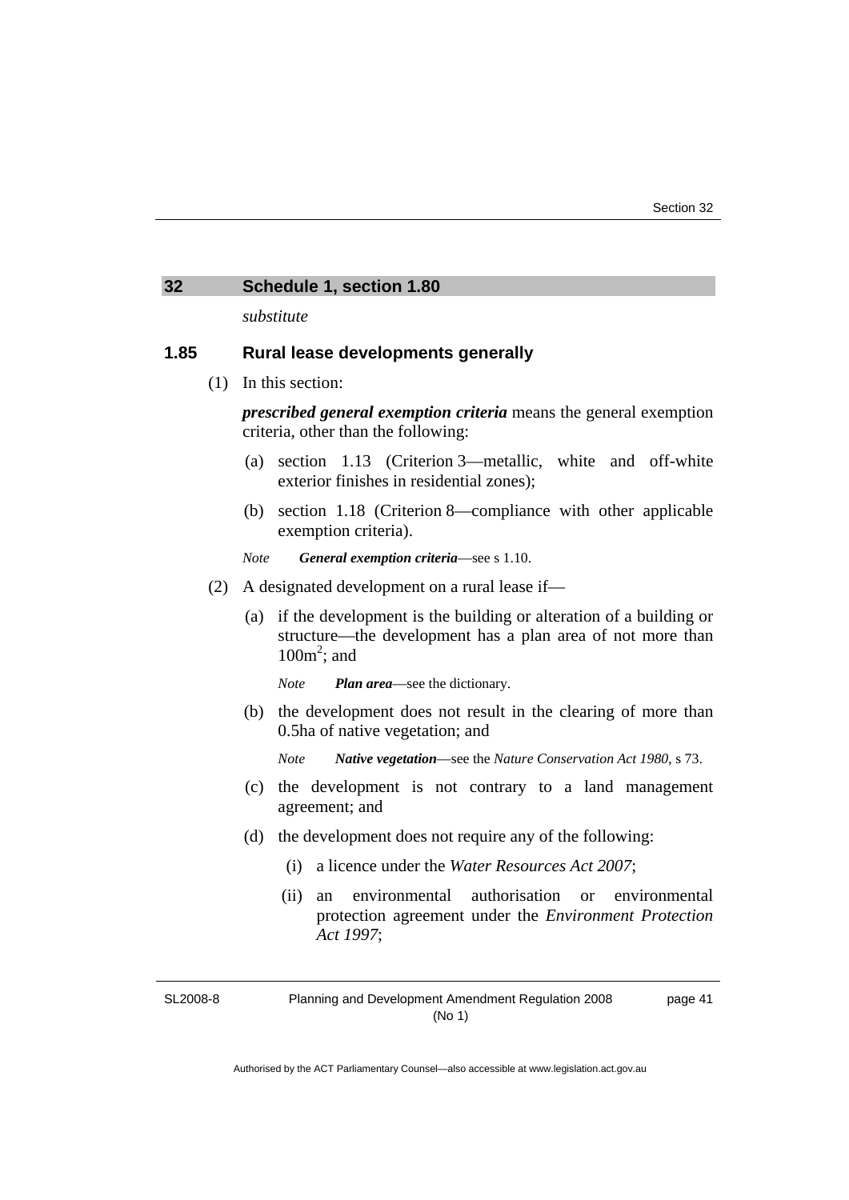## 32 Schedule 1, section 1.80

*substitute*

### 1.85 Rural lease developments generally

(1) In this section:

***prescribed general exemption criteria*** means the general exemption criteria, other than the following:

- (a) section 1.13 (Criterion 3—metallic, white and off-white exterior finishes in residential zones);
- (b) section 1.18 (Criterion 8—compliance with other applicable exemption criteria).

*Note* ***General exemption criteria***—see s 1.10.

(2) A designated development on a rural lease if—

- (a) if the development is the building or alteration of a building or structure—the development has a plan area of not more than $100m^2$; and

  *Note* ***Plan area***—see the dictionary.

- (b) the development does not result in the clearing of more than 0.5ha of native vegetation; and

  *Note* ***Native vegetation***—see the *Nature Conservation Act 1980*, s 73.

- (c) the development is not contrary to a land management agreement; and
- (d) the development does not require any of the following:
  - (i) a licence under the *Water Resources Act 2007*;
  - (ii) an environmental authorisation or environmental protection agreement under the *Environment Protection Act 1997*;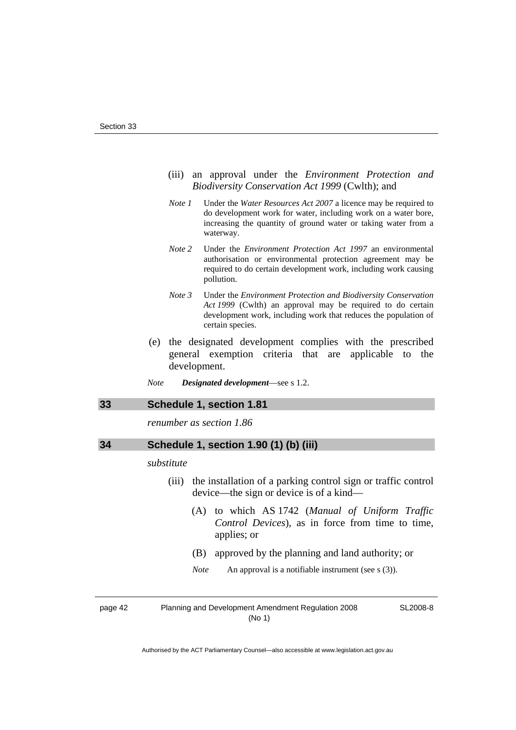(iii) an approval under the *Environment Protection and Biodiversity Conservation Act 1999* (Cwlth); and

*Note 1* Under the *Water Resources Act 2007* a licence may be required to do development work for water, including work on a water bore, increasing the quantity of ground water or taking water from a waterway.

*Note 2* Under the *Environment Protection Act 1997* an environmental authorisation or environmental protection agreement may be required to do certain development work, including work causing pollution.

*Note 3* Under the *Environment Protection and Biodiversity Conservation Act 1999* (Cwlth) an approval may be required to do certain development work, including work that reduces the population of certain species.

(e) the designated development complies with the prescribed general exemption criteria that are applicable to the development.

*Note* ***Designated development***—see s 1.2.

## 33 Schedule 1, section 1.81

*renumber as section 1.86*

## 34 Schedule 1, section 1.90 (1) (b) (iii)

*substitute*

(iii) the installation of a parking control sign or traffic control device—the sign or device is of a kind—

(A) to which AS 1742 (*Manual of Uniform Traffic Control Devices*), as in force from time to time, applies; or

(B) approved by the planning and land authority; or

*Note* An approval is a notifiable instrument (see s (3)).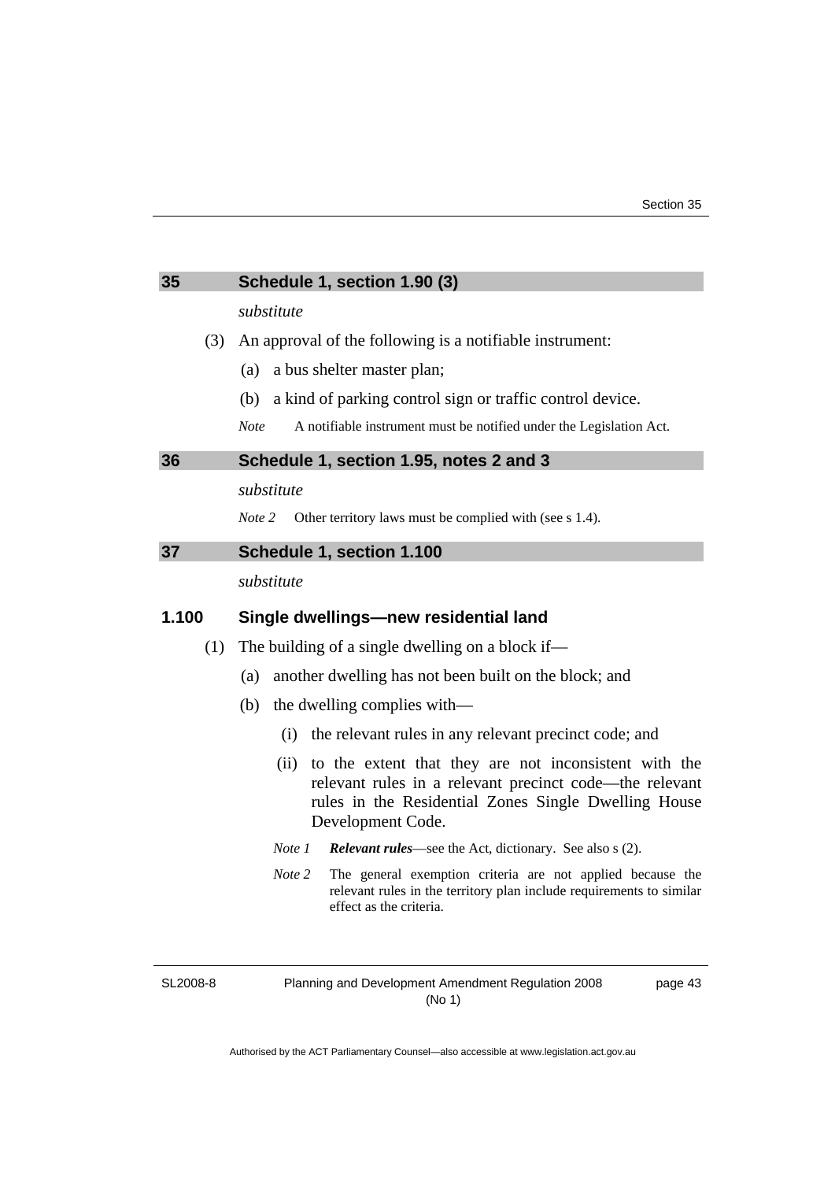## 35 Schedule 1, section 1.90 (3)

*substitute*

(3) An approval of the following is a notifiable instrument:

(a) a bus shelter master plan;

(b) a kind of parking control sign or traffic control device.

*Note* A notifiable instrument must be notified under the Legislation Act.

## 36 Schedule 1, section 1.95, notes 2 and 3

*substitute*

*Note 2* Other territory laws must be complied with (see s 1.4).

## 37 Schedule 1, section 1.100

*substitute*

### 1.100 Single dwellings—new residential land

(1) The building of a single dwelling on a block if—

(a) another dwelling has not been built on the block; and

(b) the dwelling complies with—

(i) the relevant rules in any relevant precinct code; and

(ii) to the extent that they are not inconsistent with the relevant rules in a relevant precinct code—the relevant rules in the Residential Zones Single Dwelling House Development Code.

*Note 1* ***Relevant rules***—see the Act, dictionary. See also s (2).

*Note 2* The general exemption criteria are not applied because the relevant rules in the territory plan include requirements to similar effect as the criteria.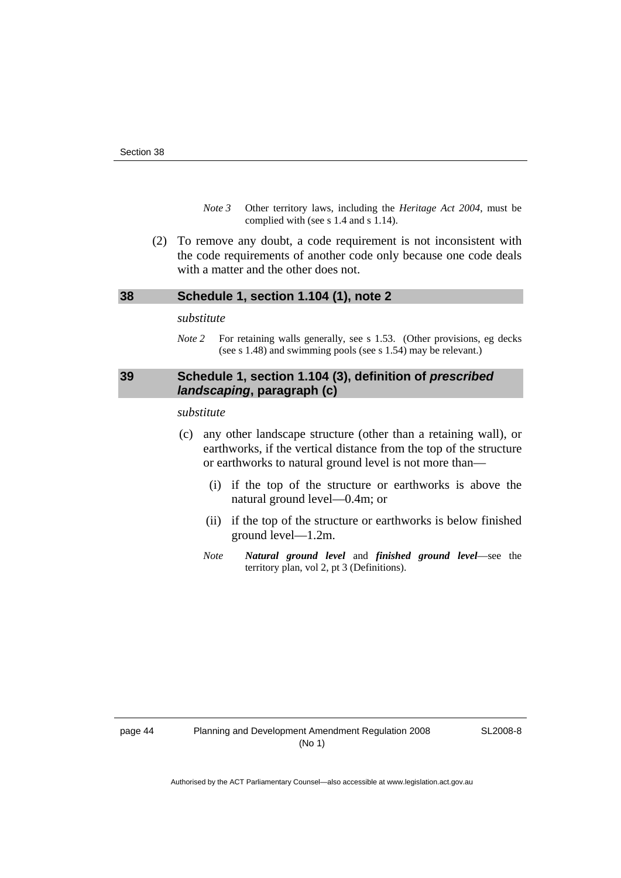*Note 3* Other territory laws, including the *Heritage Act 2004*, must be complied with (see s 1.4 and s 1.14).

(2) To remove any doubt, a code requirement is not inconsistent with the code requirements of another code only because one code deals with a matter and the other does not.

## 38 Schedule 1, section 1.104 (1), note 2

*substitute*

*Note 2* For retaining walls generally, see s 1.53. (Other provisions, eg decks (see s 1.48) and swimming pools (see s 1.54) may be relevant.)

## 39 Schedule 1, section 1.104 (3), definition of *prescribed landscaping*, paragraph (c)

*substitute*

(c) any other landscape structure (other than a retaining wall), or earthworks, if the vertical distance from the top of the structure or earthworks to natural ground level is not more than—

(i) if the top of the structure or earthworks is above the natural ground level—0.4m; or

(ii) if the top of the structure or earthworks is below finished ground level—1.2m.

*Note* ***Natural ground level*** and ***finished ground level***—see the territory plan, vol 2, pt 3 (Definitions).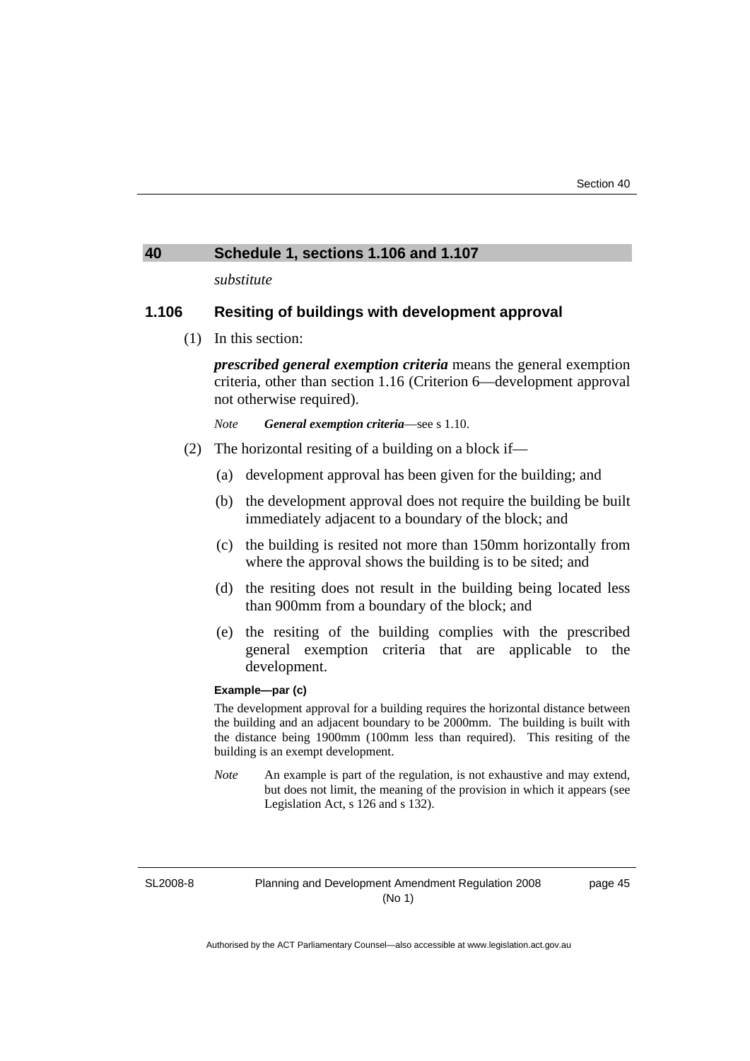## 40 Schedule 1, sections 1.106 and 1.107

*substitute*

### 1.106 Resiting of buildings with development approval

(1) In this section:

***prescribed general exemption criteria*** means the general exemption criteria, other than section 1.16 (Criterion 6—development approval not otherwise required).

*Note* ***General exemption criteria***—see s 1.10.

(2) The horizontal resiting of a building on a block if—

(a) development approval has been given for the building; and

(b) the development approval does not require the building be built immediately adjacent to a boundary of the block; and

(c) the building is resited not more than 150mm horizontally from where the approval shows the building is to be sited; and

(d) the resiting does not result in the building being located less than 900mm from a boundary of the block; and

(e) the resiting of the building complies with the prescribed general exemption criteria that are applicable to the development.

**Example—par (c)**

The development approval for a building requires the horizontal distance between the building and an adjacent boundary to be 2000mm. The building is built with the distance being 1900mm (100mm less than required). This resiting of the building is an exempt development.

*Note* An example is part of the regulation, is not exhaustive and may extend, but does not limit, the meaning of the provision in which it appears (see Legislation Act, s 126 and s 132).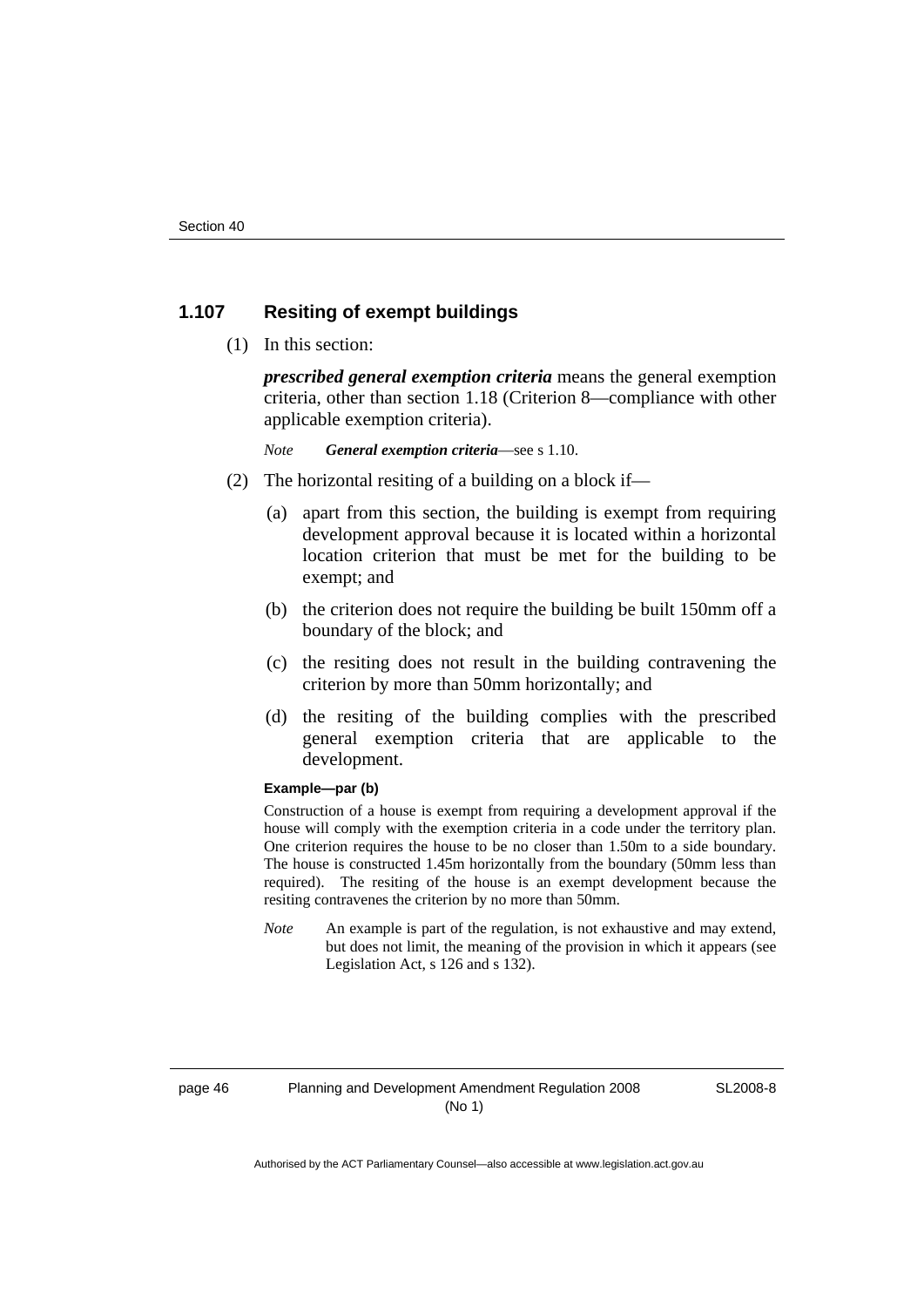### 1.107 Resiting of exempt buildings

(1) In this section:

***prescribed general exemption criteria*** means the general exemption criteria, other than section 1.18 (Criterion 8—compliance with other applicable exemption criteria).

*Note* ***General exemption criteria***—see s 1.10.

(2) The horizontal resiting of a building on a block if—

(a) apart from this section, the building is exempt from requiring development approval because it is located within a horizontal location criterion that must be met for the building to be exempt; and

(b) the criterion does not require the building be built 150mm off a boundary of the block; and

(c) the resiting does not result in the building contravening the criterion by more than 50mm horizontally; and

(d) the resiting of the building complies with the prescribed general exemption criteria that are applicable to the development.

**Example—par (b)**

Construction of a house is exempt from requiring a development approval if the house will comply with the exemption criteria in a code under the territory plan. One criterion requires the house to be no closer than 1.50m to a side boundary. The house is constructed 1.45m horizontally from the boundary (50mm less than required). The resiting of the house is an exempt development because the resiting contravenes the criterion by no more than 50mm.

*Note* An example is part of the regulation, is not exhaustive and may extend, but does not limit, the meaning of the provision in which it appears (see Legislation Act, s 126 and s 132).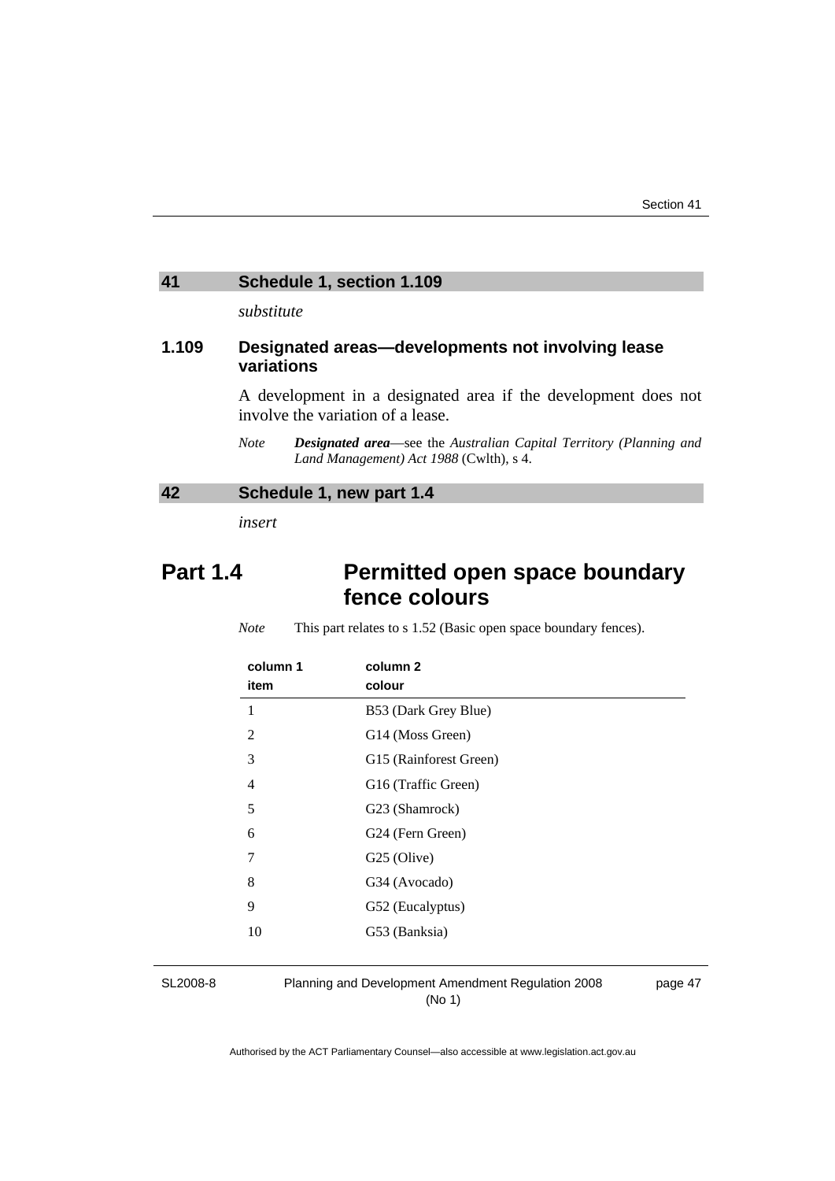## 41 Schedule 1, section 1.109

*substitute*

### 1.109 Designated areas—developments not involving lease variations

A development in a designated area if the development does not involve the variation of a lease.

*Note* ***Designated area***—see the *Australian Capital Territory (Planning and Land Management) Act 1988* (Cwlth), s 4.

## 42 Schedule 1, new part 1.4

*insert*

# Part 1.4 Permitted open space boundary fence colours

*Note* This part relates to s 1.52 (Basic open space boundary fences).

| column 1 item | column 2 colour |
|---|---|
| 1 | B53 (Dark Grey Blue) |
| 2 | G14 (Moss Green) |
| 3 | G15 (Rainforest Green) |
| 4 | G16 (Traffic Green) |
| 5 | G23 (Shamrock) |
| 6 | G24 (Fern Green) |
| 7 | G25 (Olive) |
| 8 | G34 (Avocado) |
| 9 | G52 (Eucalyptus) |
| 10 | G53 (Banksia) |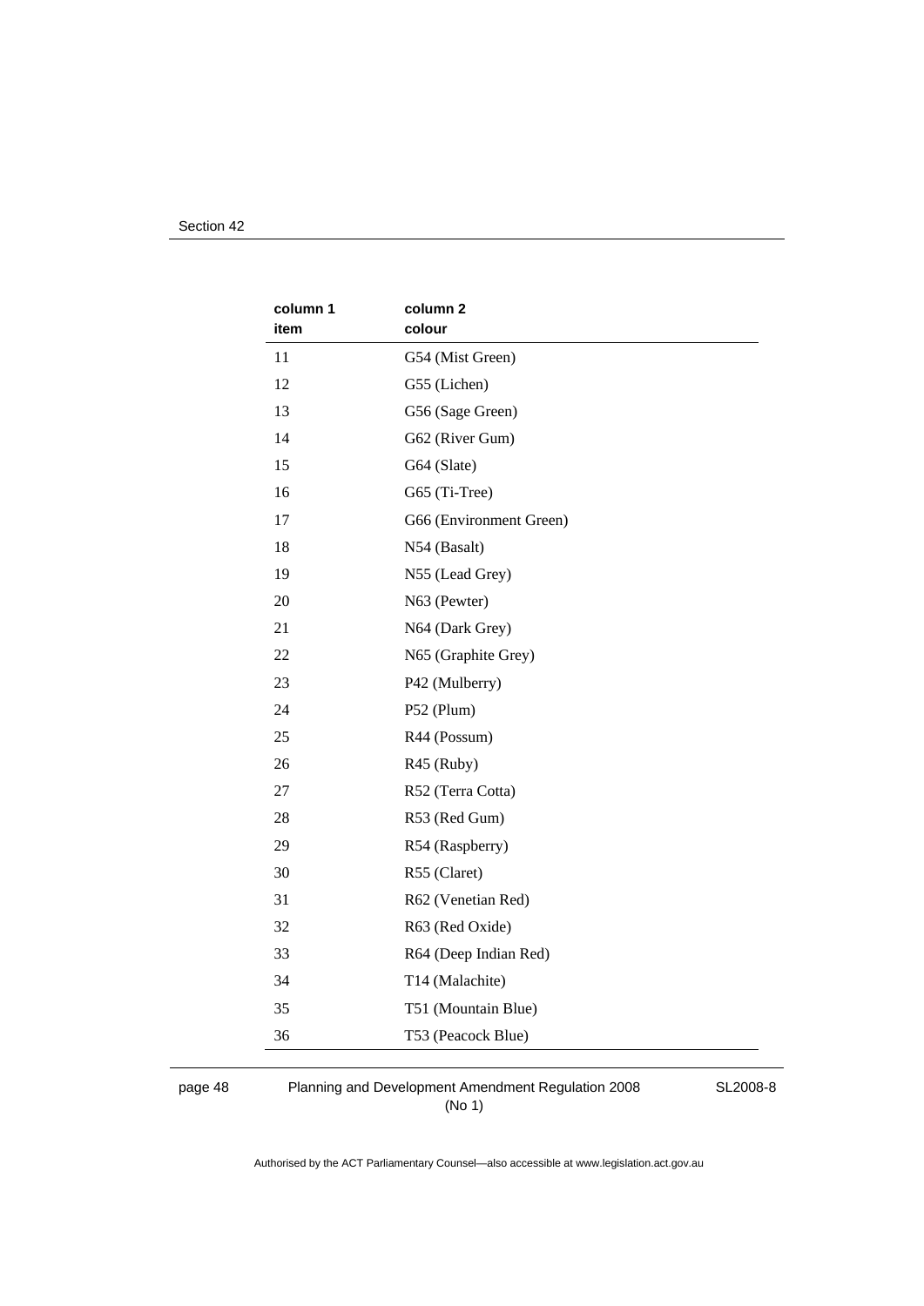| column 1<br>item | column 2<br>colour |
|---|---|
| 11 | G54 (Mist Green) |
| 12 | G55 (Lichen) |
| 13 | G56 (Sage Green) |
| 14 | G62 (River Gum) |
| 15 | G64 (Slate) |
| 16 | G65 (Ti-Tree) |
| 17 | G66 (Environment Green) |
| 18 | N54 (Basalt) |
| 19 | N55 (Lead Grey) |
| 20 | N63 (Pewter) |
| 21 | N64 (Dark Grey) |
| 22 | N65 (Graphite Grey) |
| 23 | P42 (Mulberry) |
| 24 | P52 (Plum) |
| 25 | R44 (Possum) |
| 26 | R45 (Ruby) |
| 27 | R52 (Terra Cotta) |
| 28 | R53 (Red Gum) |
| 29 | R54 (Raspberry) |
| 30 | R55 (Claret) |
| 31 | R62 (Venetian Red) |
| 32 | R63 (Red Oxide) |
| 33 | R64 (Deep Indian Red) |
| 34 | T14 (Malachite) |
| 35 | T51 (Mountain Blue) |
| 36 | T53 (Peacock Blue) |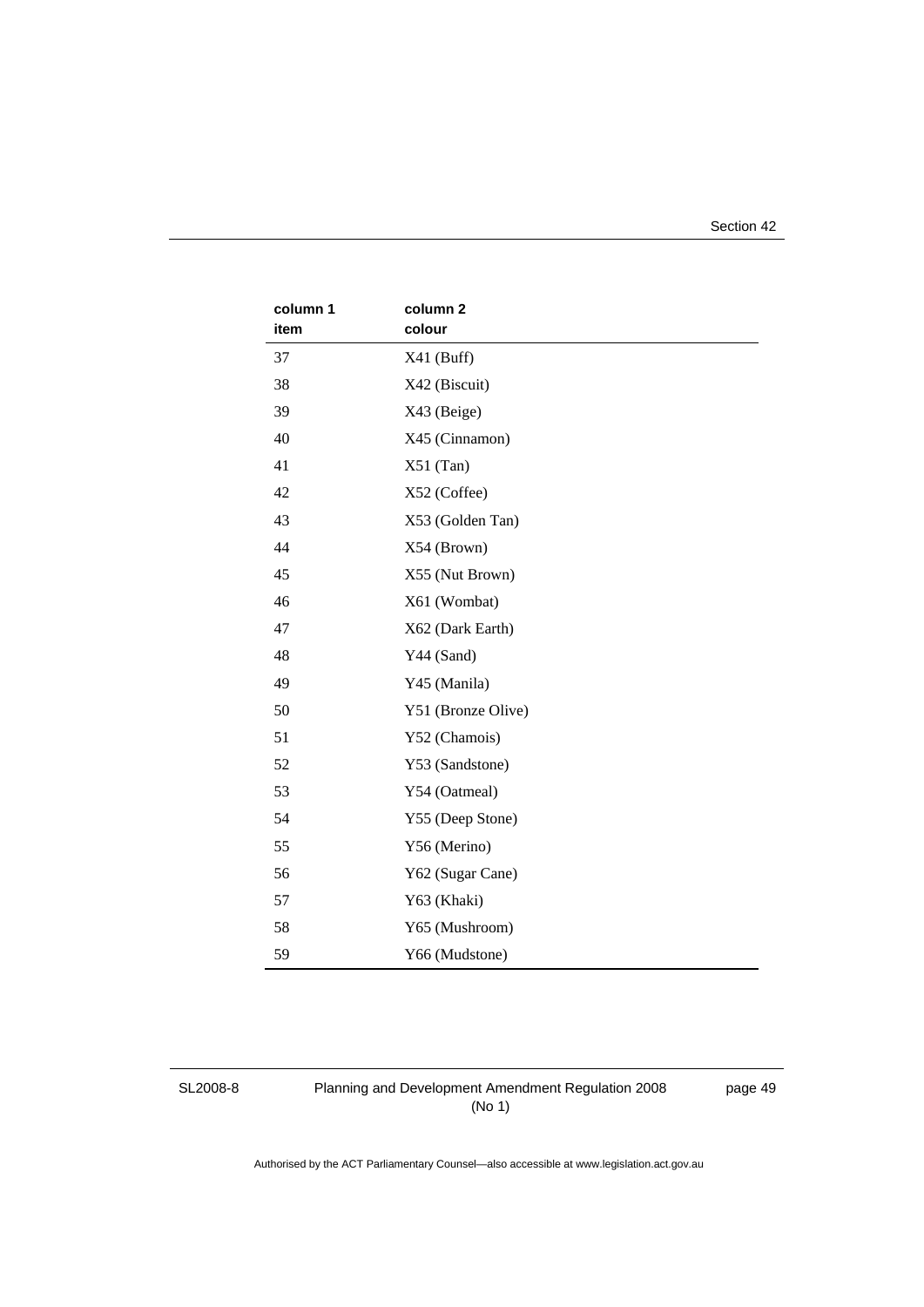| column 1 item | column 2 colour |
|---|---|
| 37 | X41 (Buff) |
| 38 | X42 (Biscuit) |
| 39 | X43 (Beige) |
| 40 | X45 (Cinnamon) |
| 41 | X51 (Tan) |
| 42 | X52 (Coffee) |
| 43 | X53 (Golden Tan) |
| 44 | X54 (Brown) |
| 45 | X55 (Nut Brown) |
| 46 | X61 (Wombat) |
| 47 | X62 (Dark Earth) |
| 48 | Y44 (Sand) |
| 49 | Y45 (Manila) |
| 50 | Y51 (Bronze Olive) |
| 51 | Y52 (Chamois) |
| 52 | Y53 (Sandstone) |
| 53 | Y54 (Oatmeal) |
| 54 | Y55 (Deep Stone) |
| 55 | Y56 (Merino) |
| 56 | Y62 (Sugar Cane) |
| 57 | Y63 (Khaki) |
| 58 | Y65 (Mushroom) |
| 59 | Y66 (Mudstone) |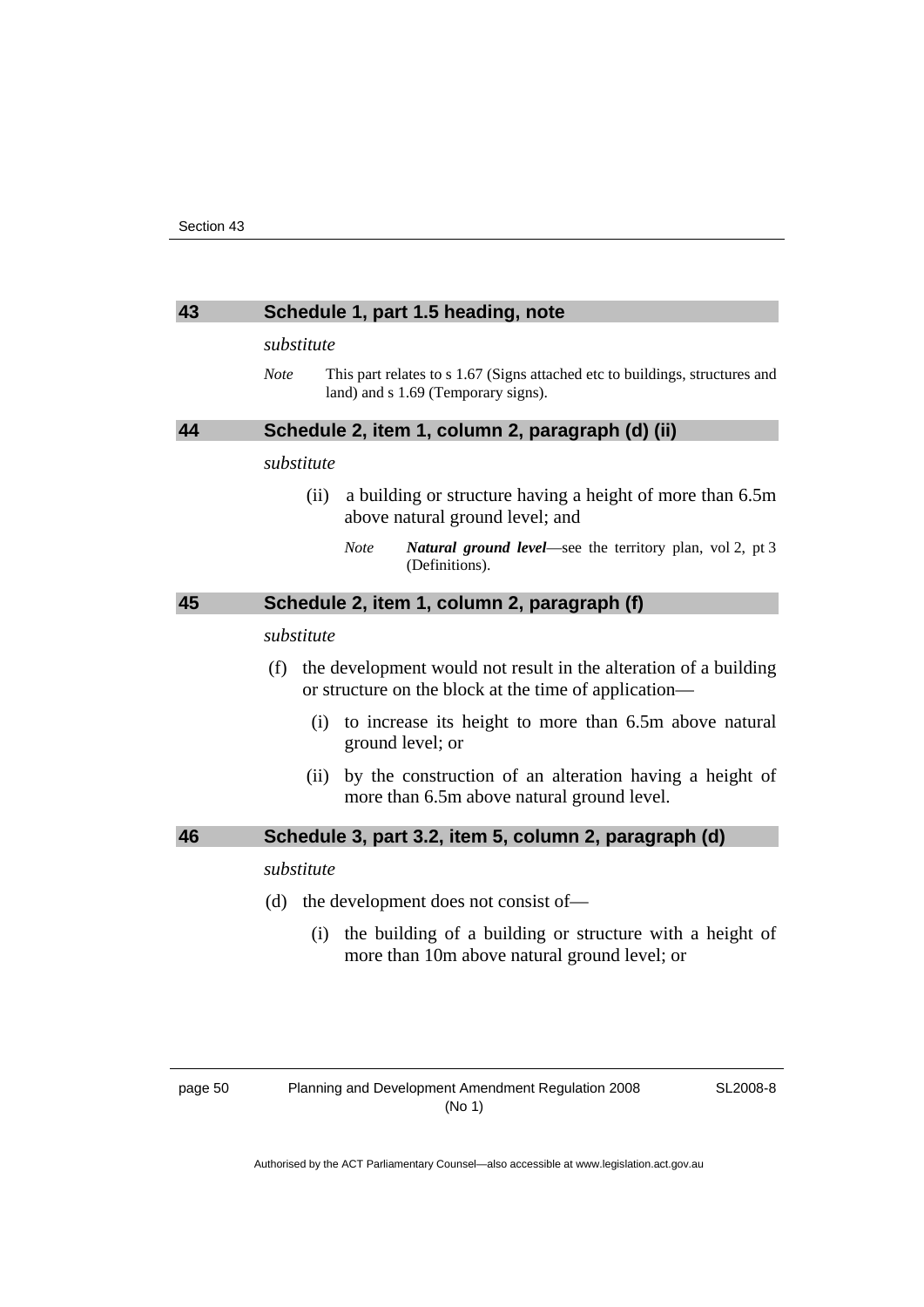## 43 Schedule 1, part 1.5 heading, note

*substitute*

*Note* This part relates to s 1.67 (Signs attached etc to buildings, structures and land) and s 1.69 (Temporary signs).

## 44 Schedule 2, item 1, column 2, paragraph (d) (ii)

*substitute*

(ii) a building or structure having a height of more than 6.5m above natural ground level; and

*Note* ***Natural ground level***—see the territory plan, vol 2, pt 3 (Definitions).

## 45 Schedule 2, item 1, column 2, paragraph (f)

*substitute*

(f) the development would not result in the alteration of a building or structure on the block at the time of application—

(i) to increase its height to more than 6.5m above natural ground level; or

(ii) by the construction of an alteration having a height of more than 6.5m above natural ground level.

## 46 Schedule 3, part 3.2, item 5, column 2, paragraph (d)

*substitute*

(d) the development does not consist of—

(i) the building of a building or structure with a height of more than 10m above natural ground level; or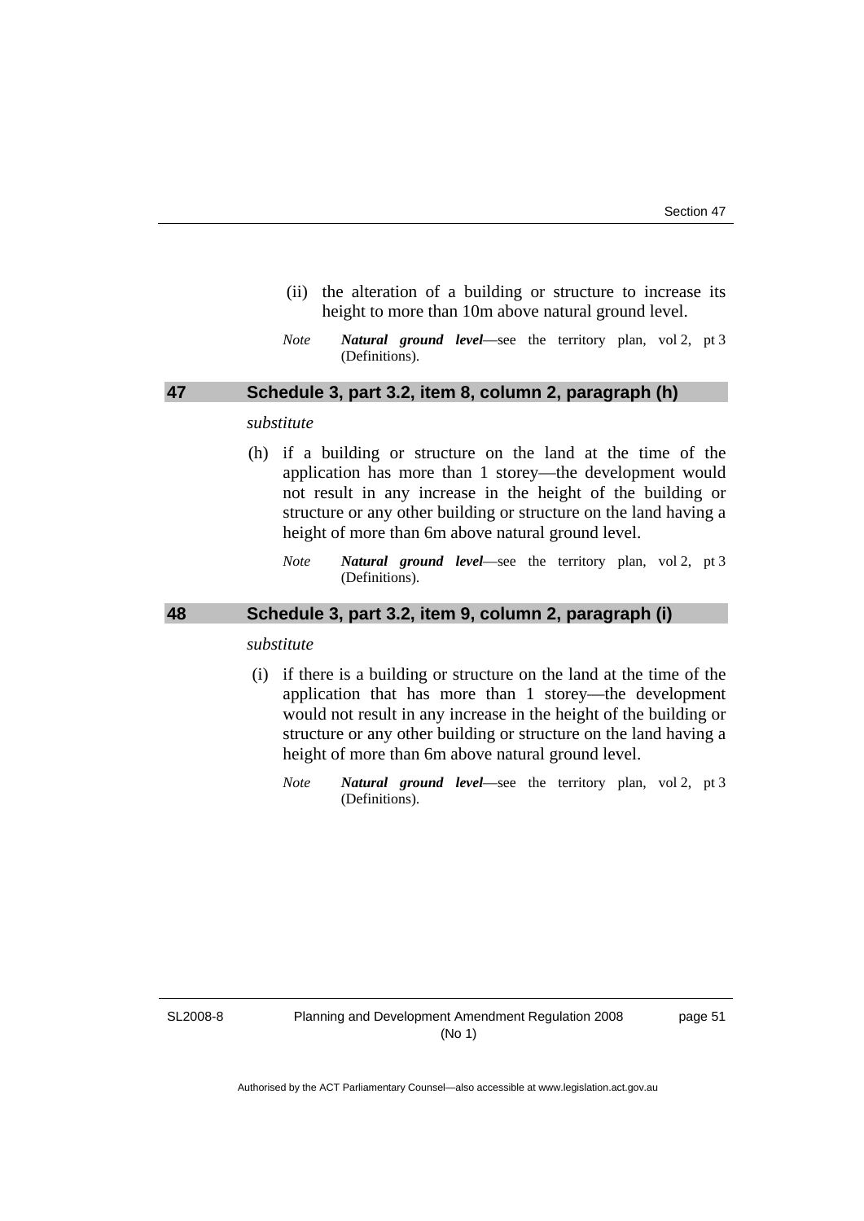(ii) the alteration of a building or structure to increase its height to more than 10m above natural ground level.

*Note* ***Natural ground level***—see the territory plan, vol 2, pt 3 (Definitions).

## 47 Schedule 3, part 3.2, item 8, column 2, paragraph (h)

*substitute*

(h) if a building or structure on the land at the time of the application has more than 1 storey—the development would not result in any increase in the height of the building or structure or any other building or structure on the land having a height of more than 6m above natural ground level.

*Note* ***Natural ground level***—see the territory plan, vol 2, pt 3 (Definitions).

## 48 Schedule 3, part 3.2, item 9, column 2, paragraph (i)

*substitute*

(i) if there is a building or structure on the land at the time of the application that has more than 1 storey—the development would not result in any increase in the height of the building or structure or any other building or structure on the land having a height of more than 6m above natural ground level.

*Note* ***Natural ground level***—see the territory plan, vol 2, pt 3 (Definitions).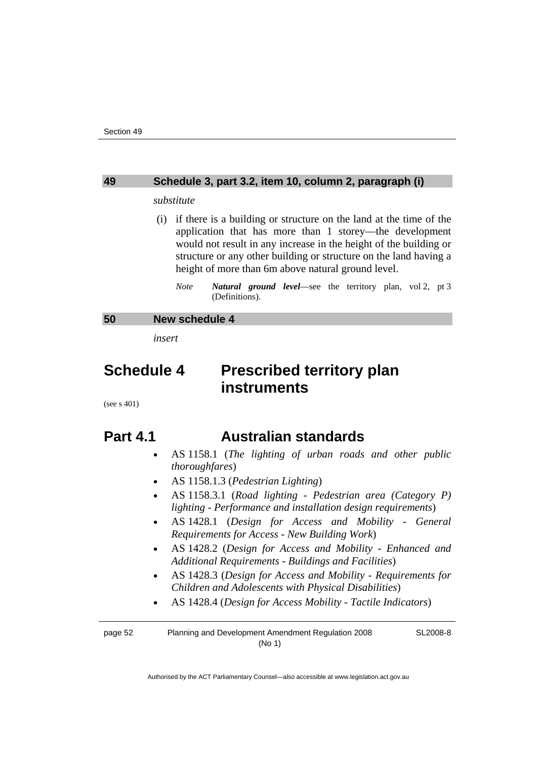## 49 Schedule 3, part 3.2, item 10, column 2, paragraph (i)

*substitute*

(i) if there is a building or structure on the land at the time of the application that has more than 1 storey—the development would not result in any increase in the height of the building or structure or any other building or structure on the land having a height of more than 6m above natural ground level.

*Note* ***Natural ground level***—see the territory plan, vol 2, pt 3 (Definitions).

## 50 New schedule 4

*insert*

# Schedule 4 Prescribed territory plan instruments

(see s 401)

## Part 4.1 Australian standards

- AS 1158.1 (*The lighting of urban roads and other public thoroughfares*)
- AS 1158.1.3 (*Pedestrian Lighting*)
- AS 1158.3.1 (*Road lighting - Pedestrian area (Category P) lighting - Performance and installation design requirements*)
- AS 1428.1 (*Design for Access and Mobility - General Requirements for Access - New Building Work*)
- AS 1428.2 (*Design for Access and Mobility - Enhanced and Additional Requirements - Buildings and Facilities*)
- AS 1428.3 (*Design for Access and Mobility - Requirements for Children and Adolescents with Physical Disabilities*)
- AS 1428.4 (*Design for Access Mobility - Tactile Indicators*)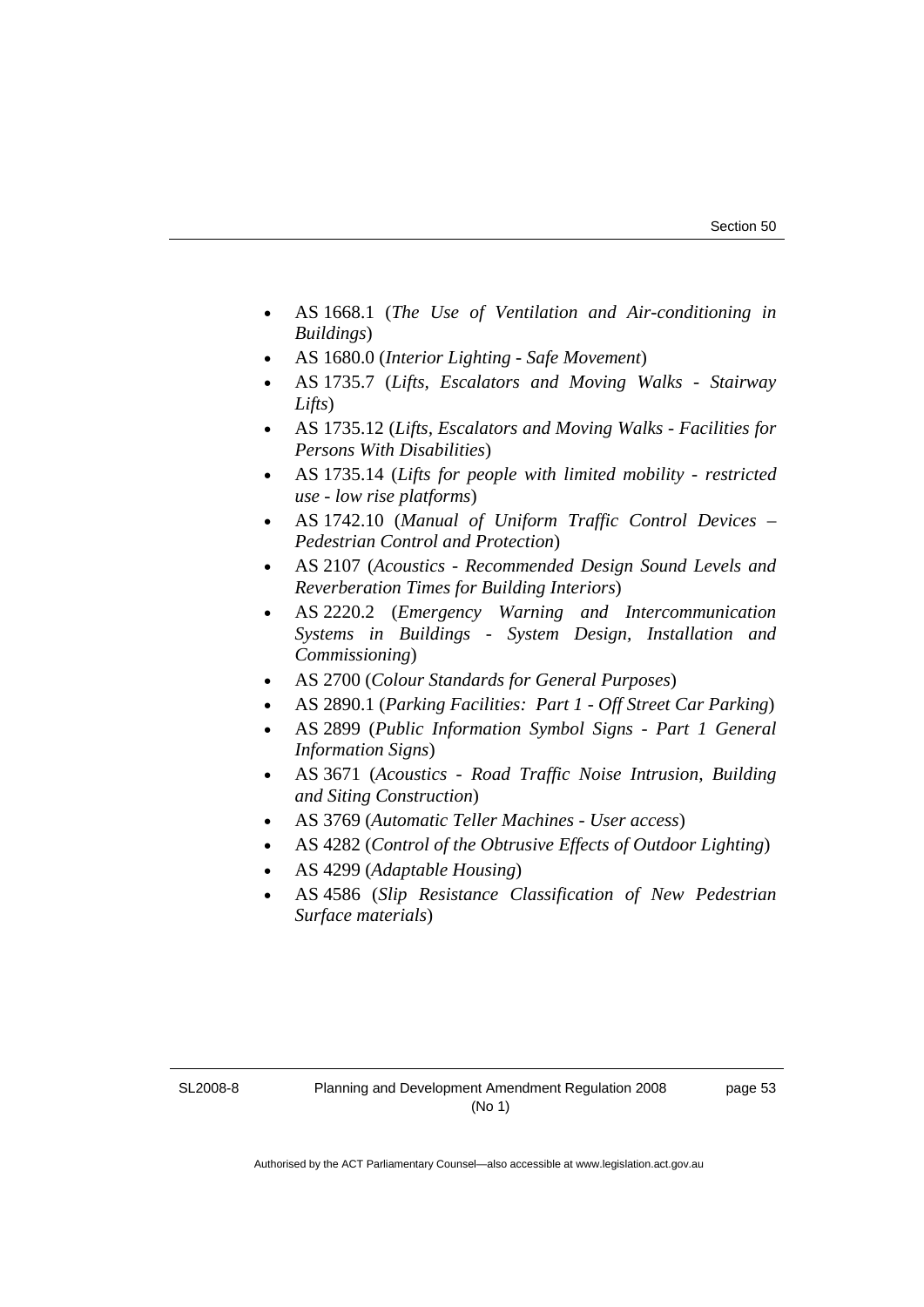- AS 1668.1 (*The Use of Ventilation and Air-conditioning in Buildings*)
- AS 1680.0 (*Interior Lighting - Safe Movement*)
- AS 1735.7 (*Lifts, Escalators and Moving Walks - Stairway Lifts*)
- AS 1735.12 (*Lifts, Escalators and Moving Walks - Facilities for Persons With Disabilities*)
- AS 1735.14 (*Lifts for people with limited mobility - restricted use - low rise platforms*)
- AS 1742.10 (*Manual of Uniform Traffic Control Devices – Pedestrian Control and Protection*)
- AS 2107 (*Acoustics - Recommended Design Sound Levels and Reverberation Times for Building Interiors*)
- AS 2220.2 (*Emergency Warning and Intercommunication Systems in Buildings - System Design, Installation and Commissioning*)
- AS 2700 (*Colour Standards for General Purposes*)
- AS 2890.1 (*Parking Facilities: Part 1 - Off Street Car Parking*)
- AS 2899 (*Public Information Symbol Signs - Part 1 General Information Signs*)
- AS 3671 (*Acoustics - Road Traffic Noise Intrusion, Building and Siting Construction*)
- AS 3769 (*Automatic Teller Machines - User access*)
- AS 4282 (*Control of the Obtrusive Effects of Outdoor Lighting*)
- AS 4299 (*Adaptable Housing*)
- AS 4586 (*Slip Resistance Classification of New Pedestrian Surface materials*)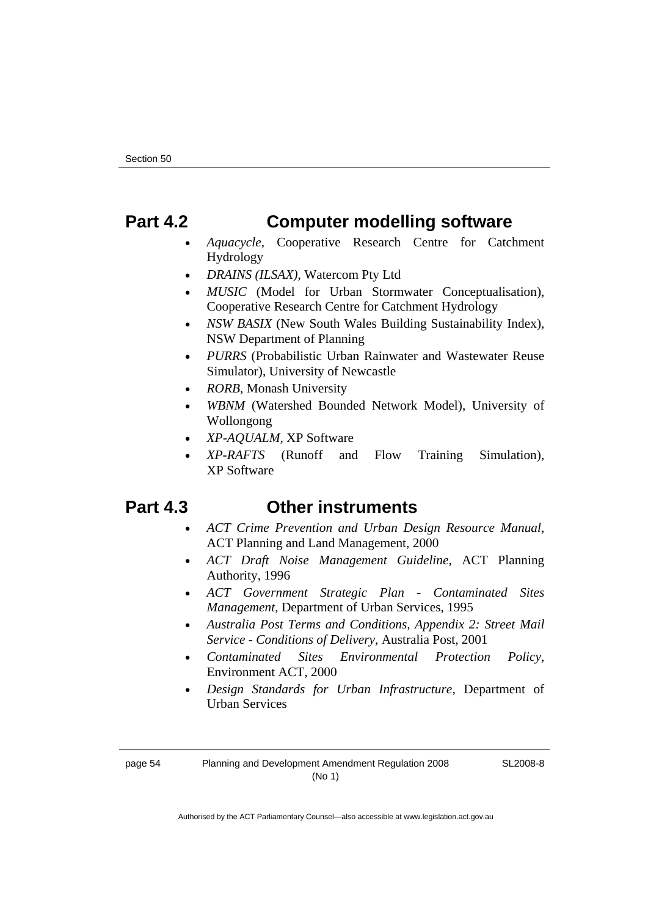## Part 4.2 Computer modelling software

- *Aquacycle*, Cooperative Research Centre for Catchment Hydrology
- *DRAINS (ILSAX)*, Watercom Pty Ltd
- *MUSIC* (Model for Urban Stormwater Conceptualisation), Cooperative Research Centre for Catchment Hydrology
- *NSW BASIX* (New South Wales Building Sustainability Index), NSW Department of Planning
- *PURRS* (Probabilistic Urban Rainwater and Wastewater Reuse Simulator), University of Newcastle
- *RORB*, Monash University
- *WBNM* (Watershed Bounded Network Model), University of Wollongong
- *XP-AQUALM*, XP Software
- *XP-RAFTS* (Runoff and Flow Training Simulation), XP Software

## Part 4.3 Other instruments

- *ACT Crime Prevention and Urban Design Resource Manual*, ACT Planning and Land Management, 2000
- *ACT Draft Noise Management Guideline*, ACT Planning Authority, 1996
- *ACT Government Strategic Plan - Contaminated Sites Management*, Department of Urban Services, 1995
- *Australia Post Terms and Conditions, Appendix 2: Street Mail Service - Conditions of Delivery*, Australia Post, 2001
- *Contaminated Sites Environmental Protection Policy*, Environment ACT, 2000
- *Design Standards for Urban Infrastructure*, Department of Urban Services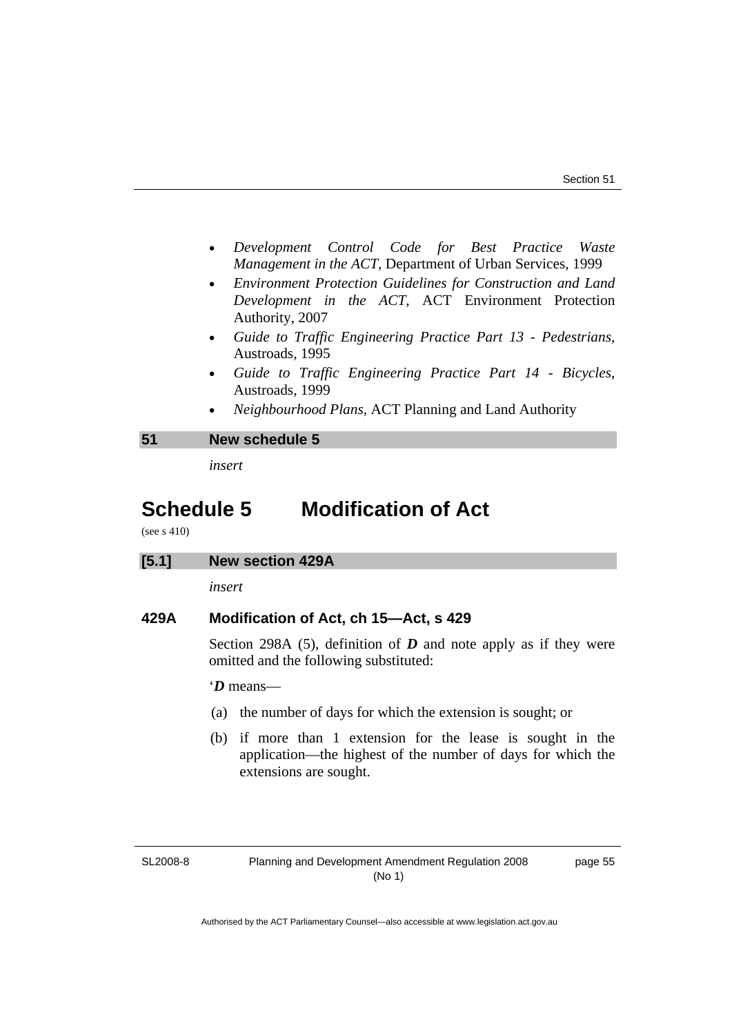- *Development Control Code for Best Practice Waste Management in the ACT*, Department of Urban Services, 1999
- *Environment Protection Guidelines for Construction and Land Development in the ACT*, ACT Environment Protection Authority, 2007
- *Guide to Traffic Engineering Practice Part 13 - Pedestrians*, Austroads, 1995
- *Guide to Traffic Engineering Practice Part 14 - Bicycles*, Austroads, 1999
- *Neighbourhood Plans*, ACT Planning and Land Authority

## 51 New schedule 5

*insert*

# Schedule 5 Modification of Act

(see s 410)

## [5.1] New section 429A

*insert*

### 429A Modification of Act, ch 15—Act, s 429

Section 298A (5), definition of ***D*** and note apply as if they were omitted and the following substituted:

'***D*** means—

(a) the number of days for which the extension is sought; or

(b) if more than 1 extension for the lease is sought in the application—the highest of the number of days for which the extensions are sought.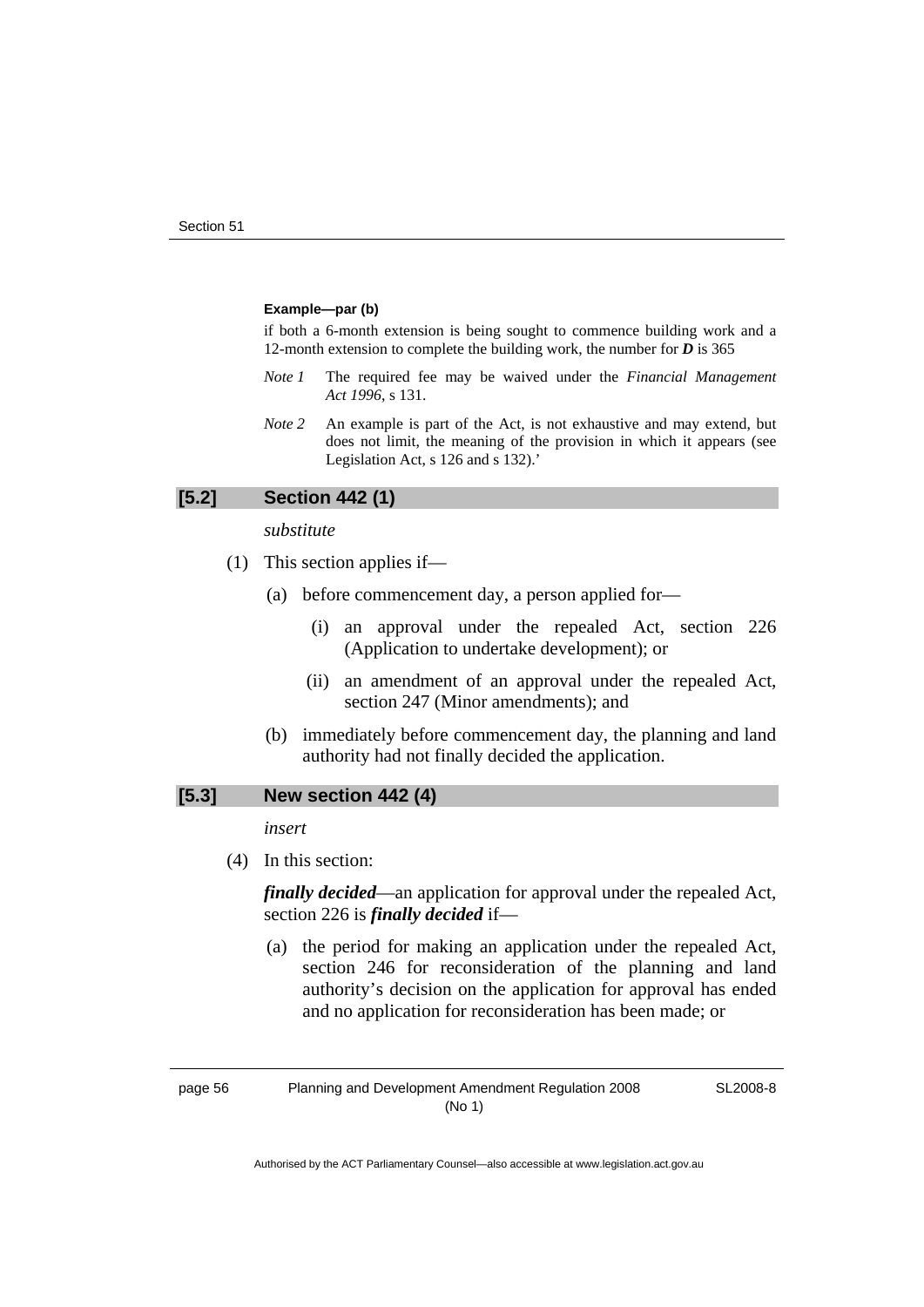**Example—par (b)**

if both a 6-month extension is being sought to commence building work and a 12-month extension to complete the building work, the number for ***D*** is 365

*Note 1* The required fee may be waived under the *Financial Management Act 1996*, s 131.

*Note 2* An example is part of the Act, is not exhaustive and may extend, but does not limit, the meaning of the provision in which it appears (see Legislation Act, s 126 and s 132).'

## [5.2] Section 442 (1)

*substitute*

(1) This section applies if—

(a) before commencement day, a person applied for—

(i) an approval under the repealed Act, section 226 (Application to undertake development); or

(ii) an amendment of an approval under the repealed Act, section 247 (Minor amendments); and

(b) immediately before commencement day, the planning and land authority had not finally decided the application.

## [5.3] New section 442 (4)

*insert*

(4) In this section:

***finally decided***—an application for approval under the repealed Act, section 226 is ***finally decided*** if—

(a) the period for making an application under the repealed Act, section 246 for reconsideration of the planning and land authority's decision on the application for approval has ended and no application for reconsideration has been made; or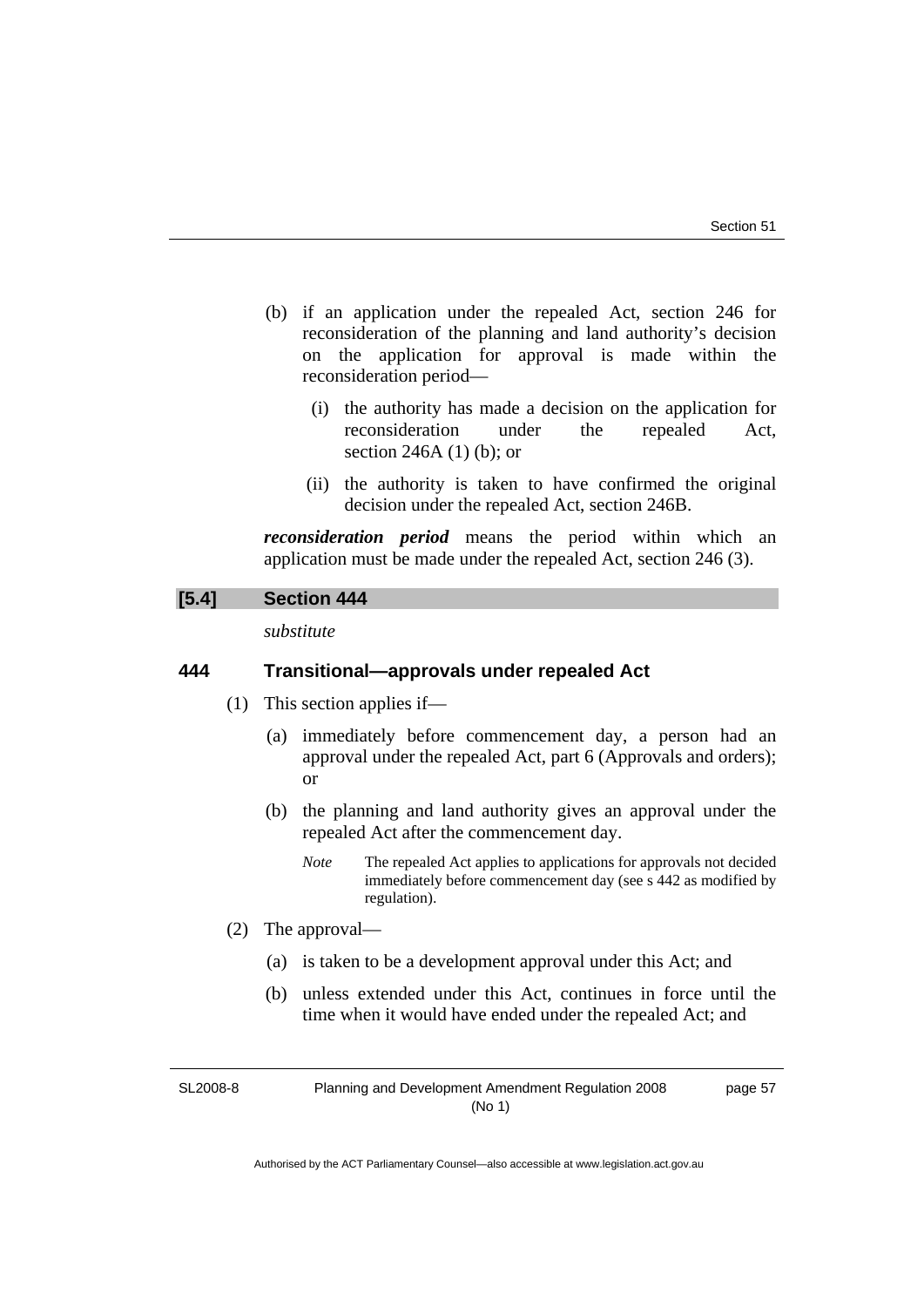(b) if an application under the repealed Act, section 246 for reconsideration of the planning and land authority's decision on the application for approval is made within the reconsideration period—

(i) the authority has made a decision on the application for reconsideration under the repealed Act, section 246A (1) (b); or

(ii) the authority is taken to have confirmed the original decision under the repealed Act, section 246B.

***reconsideration period*** means the period within which an application must be made under the repealed Act, section 246 (3).

## [5.4] Section 444

*substitute*

### 444 Transitional—approvals under repealed Act

(1) This section applies if—

(a) immediately before commencement day, a person had an approval under the repealed Act, part 6 (Approvals and orders); or

(b) the planning and land authority gives an approval under the repealed Act after the commencement day.

*Note* The repealed Act applies to applications for approvals not decided immediately before commencement day (see s 442 as modified by regulation).

(2) The approval—

(a) is taken to be a development approval under this Act; and

(b) unless extended under this Act, continues in force until the time when it would have ended under the repealed Act; and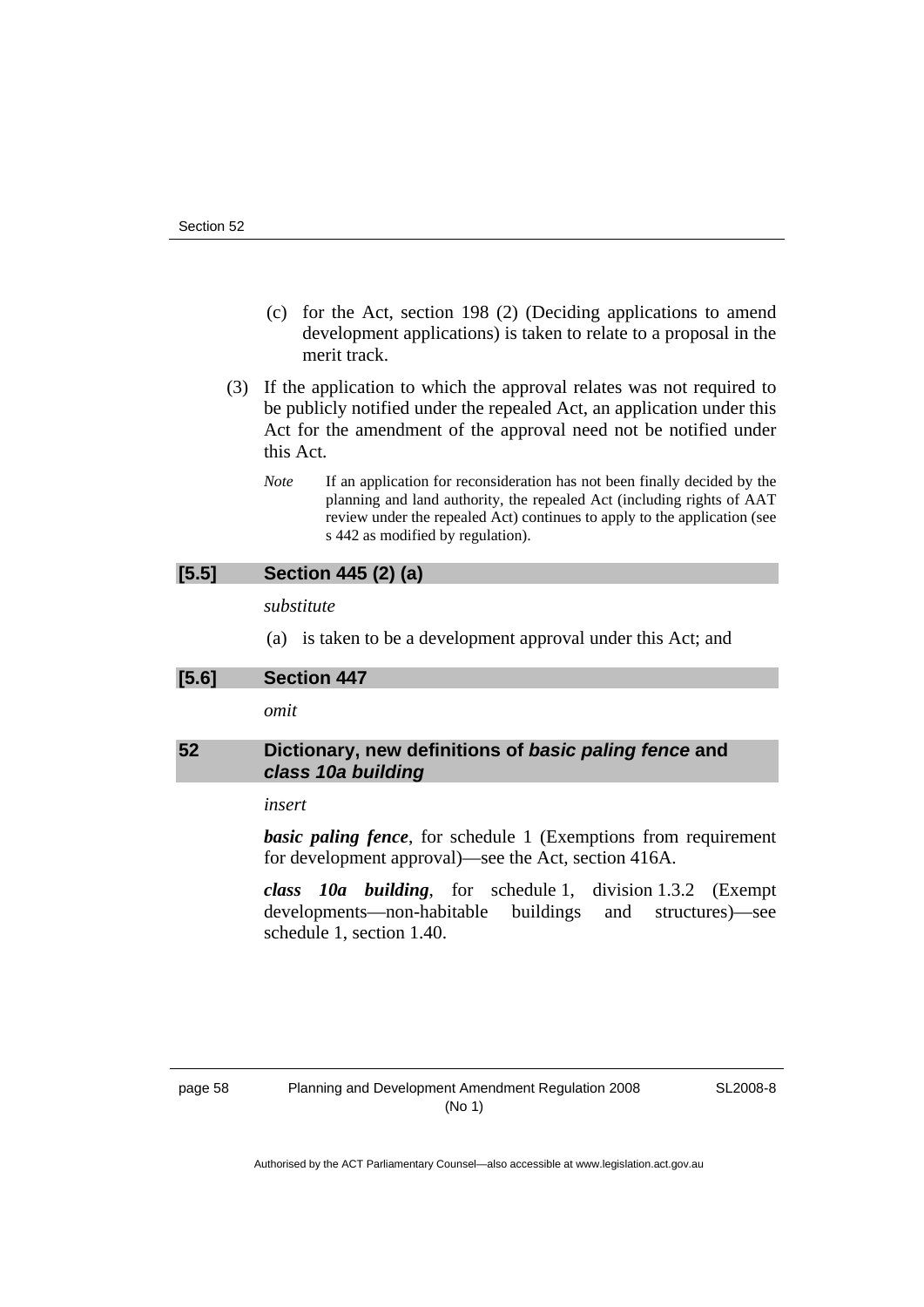(c) for the Act, section 198 (2) (Deciding applications to amend development applications) is taken to relate to a proposal in the merit track.

(3) If the application to which the approval relates was not required to be publicly notified under the repealed Act, an application under this Act for the amendment of the approval need not be notified under this Act.

*Note* If an application for reconsideration has not been finally decided by the planning and land authority, the repealed Act (including rights of AAT review under the repealed Act) continues to apply to the application (see s 442 as modified by regulation).

## [5.5] Section 445 (2) (a)

*substitute*

(a) is taken to be a development approval under this Act; and

## [5.6] Section 447

*omit*

## 52 Dictionary, new definitions of *basic paling fence* and *class 10a building*

*insert*

***basic paling fence***, for schedule 1 (Exemptions from requirement for development approval)—see the Act, section 416A.

***class 10a building***, for schedule 1, division 1.3.2 (Exempt developments—non-habitable buildings and structures)—see schedule 1, section 1.40.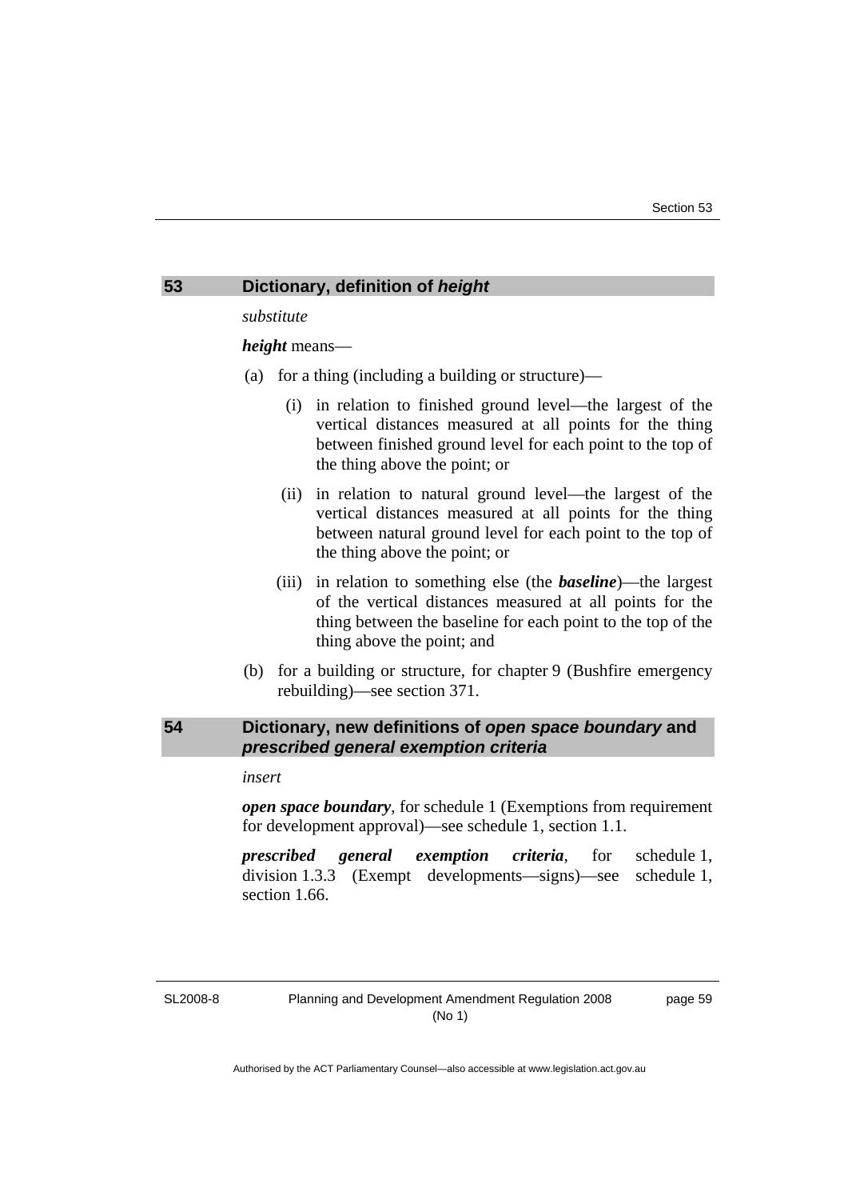## 53 Dictionary, definition of *height*

*substitute*

***height*** means—

(a) for a thing (including a building or structure)—

(i) in relation to finished ground level—the largest of the vertical distances measured at all points for the thing between finished ground level for each point to the top of the thing above the point; or

(ii) in relation to natural ground level—the largest of the vertical distances measured at all points for the thing between natural ground level for each point to the top of the thing above the point; or

(iii) in relation to something else (the ***baseline***)—the largest of the vertical distances measured at all points for the thing between the baseline for each point to the top of the thing above the point; and

(b) for a building or structure, for chapter 9 (Bushfire emergency rebuilding)—see section 371.

## 54 Dictionary, new definitions of *open space boundary* and *prescribed general exemption criteria*

*insert*

***open space boundary***, for schedule 1 (Exemptions from requirement for development approval)—see schedule 1, section 1.1.

***prescribed general exemption criteria***, for schedule 1, division 1.3.3 (Exempt developments—signs)—see schedule 1, section 1.66.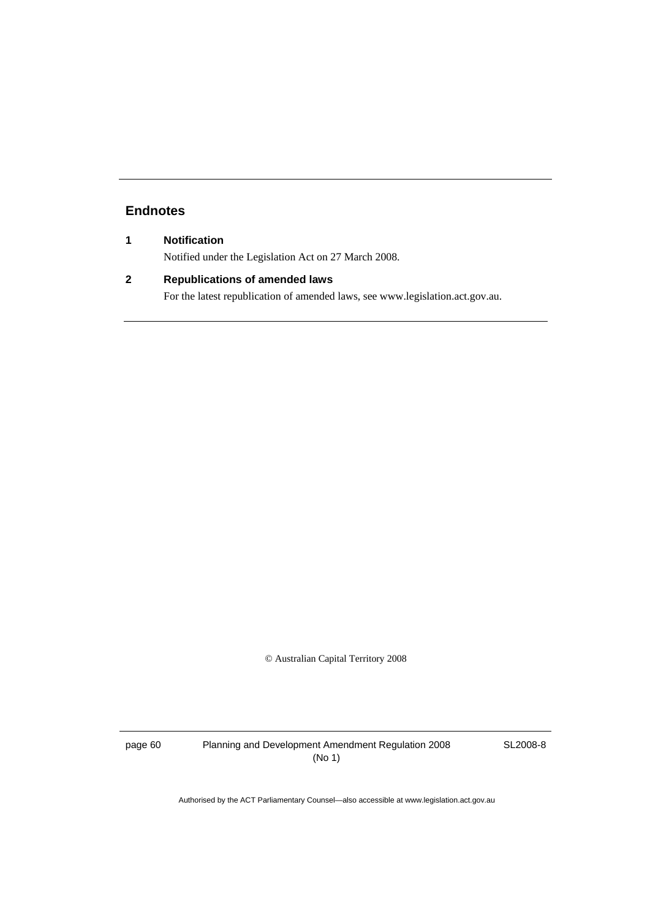## Endnotes

**1 Notification**

Notified under the Legislation Act on 27 March 2008.

**2 Republications of amended laws**

For the latest republication of amended laws, see www.legislation.act.gov.au.

© Australian Capital Territory 2008